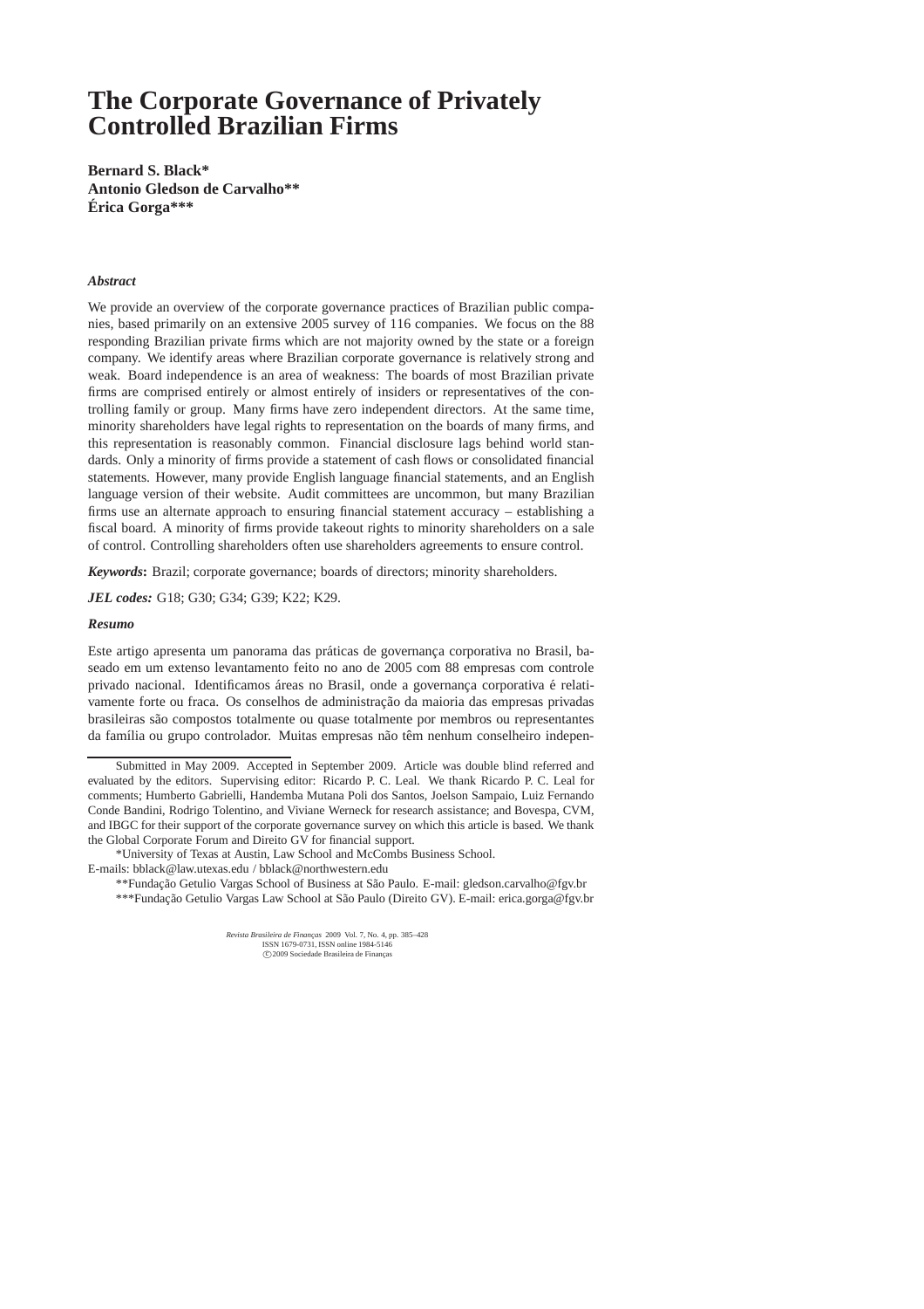# The Corporate Governance of Privately Controlled Brazilian Firms

**Bernard S. Black***
**Antonio Gledson de Carvalho****
**Érica Gorga*****

***Abstract***

We provide an overview of the corporate governance practices of Brazilian public companies, based primarily on an extensive 2005 survey of 116 companies. We focus on the 88 responding Brazilian private firms which are not majority owned by the state or a foreign company. We identify areas where Brazilian corporate governance is relatively strong and weak. Board independence is an area of weakness: The boards of most Brazilian private firms are comprised entirely or almost entirely of insiders or representatives of the controlling family or group. Many firms have zero independent directors. At the same time, minority shareholders have legal rights to representation on the boards of many firms, and this representation is reasonably common. Financial disclosure lags behind world standards. Only a minority of firms provide a statement of cash flows or consolidated financial statements. However, many provide English language financial statements, and an English language version of their website. Audit committees are uncommon, but many Brazilian firms use an alternate approach to ensuring financial statement accuracy – establishing a fiscal board. A minority of firms provide takeout rights to minority shareholders on a sale of control. Controlling shareholders often use shareholders agreements to ensure control.

***Keywords*:** Brazil; corporate governance; boards of directors; minority shareholders.

***JEL codes:*** G18; G30; G34; G39; K22; K29.

***Resumo***

Este artigo apresenta um panorama das práticas de governança corporativa no Brasil, baseado em um extenso levantamento feito no ano de 2005 com 88 empresas com controle privado nacional. Identificamos áreas no Brasil, onde a governança corporativa é relativamente forte ou fraca. Os conselhos de administração da maioria das empresas privadas brasileiras são compostos totalmente ou quase totalmente por membros ou representantes da família ou grupo controlador. Muitas empresas não têm nenhum conselheiro indepen-

---

Submitted in May 2009. Accepted in September 2009. Article was double blind referred and evaluated by the editors. Supervising editor: Ricardo P. C. Leal. We thank Ricardo P. C. Leal for comments; Humberto Gabrielli, Handemba Mutana Poli dos Santos, Joelson Sampaio, Luiz Fernando Conde Bandini, Rodrigo Tolentino, and Viviane Werneck for research assistance; and Bovespa, CVM, and IBGC for their support of the corporate governance survey on which this article is based. We thank the Global Corporate Forum and Direito GV for financial support.

*University of Texas at Austin, Law School and McCombs Business School.
E-mails: bblack@law.utexas.edu / bblack@northwestern.edu

**Fundação Getulio Vargas School of Business at São Paulo. E-mail: gledson.carvalho@fgv.br

***Fundação Getulio Vargas Law School at São Paulo (Direito GV). E-mail: erica.gorga@fgv.br

*Revista Brasileira de Finanças* 2009 Vol. 7, No. 4, pp. 385–428
ISSN 1679-0731, ISSN online 1984-5146
©2009 Sociedade Brasileira de Finanças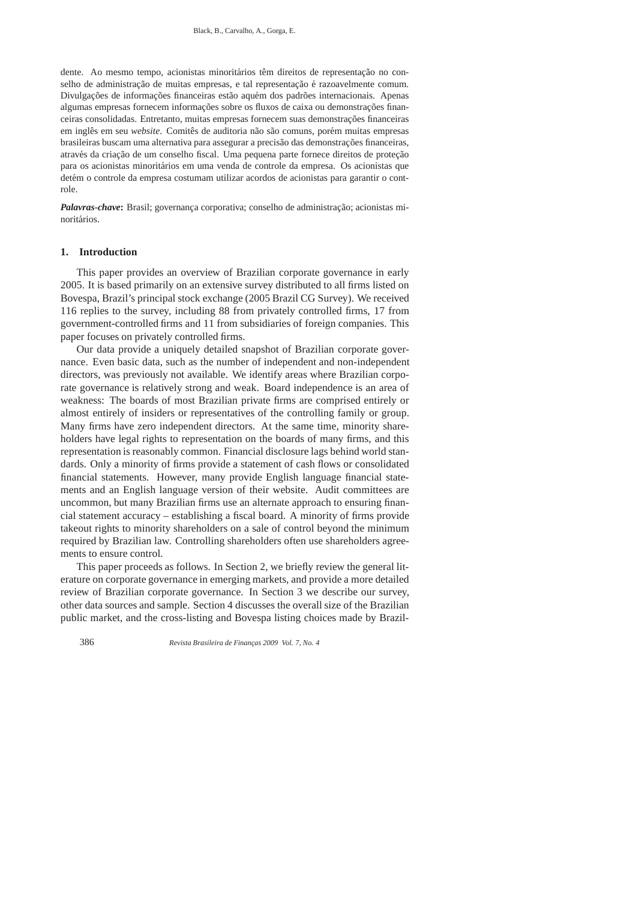dente. Ao mesmo tempo, acionistas minoritários têm direitos de representação no conselho de administração de muitas empresas, e tal representação é razoavelmente comum. Divulgações de informações financeiras estão aquém dos padrões internacionais. Apenas algumas empresas fornecem informações sobre os fluxos de caixa ou demonstrações financeiras consolidadas. Entretanto, muitas empresas fornecem suas demonstrações financeiras em inglês em seu *website*. Comitês de auditoria não são comuns, porém muitas empresas brasileiras buscam uma alternativa para assegurar a precisão das demonstrações financeiras, através da criação de um conselho fiscal. Uma pequena parte fornece direitos de proteção para os acionistas minoritários em uma venda de controle da empresa. Os acionistas que detém o controle da empresa costumam utilizar acordos de acionistas para garantir o controle.

***Palavras-chave*:** Brasil; governança corporativa; conselho de administração; acionistas minoritários.

## 1. Introduction

This paper provides an overview of Brazilian corporate governance in early 2005. It is based primarily on an extensive survey distributed to all firms listed on Bovespa, Brazil's principal stock exchange (2005 Brazil CG Survey). We received 116 replies to the survey, including 88 from privately controlled firms, 17 from government-controlled firms and 11 from subsidiaries of foreign companies. This paper focuses on privately controlled firms.

Our data provide a uniquely detailed snapshot of Brazilian corporate governance. Even basic data, such as the number of independent and non-independent directors, was previously not available. We identify areas where Brazilian corporate governance is relatively strong and weak. Board independence is an area of weakness: The boards of most Brazilian private firms are comprised entirely or almost entirely of insiders or representatives of the controlling family or group. Many firms have zero independent directors. At the same time, minority shareholders have legal rights to representation on the boards of many firms, and this representation is reasonably common. Financial disclosure lags behind world standards. Only a minority of firms provide a statement of cash flows or consolidated financial statements. However, many provide English language financial statements and an English language version of their website. Audit committees are uncommon, but many Brazilian firms use an alternate approach to ensuring financial statement accuracy – establishing a fiscal board. A minority of firms provide takeout rights to minority shareholders on a sale of control beyond the minimum required by Brazilian law. Controlling shareholders often use shareholders agreements to ensure control.

This paper proceeds as follows. In Section 2, we briefly review the general literature on corporate governance in emerging markets, and provide a more detailed review of Brazilian corporate governance. In Section 3 we describe our survey, other data sources and sample. Section 4 discusses the overall size of the Brazilian public market, and the cross-listing and Bovespa listing choices made by Brazil-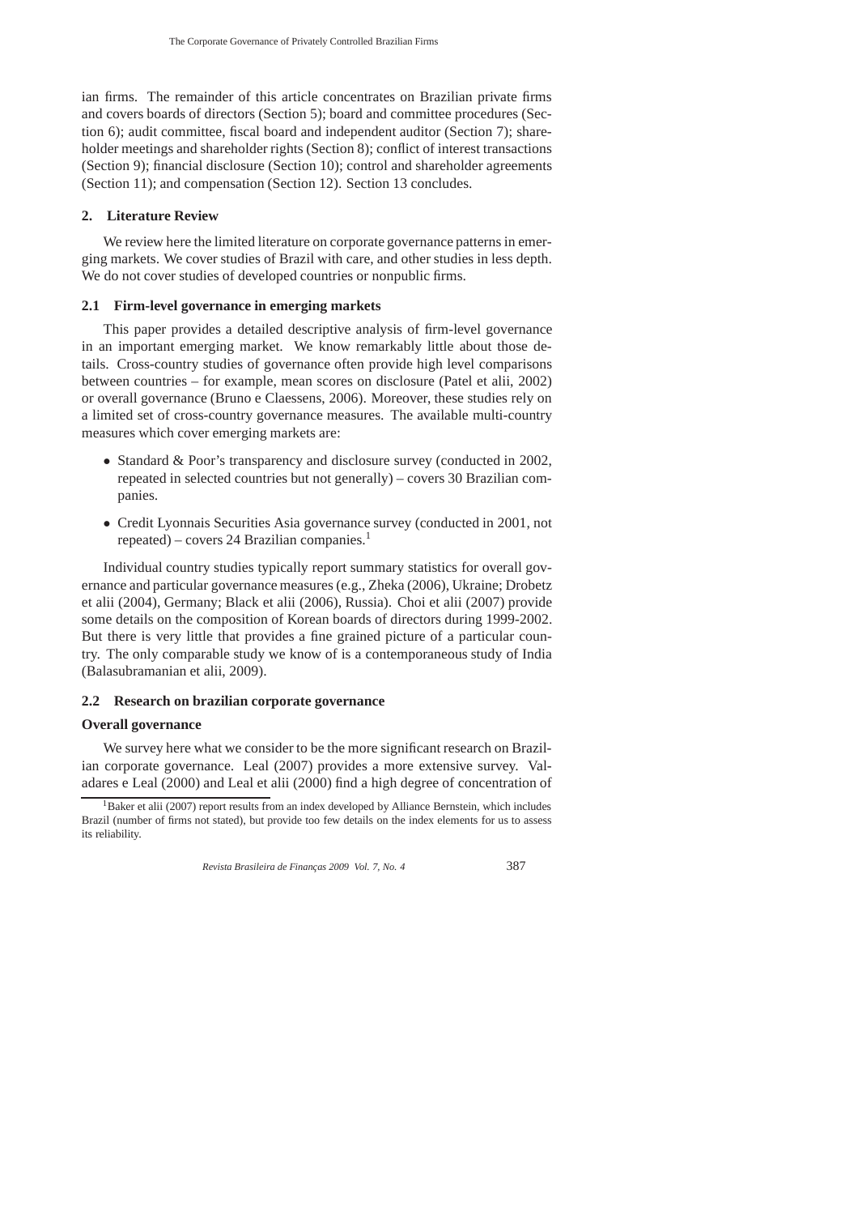ian firms. The remainder of this article concentrates on Brazilian private firms and covers boards of directors (Section 5); board and committee procedures (Section 6); audit committee, fiscal board and independent auditor (Section 7); shareholder meetings and shareholder rights (Section 8); conflict of interest transactions (Section 9); financial disclosure (Section 10); control and shareholder agreements (Section 11); and compensation (Section 12). Section 13 concludes.

## 2. Literature Review

We review here the limited literature on corporate governance patterns in emerging markets. We cover studies of Brazil with care, and other studies in less depth. We do not cover studies of developed countries or nonpublic firms.

### 2.1 Firm-level governance in emerging markets

This paper provides a detailed descriptive analysis of firm-level governance in an important emerging market. We know remarkably little about those details. Cross-country studies of governance often provide high level comparisons between countries – for example, mean scores on disclosure (Patel et alii, 2002) or overall governance (Bruno e Claessens, 2006). Moreover, these studies rely on a limited set of cross-country governance measures. The available multi-country measures which cover emerging markets are:

- Standard & Poor's transparency and disclosure survey (conducted in 2002, repeated in selected countries but not generally) – covers 30 Brazilian companies.
- Credit Lyonnais Securities Asia governance survey (conducted in 2001, not repeated) – covers 24 Brazilian companies.[1]

Individual country studies typically report summary statistics for overall governance and particular governance measures (e.g., Zheka (2006), Ukraine; Drobetz et alii (2004), Germany; Black et alii (2006), Russia). Choi et alii (2007) provide some details on the composition of Korean boards of directors during 1999-2002. But there is very little that provides a fine grained picture of a particular country. The only comparable study we know of is a contemporaneous study of India (Balasubramanian et alii, 2009).

### 2.2 Research on brazilian corporate governance

**Overall governance**

We survey here what we consider to be the more significant research on Brazilian corporate governance. Leal (2007) provides a more extensive survey. Valadares e Leal (2000) and Leal et alii (2000) find a high degree of concentration of

[1] Baker et alii (2007) report results from an index developed by Alliance Bernstein, which includes Brazil (number of firms not stated), but provide too few details on the index elements for us to assess its reliability.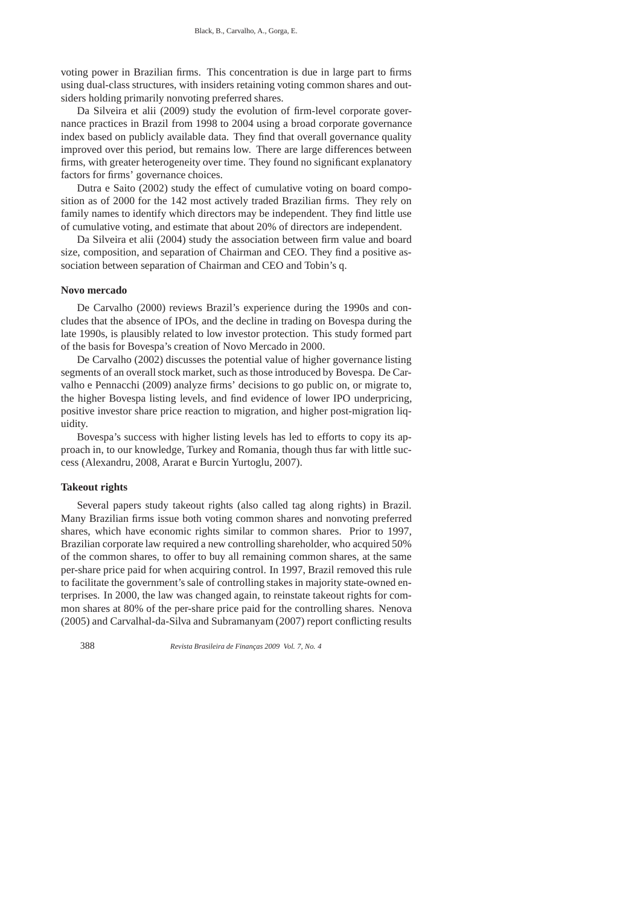voting power in Brazilian firms. This concentration is due in large part to firms using dual-class structures, with insiders retaining voting common shares and outsiders holding primarily nonvoting preferred shares.

Da Silveira et alii (2009) study the evolution of firm-level corporate governance practices in Brazil from 1998 to 2004 using a broad corporate governance index based on publicly available data. They find that overall governance quality improved over this period, but remains low. There are large differences between firms, with greater heterogeneity over time. They found no significant explanatory factors for firms' governance choices.

Dutra e Saito (2002) study the effect of cumulative voting on board composition as of 2000 for the 142 most actively traded Brazilian firms. They rely on family names to identify which directors may be independent. They find little use of cumulative voting, and estimate that about 20% of directors are independent.

Da Silveira et alii (2004) study the association between firm value and board size, composition, and separation of Chairman and CEO. They find a positive association between separation of Chairman and CEO and Tobin's q.

**Novo mercado**

De Carvalho (2000) reviews Brazil's experience during the 1990s and concludes that the absence of IPOs, and the decline in trading on Bovespa during the late 1990s, is plausibly related to low investor protection. This study formed part of the basis for Bovespa's creation of Novo Mercado in 2000.

De Carvalho (2002) discusses the potential value of higher governance listing segments of an overall stock market, such as those introduced by Bovespa. De Carvalho e Pennacchi (2009) analyze firms' decisions to go public on, or migrate to, the higher Bovespa listing levels, and find evidence of lower IPO underpricing, positive investor share price reaction to migration, and higher post-migration liquidity.

Bovespa's success with higher listing levels has led to efforts to copy its approach in, to our knowledge, Turkey and Romania, though thus far with little success (Alexandru, 2008, Ararat e Burcin Yurtoglu, 2007).

**Takeout rights**

Several papers study takeout rights (also called tag along rights) in Brazil. Many Brazilian firms issue both voting common shares and nonvoting preferred shares, which have economic rights similar to common shares. Prior to 1997, Brazilian corporate law required a new controlling shareholder, who acquired 50% of the common shares, to offer to buy all remaining common shares, at the same per-share price paid for when acquiring control. In 1997, Brazil removed this rule to facilitate the government's sale of controlling stakes in majority state-owned enterprises. In 2000, the law was changed again, to reinstate takeout rights for common shares at 80% of the per-share price paid for the controlling shares. Nenova (2005) and Carvalhal-da-Silva and Subramanyam (2007) report conflicting results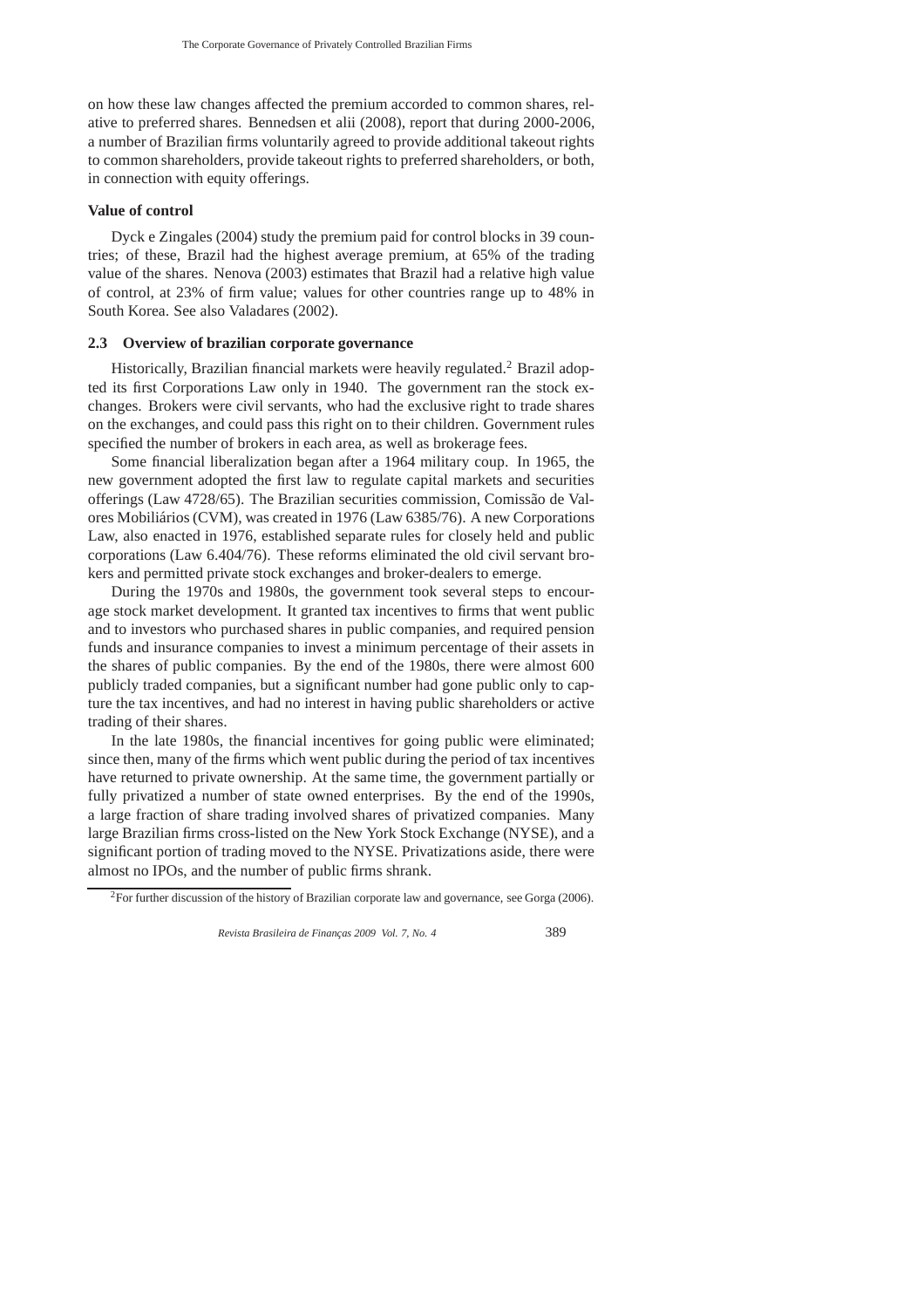on how these law changes affected the premium accorded to common shares, relative to preferred shares. Bennedsen et alii (2008), report that during 2000-2006, a number of Brazilian firms voluntarily agreed to provide additional takeout rights to common shareholders, provide takeout rights to preferred shareholders, or both, in connection with equity offerings.

**Value of control**

Dyck e Zingales (2004) study the premium paid for control blocks in 39 countries; of these, Brazil had the highest average premium, at 65% of the trading value of the shares. Nenova (2003) estimates that Brazil had a relative high value of control, at 23% of firm value; values for other countries range up to 48% in South Korea. See also Valadares (2002).

### 2.3 Overview of brazilian corporate governance

Historically, Brazilian financial markets were heavily regulated.[2] Brazil adopted its first Corporations Law only in 1940. The government ran the stock exchanges. Brokers were civil servants, who had the exclusive right to trade shares on the exchanges, and could pass this right on to their children. Government rules specified the number of brokers in each area, as well as brokerage fees.

Some financial liberalization began after a 1964 military coup. In 1965, the new government adopted the first law to regulate capital markets and securities offerings (Law 4728/65). The Brazilian securities commission, Comissão de Valores Mobiliários (CVM), was created in 1976 (Law 6385/76). A new Corporations Law, also enacted in 1976, established separate rules for closely held and public corporations (Law 6.404/76). These reforms eliminated the old civil servant brokers and permitted private stock exchanges and broker-dealers to emerge.

During the 1970s and 1980s, the government took several steps to encourage stock market development. It granted tax incentives to firms that went public and to investors who purchased shares in public companies, and required pension funds and insurance companies to invest a minimum percentage of their assets in the shares of public companies. By the end of the 1980s, there were almost 600 publicly traded companies, but a significant number had gone public only to capture the tax incentives, and had no interest in having public shareholders or active trading of their shares.

In the late 1980s, the financial incentives for going public were eliminated; since then, many of the firms which went public during the period of tax incentives have returned to private ownership. At the same time, the government partially or fully privatized a number of state owned enterprises. By the end of the 1990s, a large fraction of share trading involved shares of privatized companies. Many large Brazilian firms cross-listed on the New York Stock Exchange (NYSE), and a significant portion of trading moved to the NYSE. Privatizations aside, there were almost no IPOs, and the number of public firms shrank.

[2] For further discussion of the history of Brazilian corporate law and governance, see Gorga (2006).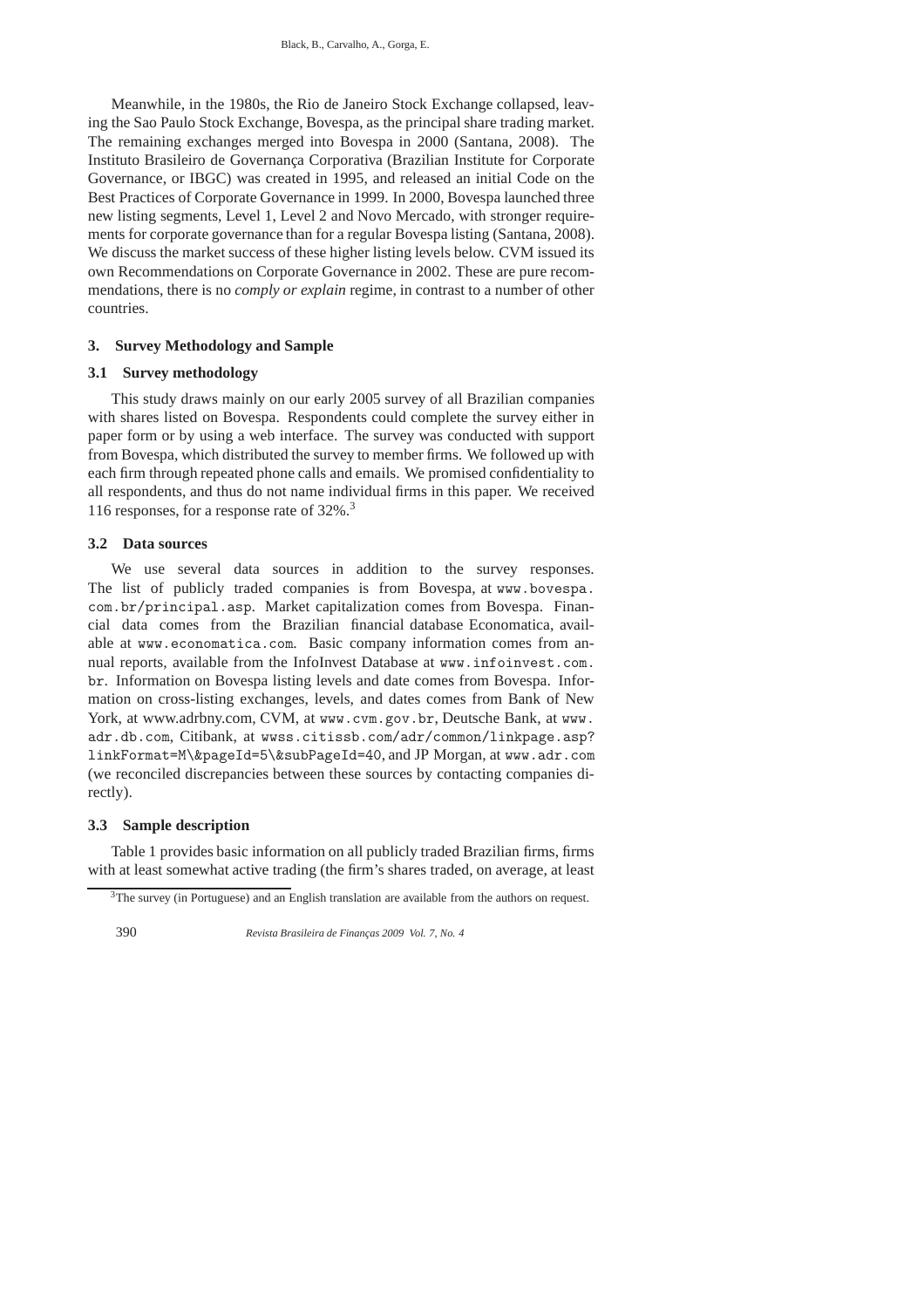Meanwhile, in the 1980s, the Rio de Janeiro Stock Exchange collapsed, leaving the Sao Paulo Stock Exchange, Bovespa, as the principal share trading market. The remaining exchanges merged into Bovespa in 2000 (Santana, 2008). The Instituto Brasileiro de Governança Corporativa (Brazilian Institute for Corporate Governance, or IBGC) was created in 1995, and released an initial Code on the Best Practices of Corporate Governance in 1999. In 2000, Bovespa launched three new listing segments, Level 1, Level 2 and Novo Mercado, with stronger requirements for corporate governance than for a regular Bovespa listing (Santana, 2008). We discuss the market success of these higher listing levels below. CVM issued its own Recommendations on Corporate Governance in 2002. These are pure recommendations, there is no *comply or explain* regime, in contrast to a number of other countries.

## 3. Survey Methodology and Sample

### 3.1 Survey methodology

This study draws mainly on our early 2005 survey of all Brazilian companies with shares listed on Bovespa. Respondents could complete the survey either in paper form or by using a web interface. The survey was conducted with support from Bovespa, which distributed the survey to member firms. We followed up with each firm through repeated phone calls and emails. We promised confidentiality to all respondents, and thus do not name individual firms in this paper. We received 116 responses, for a response rate of 32%.[3]

### 3.2 Data sources

We use several data sources in addition to the survey responses. The list of publicly traded companies is from Bovespa, at www.bovespa.com.br/principal.asp. Market capitalization comes from Bovespa. Financial data comes from the Brazilian financial database Economatica, available at www.economatica.com. Basic company information comes from annual reports, available from the InfoInvest Database at www.infoinvest.com.br. Information on Bovespa listing levels and date comes from Bovespa. Information on cross-listing exchanges, levels, and dates comes from Bank of New York, at www.adrbny.com, CVM, at www.cvm.gov.br, Deutsche Bank, at www.adr.db.com, Citibank, at wwss.citissb.com/adr/common/linkpage.asp?linkFormat=M\&pageId=5\&subPageId=40, and JP Morgan, at www.adr.com (we reconciled discrepancies between these sources by contacting companies directly).

### 3.3 Sample description

Table 1 provides basic information on all publicly traded Brazilian firms, firms with at least somewhat active trading (the firm's shares traded, on average, at least

[3]The survey (in Portuguese) and an English translation are available from the authors on request.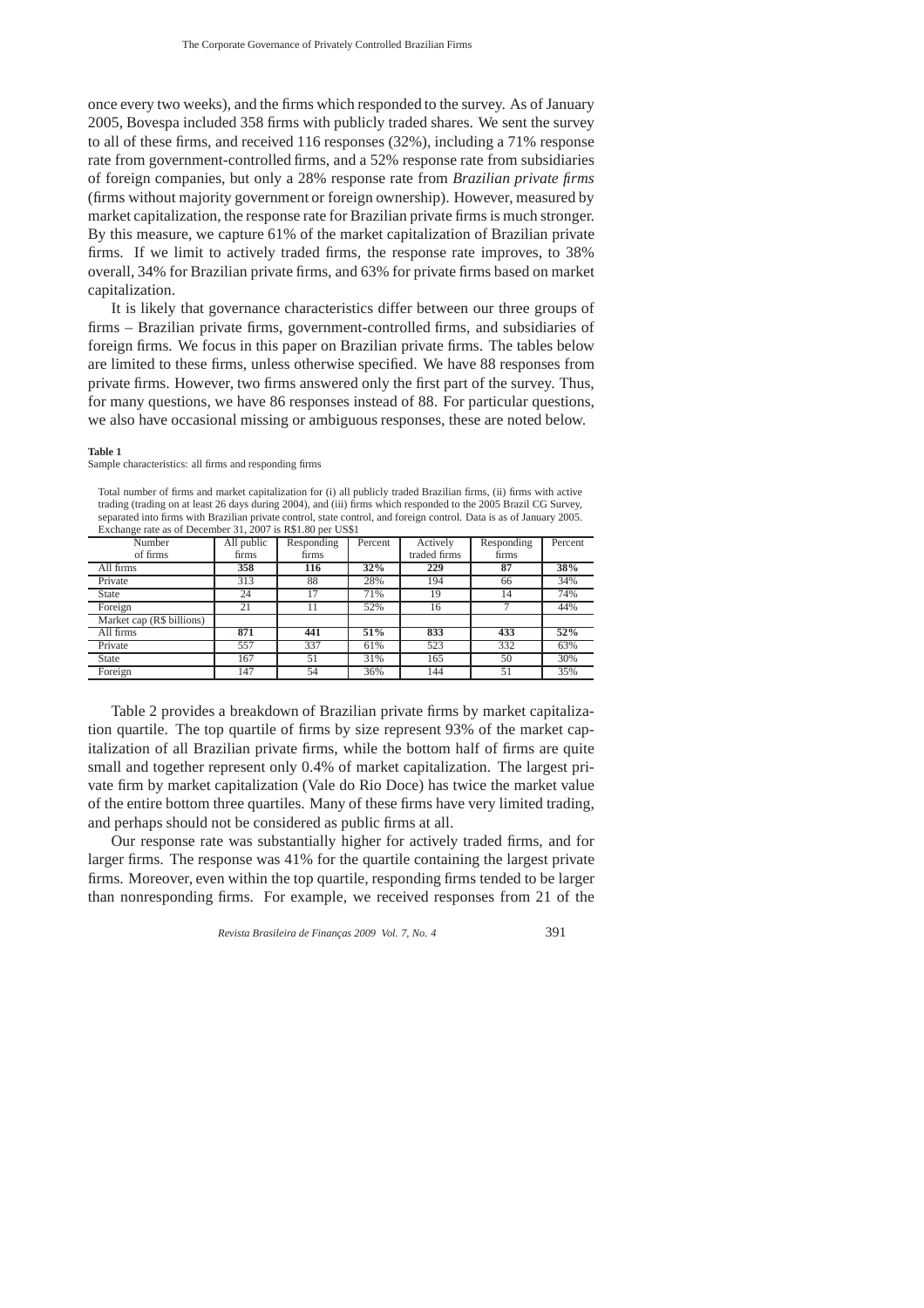once every two weeks), and the firms which responded to the survey. As of January 2005, Bovespa included 358 firms with publicly traded shares. We sent the survey to all of these firms, and received 116 responses (32%), including a 71% response rate from government-controlled firms, and a 52% response rate from subsidiaries of foreign companies, but only a 28% response rate from *Brazilian private firms* (firms without majority government or foreign ownership). However, measured by market capitalization, the response rate for Brazilian private firms is much stronger. By this measure, we capture 61% of the market capitalization of Brazilian private firms. If we limit to actively traded firms, the response rate improves, to 38% overall, 34% for Brazilian private firms, and 63% for private firms based on market capitalization.

It is likely that governance characteristics differ between our three groups of firms – Brazilian private firms, government-controlled firms, and subsidiaries of foreign firms. We focus in this paper on Brazilian private firms. The tables below are limited to these firms, unless otherwise specified. We have 88 responses from private firms. However, two firms answered only the first part of the survey. Thus, for many questions, we have 86 responses instead of 88. For particular questions, we also have occasional missing or ambiguous responses, these are noted below.

**Table 1**
Sample characteristics: all firms and responding firms

Total number of firms and market capitalization for (i) all publicly traded Brazilian firms, (ii) firms with active trading (trading on at least 26 days during 2004), and (iii) firms which responded to the 2005 Brazil CG Survey, separated into firms with Brazilian private control, state control, and foreign control. Data is as of January 2005. Exchange rate as of December 31, 2007 is R$1.80 per US$1

| Number of firms | All public firms | Responding firms | Percent | Actively traded firms | Responding firms | Percent |
|---|---|---|---|---|---|---|
| All firms | **358** | **116** | **32%** | **229** | **87** | **38%** |
| Private | 313 | 88 | 28% | 194 | 66 | 34% |
| State | 24 | 17 | 71% | 19 | 14 | 74% |
| Foreign | 21 | 11 | 52% | 16 | 7 | 44% |
| Market cap (R$ billions) | | | | | | |
| All firms | **871** | **441** | **51%** | **833** | **433** | **52%** |
| Private | 557 | 337 | 61% | 523 | 332 | 63% |
| State | 167 | 51 | 31% | 165 | 50 | 30% |
| Foreign | 147 | 54 | 36% | 144 | 51 | 35% |

Table 2 provides a breakdown of Brazilian private firms by market capitalization quartile. The top quartile of firms by size represent 93% of the market capitalization of all Brazilian private firms, while the bottom half of firms are quite small and together represent only 0.4% of market capitalization. The largest private firm by market capitalization (Vale do Rio Doce) has twice the market value of the entire bottom three quartiles. Many of these firms have very limited trading, and perhaps should not be considered as public firms at all.

Our response rate was substantially higher for actively traded firms, and for larger firms. The response was 41% for the quartile containing the largest private firms. Moreover, even within the top quartile, responding firms tended to be larger than nonresponding firms. For example, we received responses from 21 of the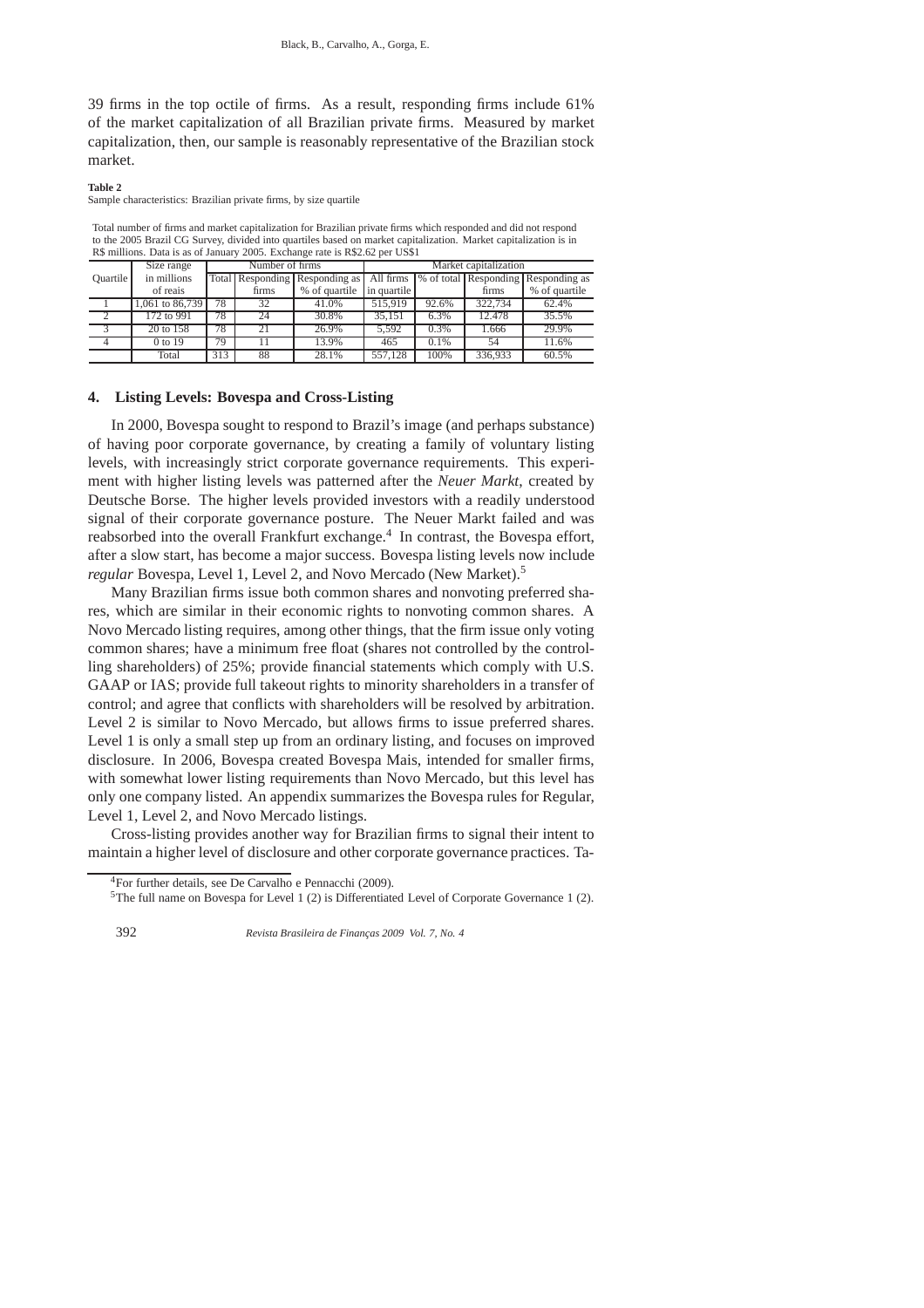39 firms in the top octile of firms. As a result, responding firms include 61% of the market capitalization of all Brazilian private firms. Measured by market capitalization, then, our sample is reasonably representative of the Brazilian stock market.

**Table 2**

Sample characteristics: Brazilian private firms, by size quartile

Total number of firms and market capitalization for Brazilian private firms which responded and did not respond to the 2005 Brazil CG Survey, divided into quartiles based on market capitalization. Market capitalization is in R$ millions. Data is as of January 2005. Exchange rate is R$2.62 per US$1

| Quartile | Size range in millions of reais | Number of firms | | | Market capitalization | | | |
|---|---|---|---|---|---|---|---|---|
| | | Total | Responding firms | Responding as % of quartile | All firms in quartile | % of total | Responding firms | Responding as % of quartile |
| 1 | 1,061 to 86,739 | 78 | 32 | 41.0% | 515,919 | 92.6% | 322,734 | 62.4% |
| 2 | 172 to 991 | 78 | 24 | 30.8% | 35,151 | 6.3% | 12,478 | 35.5% |
| 3 | 20 to 158 | 78 | 21 | 26.9% | 5,592 | 0.3% | 1,666 | 29.9% |
| 4 | 0 to 19 | 79 | 11 | 13.9% | 465 | 0.1% | 54 | 11.6% |
| | Total | 313 | 88 | 28.1% | 557,128 | 100% | 336,933 | 60.5% |

## 4. Listing Levels: Bovespa and Cross-Listing

In 2000, Bovespa sought to respond to Brazil's image (and perhaps substance) of having poor corporate governance, by creating a family of voluntary listing levels, with increasingly strict corporate governance requirements. This experiment with higher listing levels was patterned after the *Neuer Markt*, created by Deutsche Borse. The higher levels provided investors with a readily understood signal of their corporate governance posture. The Neuer Markt failed and was reabsorbed into the overall Frankfurt exchange.[4] In contrast, the Bovespa effort, after a slow start, has become a major success. Bovespa listing levels now include *regular* Bovespa, Level 1, Level 2, and Novo Mercado (New Market).[5]

Many Brazilian firms issue both common shares and nonvoting preferred shares, which are similar in their economic rights to nonvoting common shares. A Novo Mercado listing requires, among other things, that the firm issue only voting common shares; have a minimum free float (shares not controlled by the controlling shareholders) of 25%; provide financial statements which comply with U.S. GAAP or IAS; provide full takeout rights to minority shareholders in a transfer of control; and agree that conflicts with shareholders will be resolved by arbitration. Level 2 is similar to Novo Mercado, but allows firms to issue preferred shares. Level 1 is only a small step up from an ordinary listing, and focuses on improved disclosure. In 2006, Bovespa created Bovespa Mais, intended for smaller firms, with somewhat lower listing requirements than Novo Mercado, but this level has only one company listed. An appendix summarizes the Bovespa rules for Regular, Level 1, Level 2, and Novo Mercado listings.

Cross-listing provides another way for Brazilian firms to signal their intent to maintain a higher level of disclosure and other corporate governance practices. Ta-

[4]For further details, see De Carvalho e Pennacchi (2009).

[5]The full name on Bovespa for Level 1 (2) is Differentiated Level of Corporate Governance 1 (2).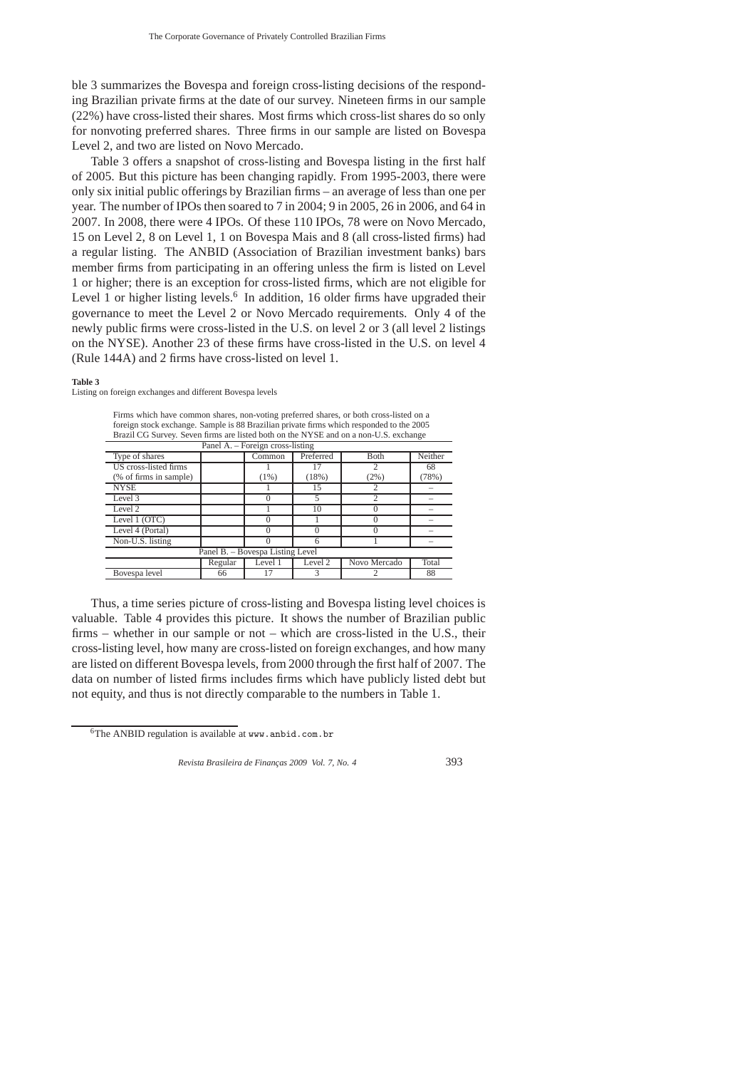ble 3 summarizes the Bovespa and foreign cross-listing decisions of the responding Brazilian private firms at the date of our survey. Nineteen firms in our sample (22%) have cross-listed their shares. Most firms which cross-list shares do so only for nonvoting preferred shares. Three firms in our sample are listed on Bovespa Level 2, and two are listed on Novo Mercado.

Table 3 offers a snapshot of cross-listing and Bovespa listing in the first half of 2005. But this picture has been changing rapidly. From 1995-2003, there were only six initial public offerings by Brazilian firms – an average of less than one per year. The number of IPOs then soared to 7 in 2004; 9 in 2005, 26 in 2006, and 64 in 2007. In 2008, there were 4 IPOs. Of these 110 IPOs, 78 were on Novo Mercado, 15 on Level 2, 8 on Level 1, 1 on Bovespa Mais and 8 (all cross-listed firms) had a regular listing. The ANBID (Association of Brazilian investment banks) bars member firms from participating in an offering unless the firm is listed on Level 1 or higher; there is an exception for cross-listed firms, which are not eligible for Level 1 or higher listing levels.[6] In addition, 16 older firms have upgraded their governance to meet the Level 2 or Novo Mercado requirements. Only 4 of the newly public firms were cross-listed in the U.S. on level 2 or 3 (all level 2 listings on the NYSE). Another 23 of these firms have cross-listed in the U.S. on level 4 (Rule 144A) and 2 firms have cross-listed on level 1.

**Table 3**
Listing on foreign exchanges and different Bovespa levels

Firms which have common shares, non-voting preferred shares, or both cross-listed on a foreign stock exchange. Sample is 88 Brazilian private firms which responded to the 2005 Brazil CG Survey. Seven firms are listed both on the NYSE and on a non-U.S. exchange

| Panel A. – Foreign cross-listing | | | | | |
|---|---|---|---|---|---|
| Type of shares | | Common | Preferred | Both | Neither |
| US cross-listed firms<br>(% of firms in sample) | | 1<br>(1%) | 17<br>(18%) | 2<br>(2%) | 68<br>(78%) |
| NYSE | | 1 | 15 | 2 | – |
| Level 3 | | 0 | 5 | 2 | – |
| Level 2 | | 1 | 10 | 0 | – |
| Level 1 (OTC) | | 0 | 1 | 0 | – |
| Level 4 (Portal) | | 0 | 0 | 0 | – |
| Non-U.S. listing | | 0 | 6 | 1 | – |
| **Panel B. – Bovespa Listing Level** | | | | | |
| | Regular | Level 1 | Level 2 | Novo Mercado | Total |
| Bovespa level | 66 | 17 | 3 | 2 | 88 |

Thus, a time series picture of cross-listing and Bovespa listing level choices is valuable. Table 4 provides this picture. It shows the number of Brazilian public firms – whether in our sample or not – which are cross-listed in the U.S., their cross-listing level, how many are cross-listed on foreign exchanges, and how many are listed on different Bovespa levels, from 2000 through the first half of 2007. The data on number of listed firms includes firms which have publicly listed debt but not equity, and thus is not directly comparable to the numbers in Table 1.

[6] The ANBID regulation is available at www.anbid.com.br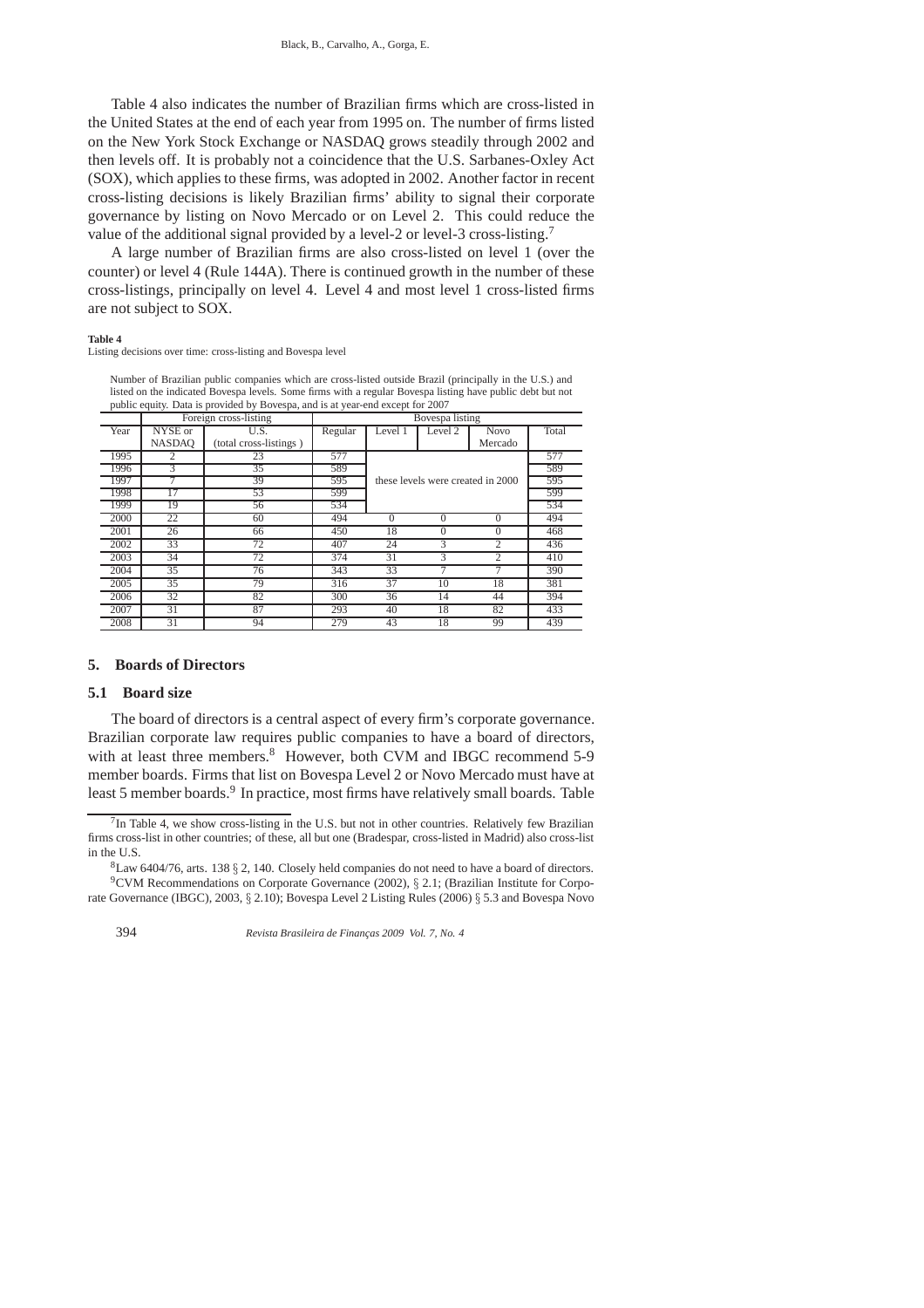Table 4 also indicates the number of Brazilian firms which are cross-listed in the United States at the end of each year from 1995 on. The number of firms listed on the New York Stock Exchange or NASDAQ grows steadily through 2002 and then levels off. It is probably not a coincidence that the U.S. Sarbanes-Oxley Act (SOX), which applies to these firms, was adopted in 2002. Another factor in recent cross-listing decisions is likely Brazilian firms' ability to signal their corporate governance by listing on Novo Mercado or on Level 2. This could reduce the value of the additional signal provided by a level-2 or level-3 cross-listing.[7]

A large number of Brazilian firms are also cross-listed on level 1 (over the counter) or level 4 (Rule 144A). There is continued growth in the number of these cross-listings, principally on level 4. Level 4 and most level 1 cross-listed firms are not subject to SOX.

**Table 4**

Listing decisions over time: cross-listing and Bovespa level

Number of Brazilian public companies which are cross-listed outside Brazil (principally in the U.S.) and listed on the indicated Bovespa levels. Some firms with a regular Bovespa listing have public debt but not public equity. Data is provided by Bovespa, and is at year-end except for 2007

| | Foreign cross-listing | | Bovespa listing | | | | |
|---|---|---|---|---|---|---|---|
| Year | NYSE or NASDAQ | U.S. (total cross-listings ) | Regular | Level 1 | Level 2 | Novo Mercado | Total |
| 1995 | 2 | 23 | 577 | these levels were created in 2000 | | | 577 |
| 1996 | 3 | 35 | 589 | | | | 589 |
| 1997 | 7 | 39 | 595 | | | | 595 |
| 1998 | 17 | 53 | 599 | | | | 599 |
| 1999 | 19 | 56 | 534 | | | | 534 |
| 2000 | 22 | 60 | 494 | 0 | 0 | 0 | 494 |
| 2001 | 26 | 66 | 450 | 18 | 0 | 0 | 468 |
| 2002 | 33 | 72 | 407 | 24 | 3 | 2 | 436 |
| 2003 | 34 | 72 | 374 | 31 | 3 | 2 | 410 |
| 2004 | 35 | 76 | 343 | 33 | 7 | 7 | 390 |
| 2005 | 35 | 79 | 316 | 37 | 10 | 18 | 381 |
| 2006 | 32 | 82 | 300 | 36 | 14 | 44 | 394 |
| 2007 | 31 | 87 | 293 | 40 | 18 | 82 | 433 |
| 2008 | 31 | 94 | 279 | 43 | 18 | 99 | 439 |

## 5. Boards of Directors

### 5.1 Board size

The board of directors is a central aspect of every firm's corporate governance. Brazilian corporate law requires public companies to have a board of directors, with at least three members.[8] However, both CVM and IBGC recommend 5-9 member boards. Firms that list on Bovespa Level 2 or Novo Mercado must have at least 5 member boards.[9] In practice, most firms have relatively small boards. Table

[7] In Table 4, we show cross-listing in the U.S. but not in other countries. Relatively few Brazilian firms cross-list in other countries; of these, all but one (Bradespar, cross-listed in Madrid) also cross-list in the U.S.

[8] Law 6404/76, arts. 138 § 2, 140. Closely held companies do not need to have a board of directors.

[9] CVM Recommendations on Corporate Governance (2002), § 2.1; (Brazilian Institute for Corporate Governance (IBGC), 2003, § 2.10); Bovespa Level 2 Listing Rules (2006) § 5.3 and Bovespa Novo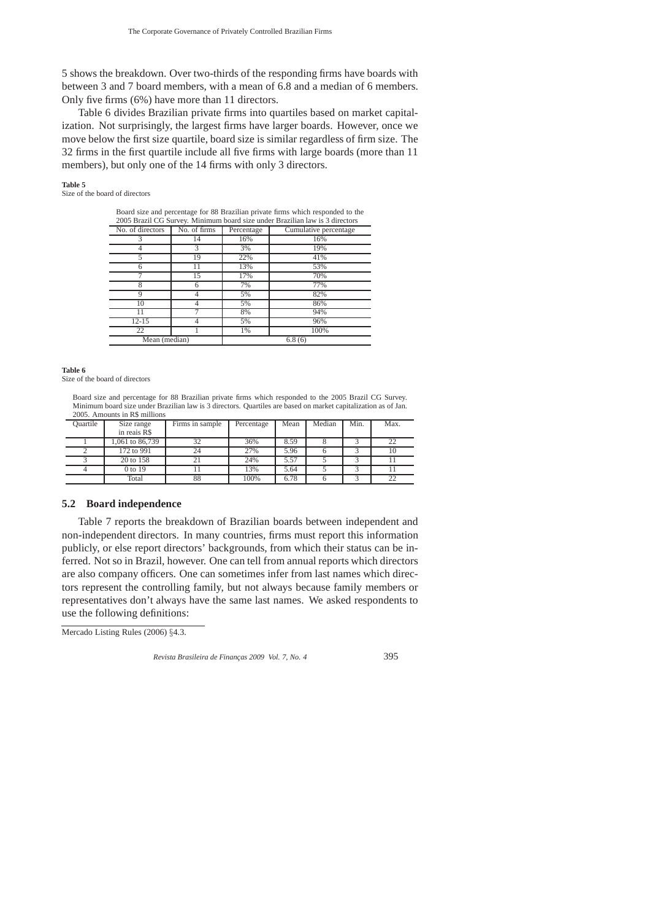5 shows the breakdown. Over two-thirds of the responding firms have boards with between 3 and 7 board members, with a mean of 6.8 and a median of 6 members. Only five firms (6%) have more than 11 directors.

Table 6 divides Brazilian private firms into quartiles based on market capitalization. Not surprisingly, the largest firms have larger boards. However, once we move below the first size quartile, board size is similar regardless of firm size. The 32 firms in the first quartile include all five firms with large boards (more than 11 members), but only one of the 14 firms with only 3 directors.

**Table 5**
Size of the board of directors

Board size and percentage for 88 Brazilian private firms which responded to the 2005 Brazil CG Survey. Minimum board size under Brazilian law is 3 directors

| No. of directors | No. of firms | Percentage | Cumulative percentage |
|---|---|---|---|
| 3 | 14 | 16% | 16% |
| 4 | 3 | 3% | 19% |
| 5 | 19 | 22% | 41% |
| 6 | 11 | 13% | 53% |
| 7 | 15 | 17% | 70% |
| 8 | 6 | 7% | 77% |
| 9 | 4 | 5% | 82% |
| 10 | 4 | 5% | 86% |
| 11 | 7 | 8% | 94% |
| 12-15 | 4 | 5% | 96% |
| 22 | 1 | 1% | 100% |
| Mean (median) | | 6.8 (6) | |

**Table 6**
Size of the board of directors

Board size and percentage for 88 Brazilian private firms which responded to the 2005 Brazil CG Survey. Minimum board size under Brazilian law is 3 directors. Quartiles are based on market capitalization as of Jan. 2005. Amounts in R$ millions

| Quartile | Size range in reais R$ | Firms in sample | Percentage | Mean | Median | Min. | Max. |
|---|---|---|---|---|---|---|---|
| 1 | 1,061 to 86,739 | 32 | 36% | 8.59 | 8 | 3 | 22 |
| 2 | 172 to 991 | 24 | 27% | 5.96 | 6 | 3 | 10 |
| 3 | 20 to 158 | 21 | 24% | 5.57 | 5 | 3 | 11 |
| 4 | 0 to 19 | 11 | 13% | 5.64 | 5 | 3 | 11 |
| | Total | 88 | 100% | 6.78 | 6 | 3 | 22 |

## 5.2 Board independence

Table 7 reports the breakdown of Brazilian boards between independent and non-independent directors. In many countries, firms must report this information publicly, or else report directors' backgrounds, from which their status can be inferred. Not so in Brazil, however. One can tell from annual reports which directors are also company officers. One can sometimes infer from last names which directors represent the controlling family, but not always because family members or representatives don't always have the same last names. We asked respondents to use the following definitions:

Mercado Listing Rules (2006) §4.3.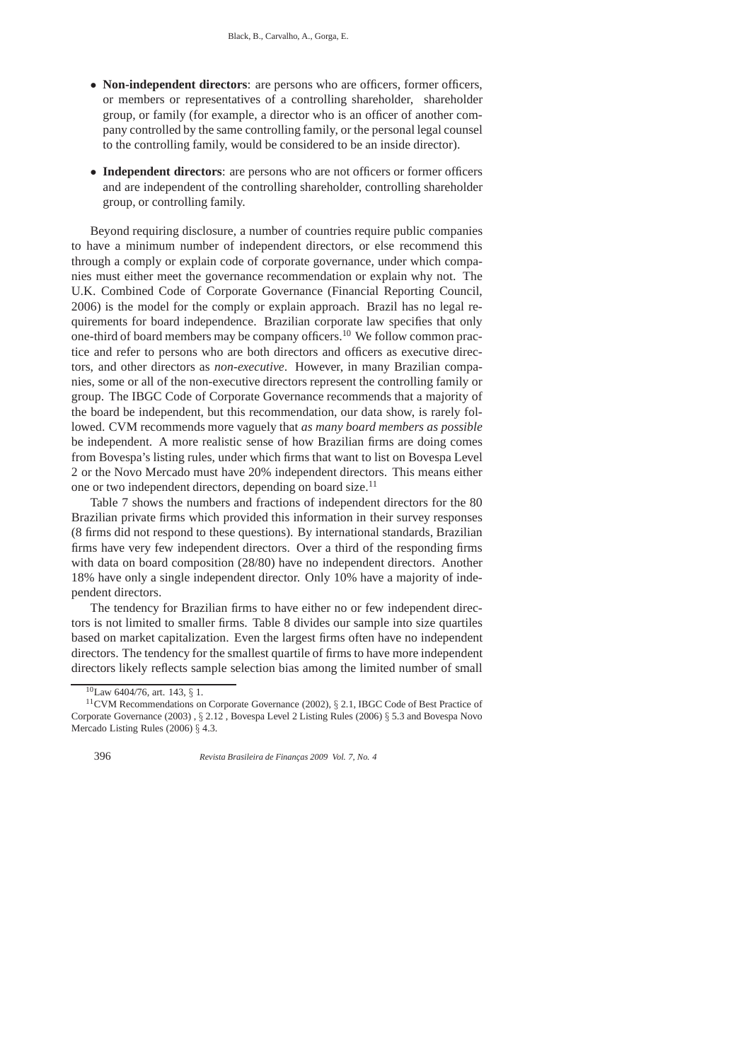- **Non-independent directors**: are persons who are officers, former officers, or members or representatives of a controlling shareholder, shareholder group, or family (for example, a director who is an officer of another company controlled by the same controlling family, or the personal legal counsel to the controlling family, would be considered to be an inside director).

- **Independent directors**: are persons who are not officers or former officers and are independent of the controlling shareholder, controlling shareholder group, or controlling family.

Beyond requiring disclosure, a number of countries require public companies to have a minimum number of independent directors, or else recommend this through a comply or explain code of corporate governance, under which companies must either meet the governance recommendation or explain why not. The U.K. Combined Code of Corporate Governance (Financial Reporting Council, 2006) is the model for the comply or explain approach. Brazil has no legal requirements for board independence. Brazilian corporate law specifies that only one-third of board members may be company officers.[10] We follow common practice and refer to persons who are both directors and officers as executive directors, and other directors as *non-executive*. However, in many Brazilian companies, some or all of the non-executive directors represent the controlling family or group. The IBGC Code of Corporate Governance recommends that a majority of the board be independent, but this recommendation, our data show, is rarely followed. CVM recommends more vaguely that *as many board members as possible* be independent. A more realistic sense of how Brazilian firms are doing comes from Bovespa's listing rules, under which firms that want to list on Bovespa Level 2 or the Novo Mercado must have 20% independent directors. This means either one or two independent directors, depending on board size.[11]

Table 7 shows the numbers and fractions of independent directors for the 80 Brazilian private firms which provided this information in their survey responses (8 firms did not respond to these questions). By international standards, Brazilian firms have very few independent directors. Over a third of the responding firms with data on board composition (28/80) have no independent directors. Another 18% have only a single independent director. Only 10% have a majority of independent directors.

The tendency for Brazilian firms to have either no or few independent directors is not limited to smaller firms. Table 8 divides our sample into size quartiles based on market capitalization. Even the largest firms often have no independent directors. The tendency for the smallest quartile of firms to have more independent directors likely reflects sample selection bias among the limited number of small

[10] Law 6404/76, art. 143, § 1.

[11] CVM Recommendations on Corporate Governance (2002), § 2.1, IBGC Code of Best Practice of Corporate Governance (2003) , § 2.12 , Bovespa Level 2 Listing Rules (2006) § 5.3 and Bovespa Novo Mercado Listing Rules (2006) § 4.3.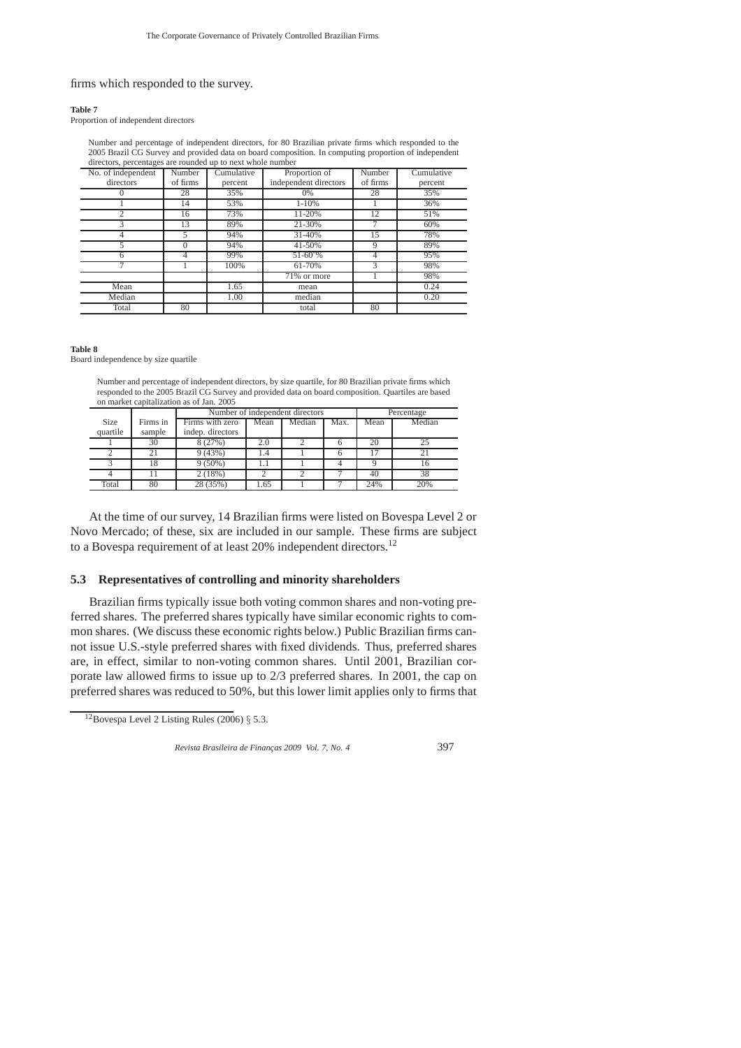firms which responded to the survey.

**Table 7**
Proportion of independent directors

Number and percentage of independent directors, for 80 Brazilian private firms which responded to the 2005 Brazil CG Survey and provided data on board composition. In computing proportion of independent directors, percentages are rounded up to next whole number

| No. of independent directors | Number of firms | Cumulative percent | Proportion of independent directors | Number of firms | Cumulative percent |
|---|---|---|---|---|---|
| 0 | 28 | 35% | 0% | 28 | 35% |
| 1 | 14 | 53% | 1-10% | 1 | 36% |
| 2 | 16 | 73% | 11-20% | 12 | 51% |
| 3 | 13 | 89% | 21-30% | 7 | 60% |
| 4 | 5 | 94% | 31-40% | 15 | 78% |
| 5 | 0 | 94% | 41-50% | 9 | 89% |
| 6 | 4 | 99% | 51-60 % | 4 | 95% |
| 7 | 1 | 100% | 61-70% | 3 | 98% |
| | | | 71% or more | 1 | 98% |
| Mean | | 1.65 | mean | | 0.24 |
| Median | | 1.00 | median | | 0.20 |
| Total | 80 | | total | 80 | |

**Table 8**
Board independence by size quartile

Number and percentage of independent directors, by size quartile, for 80 Brazilian private firms which responded to the 2005 Brazil CG Survey and provided data on board composition. Quartiles are based on market capitalization as of Jan. 2005

| | | Number of independent directors | | | | Percentage | |
|---|---|---|---|---|---|---|---|
| Size quartile | Firms in sample | Firms with zero indep. directors | Mean | Median | Max. | Mean | Median |
| 1 | 30 | 8 (27%) | 2.0 | 2 | 6 | 20 | 25 |
| 2 | 21 | 9 (43%) | 1.4 | 1 | 6 | 17 | 21 |
| 3 | 18 | 9 (50%) | 1.1 | 1 | 4 | 9 | 16 |
| 4 | 11 | 2 (18%) | 2 | 2 | 7 | 40 | 38 |
| Total | 80 | 28 (35%) | 1.65 | 1 | 7 | 24% | 20% |

At the time of our survey, 14 Brazilian firms were listed on Bovespa Level 2 or Novo Mercado; of these, six are included in our sample. These firms are subject to a Bovespa requirement of at least 20% independent directors.[12]

### 5.3 Representatives of controlling and minority shareholders

Brazilian firms typically issue both voting common shares and non-voting preferred shares. The preferred shares typically have similar economic rights to common shares. (We discuss these economic rights below.) Public Brazilian firms cannot issue U.S.-style preferred shares with fixed dividends. Thus, preferred shares are, in effect, similar to non-voting common shares. Until 2001, Brazilian corporate law allowed firms to issue up to 2/3 preferred shares. In 2001, the cap on preferred shares was reduced to 50%, but this lower limit applies only to firms that

[12] Bovespa Level 2 Listing Rules (2006) § 5.3.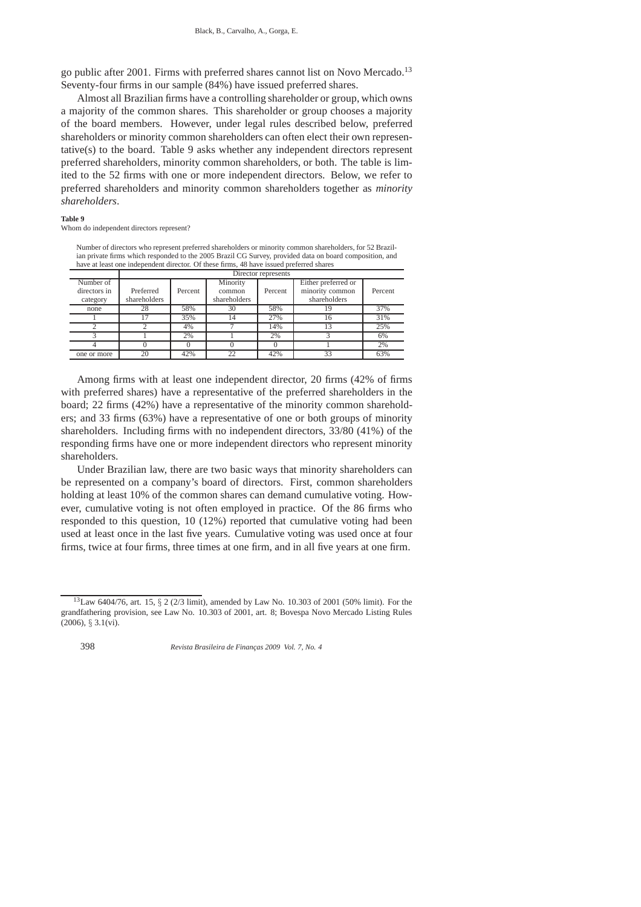go public after 2001. Firms with preferred shares cannot list on Novo Mercado.[13] Seventy-four firms in our sample (84%) have issued preferred shares.

Almost all Brazilian firms have a controlling shareholder or group, which owns a majority of the common shares. This shareholder or group chooses a majority of the board members. However, under legal rules described below, preferred shareholders or minority common shareholders can often elect their own representative(s) to the board. Table 9 asks whether any independent directors represent preferred shareholders, minority common shareholders, or both. The table is limited to the 52 firms with one or more independent directors. Below, we refer to preferred shareholders and minority common shareholders together as *minority shareholders*.

**Table 9**
Whom do independent directors represent?

Number of directors who represent preferred shareholders or minority common shareholders, for 52 Brazilian private firms which responded to the 2005 Brazil CG Survey, provided data on board composition, and have at least one independent director. Of these firms, 48 have issued preferred shares

| | Director represents | | | | | |
|---|---|---|---|---|---|---|
| Number of directors in category | Preferred shareholders | Percent | Minority common shareholders | Percent | Either preferred or minority common shareholders | Percent |
| none | 28 | 58% | 30 | 58% | 19 | 37% |
| 1 | 17 | 35% | 14 | 27% | 16 | 31% |
| 2 | 2 | 4% | 7 | 14% | 13 | 25% |
| 3 | 1 | 2% | 1 | 2% | 3 | 6% |
| 4 | 0 | 0 | 0 | 0 | 1 | 2% |
| one or more | 20 | 42% | 22 | 42% | 33 | 63% |

Among firms with at least one independent director, 20 firms (42% of firms with preferred shares) have a representative of the preferred shareholders in the board; 22 firms (42%) have a representative of the minority common shareholders; and 33 firms (63%) have a representative of one or both groups of minority shareholders. Including firms with no independent directors, 33/80 (41%) of the responding firms have one or more independent directors who represent minority shareholders.

Under Brazilian law, there are two basic ways that minority shareholders can be represented on a company's board of directors. First, common shareholders holding at least 10% of the common shares can demand cumulative voting. However, cumulative voting is not often employed in practice. Of the 86 firms who responded to this question, 10 (12%) reported that cumulative voting had been used at least once in the last five years. Cumulative voting was used once at four firms, twice at four firms, three times at one firm, and in all five years at one firm.

[13] Law 6404/76, art. 15, § 2 (2/3 limit), amended by Law No. 10.303 of 2001 (50% limit). For the grandfathering provision, see Law No. 10.303 of 2001, art. 8; Bovespa Novo Mercado Listing Rules (2006), § 3.1(vi).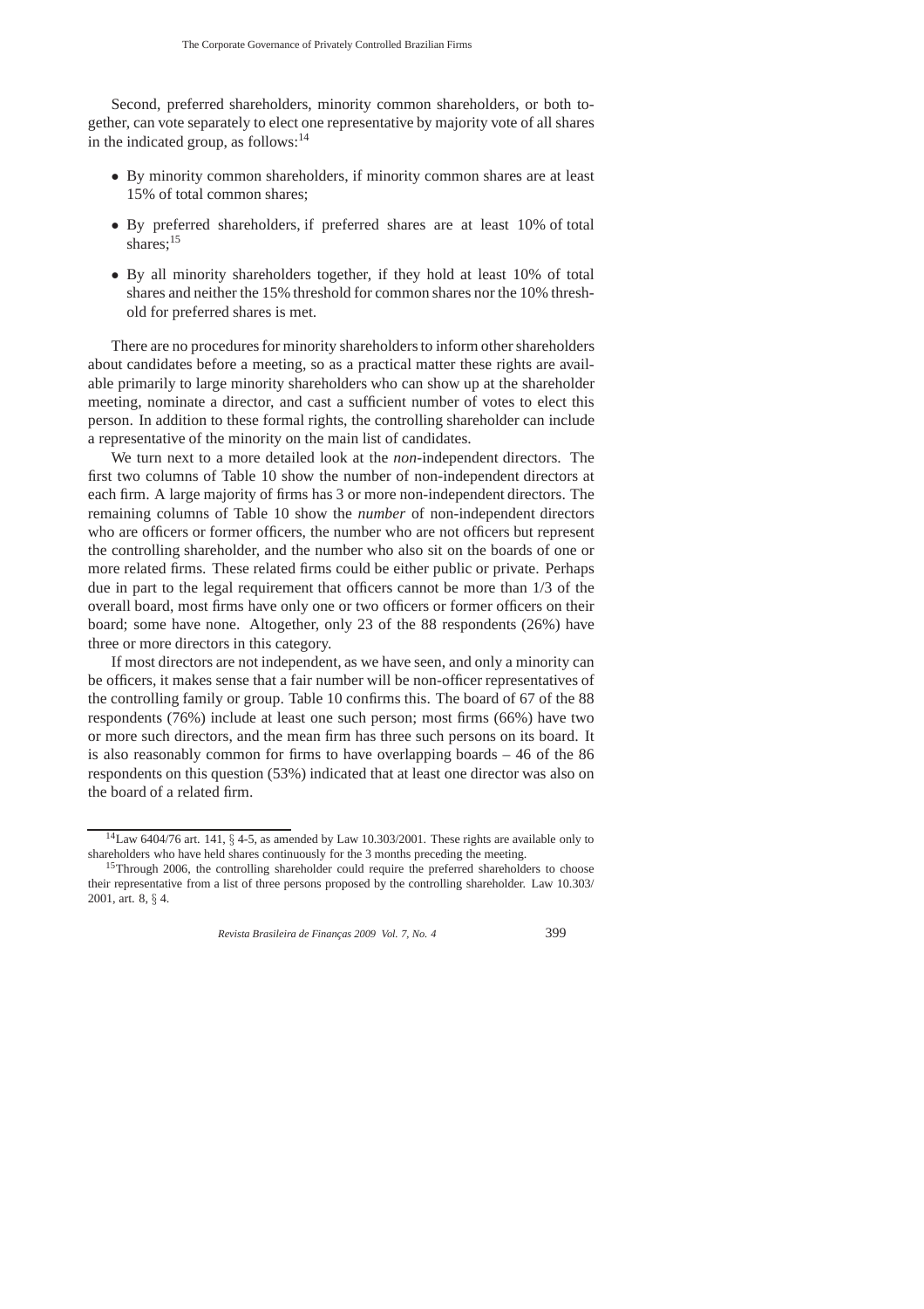Second, preferred shareholders, minority common shareholders, or both together, can vote separately to elect one representative by majority vote of all shares in the indicated group, as follows:[14]

- By minority common shareholders, if minority common shares are at least 15% of total common shares;
- By preferred shareholders, if preferred shares are at least 10% of total shares;[15]
- By all minority shareholders together, if they hold at least 10% of total shares and neither the 15% threshold for common shares nor the 10% threshold for preferred shares is met.

There are no procedures for minority shareholders to inform other shareholders about candidates before a meeting, so as a practical matter these rights are available primarily to large minority shareholders who can show up at the shareholder meeting, nominate a director, and cast a sufficient number of votes to elect this person. In addition to these formal rights, the controlling shareholder can include a representative of the minority on the main list of candidates.

We turn next to a more detailed look at the *non*-independent directors. The first two columns of Table 10 show the number of non-independent directors at each firm. A large majority of firms has 3 or more non-independent directors. The remaining columns of Table 10 show the *number* of non-independent directors who are officers or former officers, the number who are not officers but represent the controlling shareholder, and the number who also sit on the boards of one or more related firms. These related firms could be either public or private. Perhaps due in part to the legal requirement that officers cannot be more than 1/3 of the overall board, most firms have only one or two officers or former officers on their board; some have none. Altogether, only 23 of the 88 respondents (26%) have three or more directors in this category.

If most directors are not independent, as we have seen, and only a minority can be officers, it makes sense that a fair number will be non-officer representatives of the controlling family or group. Table 10 confirms this. The board of 67 of the 88 respondents (76%) include at least one such person; most firms (66%) have two or more such directors, and the mean firm has three such persons on its board. It is also reasonably common for firms to have overlapping boards – 46 of the 86 respondents on this question (53%) indicated that at least one director was also on the board of a related firm.

[14] Law 6404/76 art. 141, § 4-5, as amended by Law 10.303/2001. These rights are available only to shareholders who have held shares continuously for the 3 months preceding the meeting.

[15] Through 2006, the controlling shareholder could require the preferred shareholders to choose their representative from a list of three persons proposed by the controlling shareholder. Law 10.303/2001, art. 8, § 4.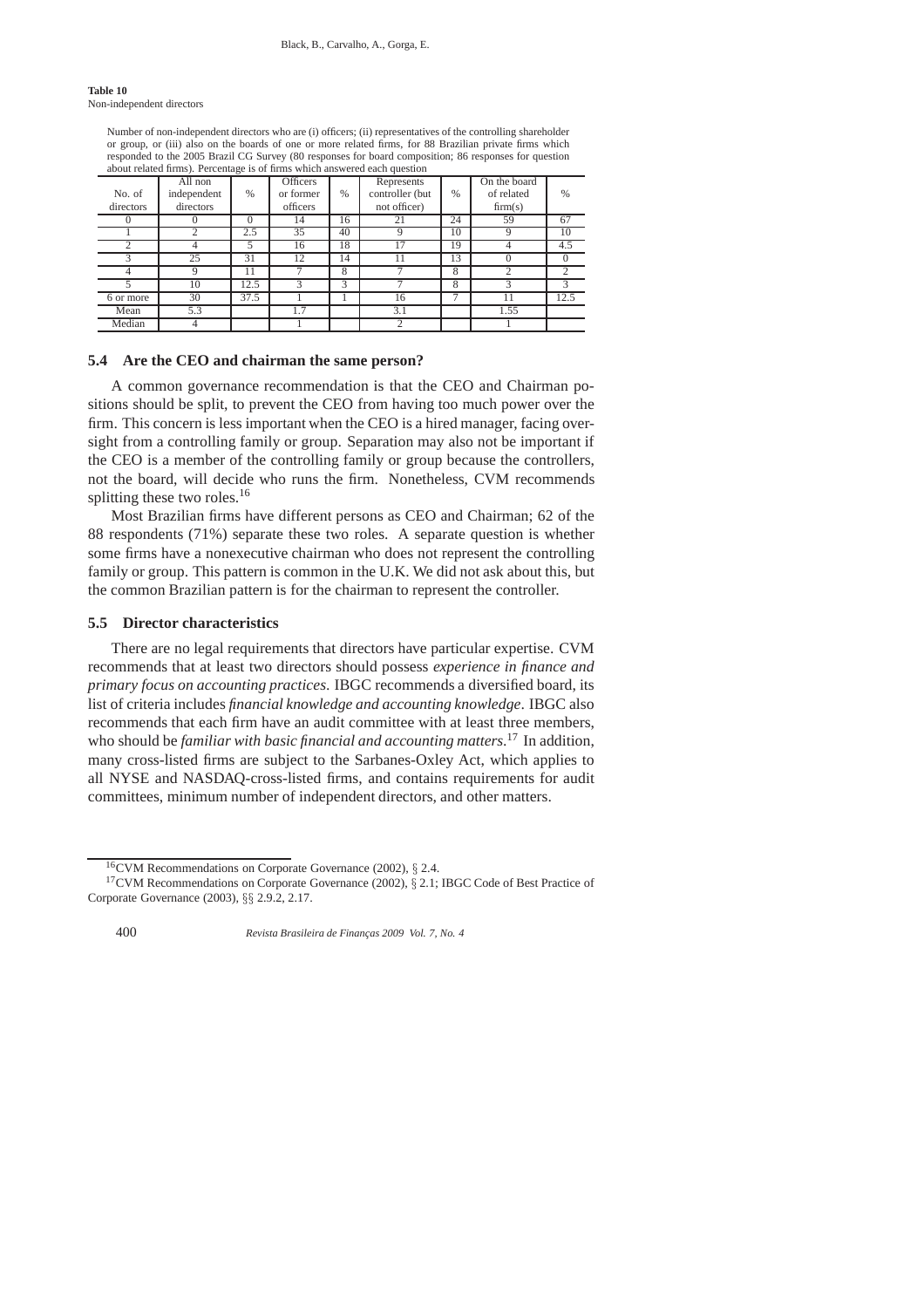**Table 10**
Non-independent directors

Number of non-independent directors who are (i) officers; (ii) representatives of the controlling shareholder or group, or (iii) also on the boards of one or more related firms, for 88 Brazilian private firms which responded to the 2005 Brazil CG Survey (80 responses for board composition; 86 responses for question about related firms). Percentage is of firms which answered each question

| No. of directors | All non independent directors | % | Officers or former officers | % | Represents controller (but not officer) | % | On the board of related firm(s) | % |
|---|---|---|---|---|---|---|---|---|
| 0 | 0 | 0 | 14 | 16 | 21 | 24 | 59 | 67 |
| 1 | 2 | 2.5 | 35 | 40 | 9 | 10 | 9 | 10 |
| 2 | 4 | 5 | 16 | 18 | 17 | 19 | 4 | 4.5 |
| 3 | 25 | 31 | 12 | 14 | 11 | 13 | 0 | 0 |
| 4 | 9 | 11 | 7 | 8 | 7 | 8 | 2 | 2 |
| 5 | 10 | 12.5 | 3 | 3 | 7 | 8 | 3 | 3 |
| 6 or more | 30 | 37.5 | 1 | 1 | 16 | 7 | 11 | 12.5 |
| Mean | 5.3 | | 1.7 | | 3.1 | | 1.55 | |
| Median | 4 | | 1 | | 2 | | 1 | |

## 5.4 Are the CEO and chairman the same person?

A common governance recommendation is that the CEO and Chairman positions should be split, to prevent the CEO from having too much power over the firm. This concern is less important when the CEO is a hired manager, facing oversight from a controlling family or group. Separation may also not be important if the CEO is a member of the controlling family or group because the controllers, not the board, will decide who runs the firm. Nonetheless, CVM recommends splitting these two roles.[16]

Most Brazilian firms have different persons as CEO and Chairman; 62 of the 88 respondents (71%) separate these two roles. A separate question is whether some firms have a nonexecutive chairman who does not represent the controlling family or group. This pattern is common in the U.K. We did not ask about this, but the common Brazilian pattern is for the chairman to represent the controller.

## 5.5 Director characteristics

There are no legal requirements that directors have particular expertise. CVM recommends that at least two directors should possess *experience in finance and primary focus on accounting practices*. IBGC recommends a diversified board, its list of criteria includes *financial knowledge and accounting knowledge*. IBGC also recommends that each firm have an audit committee with at least three members, who should be *familiar with basic financial and accounting matters*.[17] In addition, many cross-listed firms are subject to the Sarbanes-Oxley Act, which applies to all NYSE and NASDAQ-cross-listed firms, and contains requirements for audit committees, minimum number of independent directors, and other matters.

[16] CVM Recommendations on Corporate Governance (2002), § 2.4.

[17] CVM Recommendations on Corporate Governance (2002), § 2.1; IBGC Code of Best Practice of Corporate Governance (2003), §§ 2.9.2, 2.17.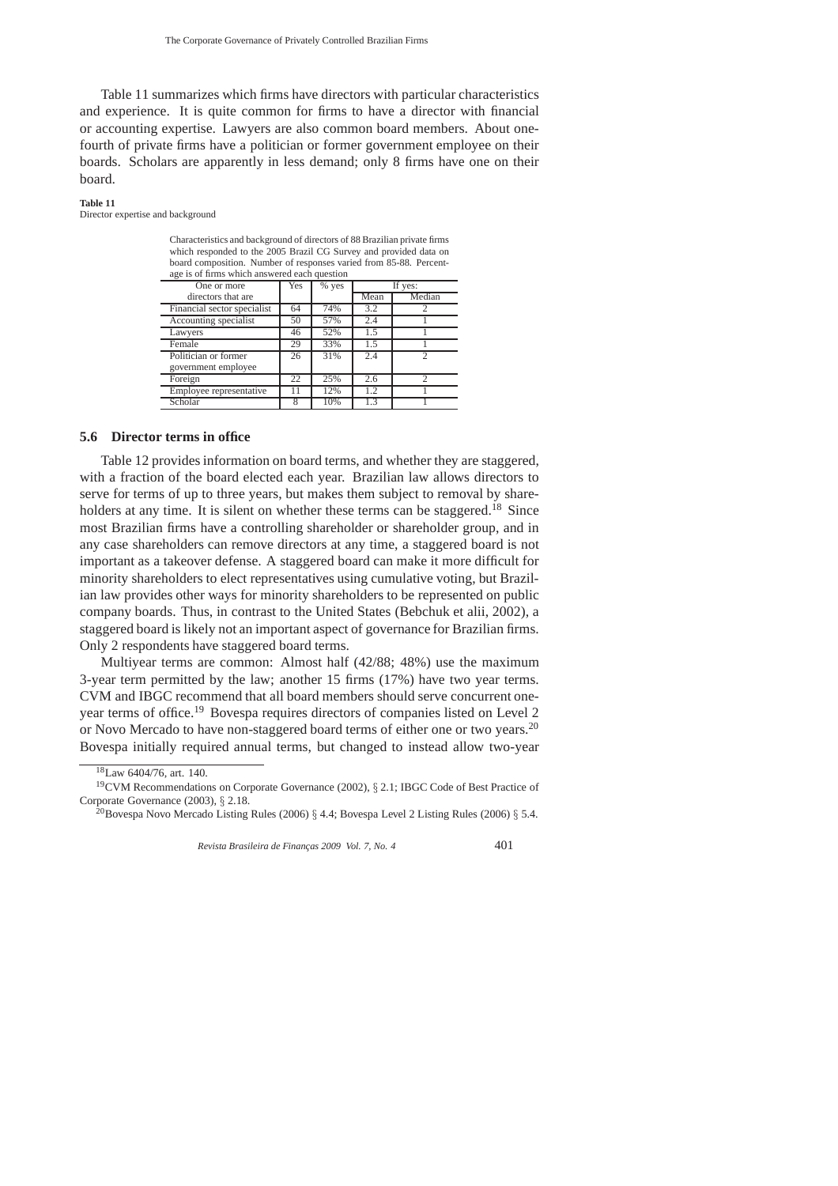Table 11 summarizes which firms have directors with particular characteristics and experience. It is quite common for firms to have a director with financial or accounting expertise. Lawyers are also common board members. About one-fourth of private firms have a politician or former government employee on their boards. Scholars are apparently in less demand; only 8 firms have one on their board.

**Table 11**
Director expertise and background

Characteristics and background of directors of 88 Brazilian private firms which responded to the 2005 Brazil CG Survey and provided data on board composition. Number of responses varied from 85-88. Percentage is of firms which answered each question

| One or more directors that are | Yes | % yes | If yes: Mean | If yes: Median |
|---|---|---|---|---|
| Financial sector specialist | 64 | 74% | 3.2 | 2 |
| Accounting specialist | 50 | 57% | 2.4 | 1 |
| Lawyers | 46 | 52% | 1.5 | 1 |
| Female | 29 | 33% | 1.5 | 1 |
| Politician or former government employee | 26 | 31% | 2.4 | 2 |
| Foreign | 22 | 25% | 2.6 | 2 |
| Employee representative | 11 | 12% | 1.2 | 1 |
| Scholar | 8 | 10% | 1.3 | 1 |

### 5.6 Director terms in office

Table 12 provides information on board terms, and whether they are staggered, with a fraction of the board elected each year. Brazilian law allows directors to serve for terms of up to three years, but makes them subject to removal by shareholders at any time. It is silent on whether these terms can be staggered.[18] Since most Brazilian firms have a controlling shareholder or shareholder group, and in any case shareholders can remove directors at any time, a staggered board is not important as a takeover defense. A staggered board can make it more difficult for minority shareholders to elect representatives using cumulative voting, but Brazilian law provides other ways for minority shareholders to be represented on public company boards. Thus, in contrast to the United States (Bebchuk et alii, 2002), a staggered board is likely not an important aspect of governance for Brazilian firms. Only 2 respondents have staggered board terms.

Multiyear terms are common: Almost half (42/88; 48%) use the maximum 3-year term permitted by the law; another 15 firms (17%) have two year terms. CVM and IBGC recommend that all board members should serve concurrent one-year terms of office.[19] Bovespa requires directors of companies listed on Level 2 or Novo Mercado to have non-staggered board terms of either one or two years.[20] Bovespa initially required annual terms, but changed to instead allow two-year

[18]Law 6404/76, art. 140.

[19]CVM Recommendations on Corporate Governance (2002), § 2.1; IBGC Code of Best Practice of Corporate Governance (2003), § 2.18.

[20]Bovespa Novo Mercado Listing Rules (2006) § 4.4; Bovespa Level 2 Listing Rules (2006) § 5.4.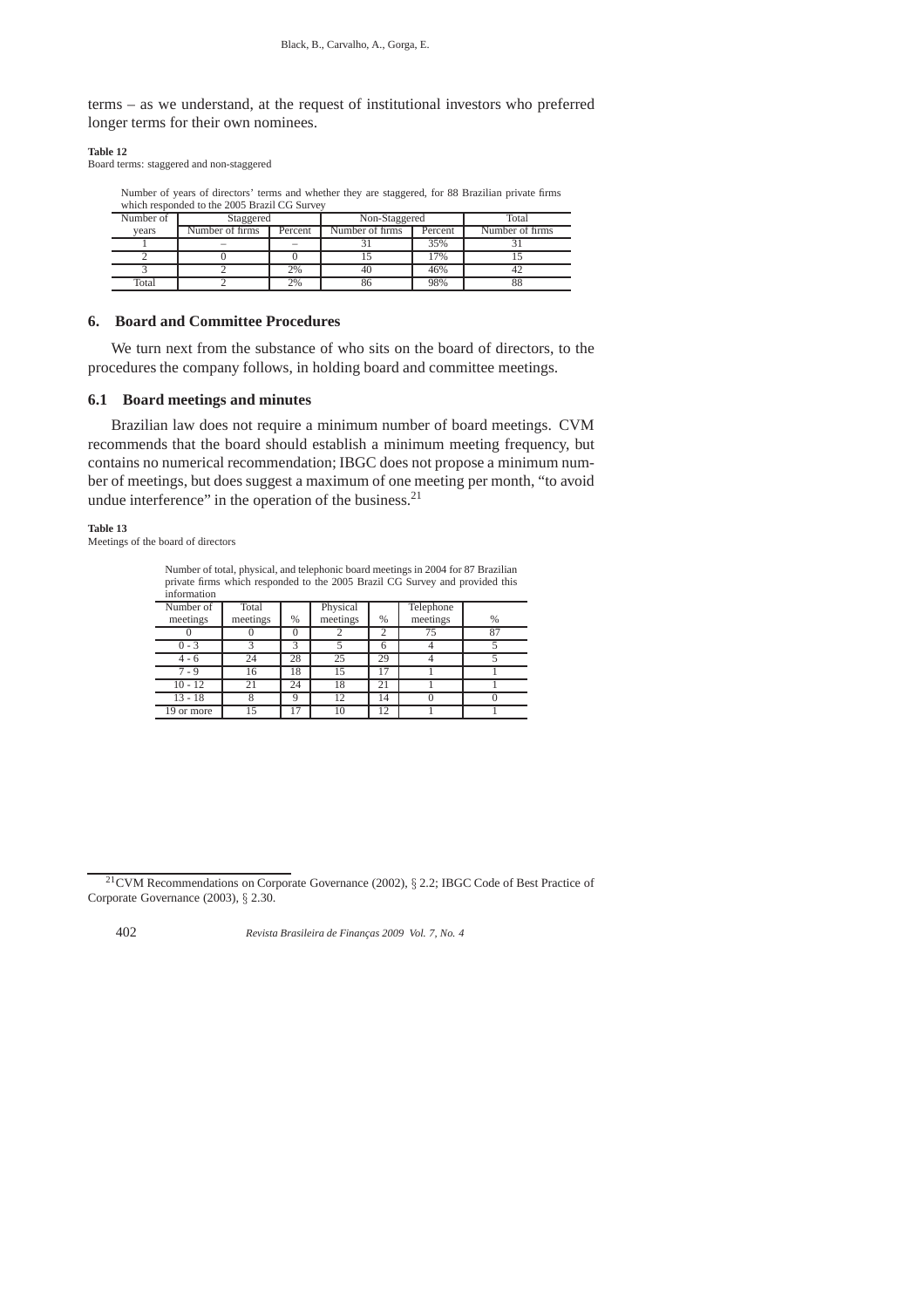terms – as we understand, at the request of institutional investors who preferred longer terms for their own nominees.

**Table 12**
Board terms: staggered and non-staggered

Number of years of directors' terms and whether they are staggered, for 88 Brazilian private firms which responded to the 2005 Brazil CG Survey

| Number of years | Staggered | | Non-Staggered | | Total |
|---|---|---|---|---|---|
| | Number of firms | Percent | Number of firms | Percent | Number of firms |
| 1 | – | – | 31 | 35% | 31 |
| 2 | 0 | 0 | 15 | 17% | 15 |
| 3 | 2 | 2% | 40 | 46% | 42 |
| Total | 2 | 2% | 86 | 98% | 88 |

## 6. Board and Committee Procedures

We turn next from the substance of who sits on the board of directors, to the procedures the company follows, in holding board and committee meetings.

### 6.1 Board meetings and minutes

Brazilian law does not require a minimum number of board meetings. CVM recommends that the board should establish a minimum meeting frequency, but contains no numerical recommendation; IBGC does not propose a minimum number of meetings, but does suggest a maximum of one meeting per month, "to avoid undue interference" in the operation of the business.[21]

**Table 13**
Meetings of the board of directors

Number of total, physical, and telephonic board meetings in 2004 for 87 Brazilian private firms which responded to the 2005 Brazil CG Survey and provided this information

| Number of meetings | Total meetings | % | Physical meetings | % | Telephone meetings | % |
|---|---|---|---|---|---|---|
| 0 | 0 | 0 | 2 | 2 | 75 | 87 |
| 0 - 3 | 3 | 3 | 5 | 6 | 4 | 5 |
| 4 - 6 | 24 | 28 | 25 | 29 | 4 | 5 |
| 7 - 9 | 16 | 18 | 15 | 17 | 1 | 1 |
| 10 - 12 | 21 | 24 | 18 | 21 | 1 | 1 |
| 13 - 18 | 8 | 9 | 12 | 14 | 0 | 0 |
| 19 or more | 15 | 17 | 10 | 12 | 1 | 1 |

[21] CVM Recommendations on Corporate Governance (2002), § 2.2; IBGC Code of Best Practice of Corporate Governance (2003), § 2.30.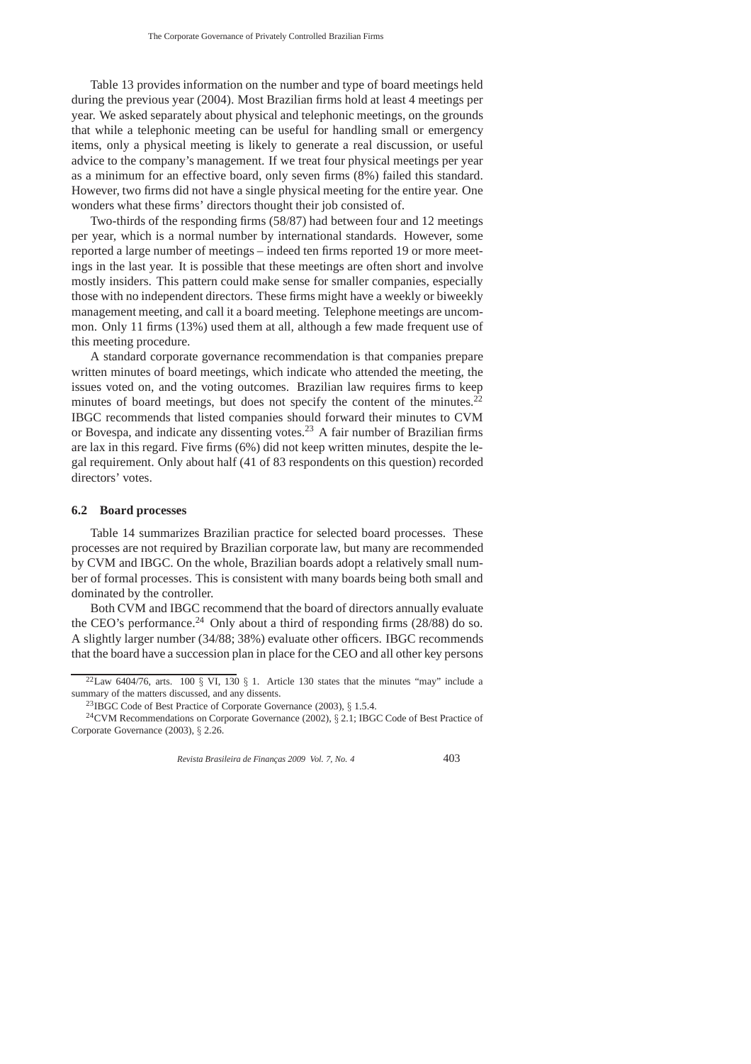Table 13 provides information on the number and type of board meetings held during the previous year (2004). Most Brazilian firms hold at least 4 meetings per year. We asked separately about physical and telephonic meetings, on the grounds that while a telephonic meeting can be useful for handling small or emergency items, only a physical meeting is likely to generate a real discussion, or useful advice to the company's management. If we treat four physical meetings per year as a minimum for an effective board, only seven firms (8%) failed this standard. However, two firms did not have a single physical meeting for the entire year. One wonders what these firms' directors thought their job consisted of.

Two-thirds of the responding firms (58/87) had between four and 12 meetings per year, which is a normal number by international standards. However, some reported a large number of meetings – indeed ten firms reported 19 or more meetings in the last year. It is possible that these meetings are often short and involve mostly insiders. This pattern could make sense for smaller companies, especially those with no independent directors. These firms might have a weekly or biweekly management meeting, and call it a board meeting. Telephone meetings are uncommon. Only 11 firms (13%) used them at all, although a few made frequent use of this meeting procedure.

A standard corporate governance recommendation is that companies prepare written minutes of board meetings, which indicate who attended the meeting, the issues voted on, and the voting outcomes. Brazilian law requires firms to keep minutes of board meetings, but does not specify the content of the minutes.[22] IBGC recommends that listed companies should forward their minutes to CVM or Bovespa, and indicate any dissenting votes.[23] A fair number of Brazilian firms are lax in this regard. Five firms (6%) did not keep written minutes, despite the legal requirement. Only about half (41 of 83 respondents on this question) recorded directors' votes.

### 6.2 Board processes

Table 14 summarizes Brazilian practice for selected board processes. These processes are not required by Brazilian corporate law, but many are recommended by CVM and IBGC. On the whole, Brazilian boards adopt a relatively small number of formal processes. This is consistent with many boards being both small and dominated by the controller.

Both CVM and IBGC recommend that the board of directors annually evaluate the CEO's performance.[24] Only about a third of responding firms (28/88) do so. A slightly larger number (34/88; 38%) evaluate other officers. IBGC recommends that the board have a succession plan in place for the CEO and all other key persons

[22] Law 6404/76, arts. 100 § VI, 130 § 1. Article 130 states that the minutes "may" include a summary of the matters discussed, and any dissents.

[23] IBGC Code of Best Practice of Corporate Governance (2003), § 1.5.4.

[24] CVM Recommendations on Corporate Governance (2002), § 2.1; IBGC Code of Best Practice of Corporate Governance (2003), § 2.26.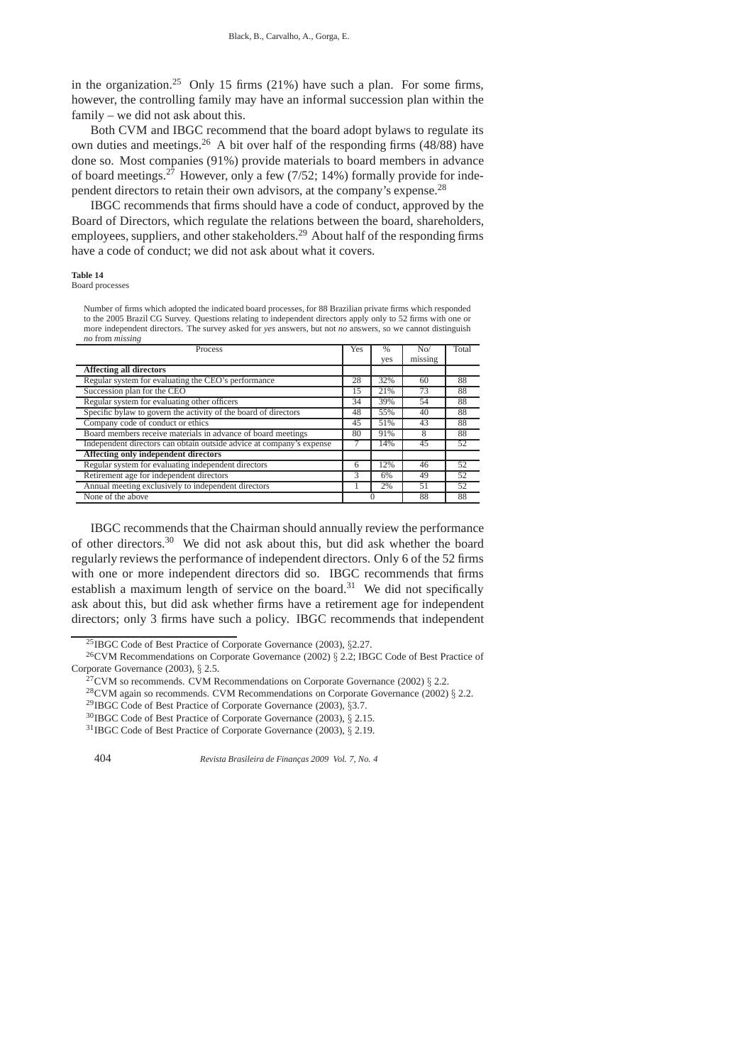in the organization.[25] Only 15 firms (21%) have such a plan. For some firms, however, the controlling family may have an informal succession plan within the family – we did not ask about this.

Both CVM and IBGC recommend that the board adopt bylaws to regulate its own duties and meetings.[26] A bit over half of the responding firms (48/88) have done so. Most companies (91%) provide materials to board members in advance of board meetings.[27] However, only a few (7/52; 14%) formally provide for independent directors to retain their own advisors, at the company's expense.[28]

IBGC recommends that firms should have a code of conduct, approved by the Board of Directors, which regulate the relations between the board, shareholders, employees, suppliers, and other stakeholders.[29] About half of the responding firms have a code of conduct; we did not ask about what it covers.

**Table 14**
Board processes

Number of firms which adopted the indicated board processes, for 88 Brazilian private firms which responded to the 2005 Brazil CG Survey. Questions relating to independent directors apply only to 52 firms with one or more independent directors. The survey asked for *yes* answers, but not *no* answers, so we cannot distinguish *no* from *missing*

| Process | Yes | % yes | No/ missing | Total |
|---|---|---|---|---|
| **Affecting all directors** | | | | |
| Regular system for evaluating the CEO's performance | 28 | 32% | 60 | 88 |
| Succession plan for the CEO | 15 | 21% | 73 | 88 |
| Regular system for evaluating other officers | 34 | 39% | 54 | 88 |
| Specific bylaw to govern the activity of the board of directors | 48 | 55% | 40 | 88 |
| Company code of conduct or ethics | 45 | 51% | 43 | 88 |
| Board members receive materials in advance of board meetings | 80 | 91% | 8 | 88 |
| Independent directors can obtain outside advice at company's expense | 7 | 14% | 45 | 52 |
| **Affecting only independent directors** | | | | |
| Regular system for evaluating independent directors | 6 | 12% | 46 | 52 |
| Retirement age for independent directors | 3 | 6% | 49 | 52 |
| Annual meeting exclusively to independent directors | 1 | 2% | 51 | 52 |
| None of the above | 0 | | 88 | 88 |

IBGC recommends that the Chairman should annually review the performance of other directors.[30] We did not ask about this, but did ask whether the board regularly reviews the performance of independent directors. Only 6 of the 52 firms with one or more independent directors did so. IBGC recommends that firms establish a maximum length of service on the board.[31] We did not specifically ask about this, but did ask whether firms have a retirement age for independent directors; only 3 firms have such a policy. IBGC recommends that independent

[25] IBGC Code of Best Practice of Corporate Governance (2003), §2.27.

[26] CVM Recommendations on Corporate Governance (2002) § 2.2; IBGC Code of Best Practice of Corporate Governance (2003), § 2.5.

[27] CVM so recommends. CVM Recommendations on Corporate Governance (2002) § 2.2.

[28] CVM again so recommends. CVM Recommendations on Corporate Governance (2002) § 2.2.

[29] IBGC Code of Best Practice of Corporate Governance (2003), §3.7.

[30] IBGC Code of Best Practice of Corporate Governance (2003), § 2.15.

[31] IBGC Code of Best Practice of Corporate Governance (2003), § 2.19.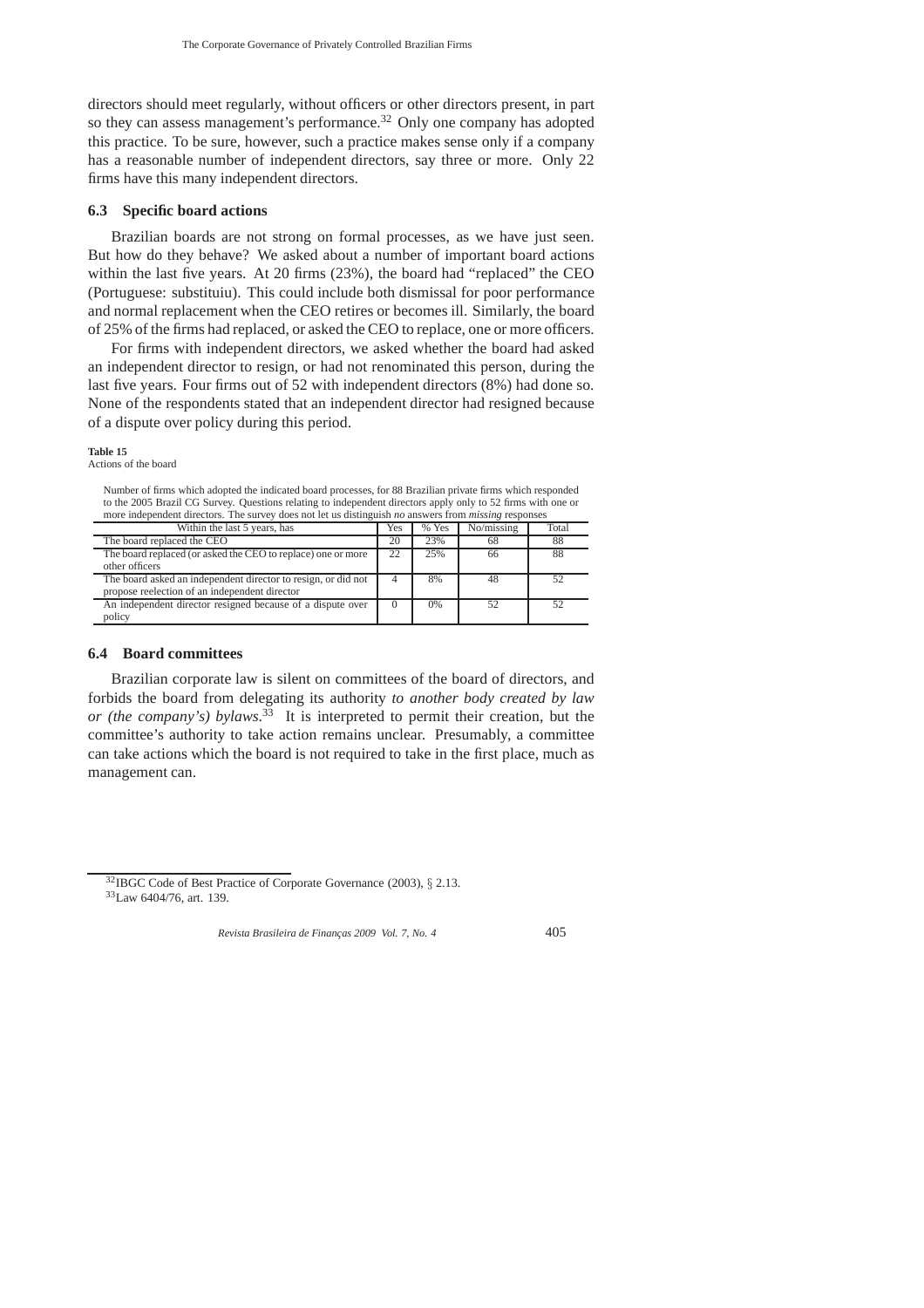directors should meet regularly, without officers or other directors present, in part so they can assess management's performance.[32] Only one company has adopted this practice. To be sure, however, such a practice makes sense only if a company has a reasonable number of independent directors, say three or more. Only 22 firms have this many independent directors.

### 6.3 Specific board actions

Brazilian boards are not strong on formal processes, as we have just seen. But how do they behave? We asked about a number of important board actions within the last five years. At 20 firms (23%), the board had "replaced" the CEO (Portuguese: substituiu). This could include both dismissal for poor performance and normal replacement when the CEO retires or becomes ill. Similarly, the board of 25% of the firms had replaced, or asked the CEO to replace, one or more officers.

For firms with independent directors, we asked whether the board had asked an independent director to resign, or had not renominated this person, during the last five years. Four firms out of 52 with independent directors (8%) had done so. None of the respondents stated that an independent director had resigned because of a dispute over policy during this period.

**Table 15**
Actions of the board

Number of firms which adopted the indicated board processes, for 88 Brazilian private firms which responded to the 2005 Brazil CG Survey. Questions relating to independent directors apply only to 52 firms with one or more independent directors. The survey does not let us distinguish *no* answers from *missing* responses

| Within the last 5 years, has | Yes | % Yes | No/missing | Total |
|---|---|---|---|---|
| The board replaced the CEO | 20 | 23% | 68 | 88 |
| The board replaced (or asked the CEO to replace) one or more other officers | 22 | 25% | 66 | 88 |
| The board asked an independent director to resign, or did not propose reelection of an independent director | 4 | 8% | 48 | 52 |
| An independent director resigned because of a dispute over policy | 0 | 0% | 52 | 52 |

### 6.4 Board committees

Brazilian corporate law is silent on committees of the board of directors, and forbids the board from delegating its authority *to another body created by law or (the company's) bylaws*.[33] It is interpreted to permit their creation, but the committee's authority to take action remains unclear. Presumably, a committee can take actions which the board is not required to take in the first place, much as management can.

[32] IBGC Code of Best Practice of Corporate Governance (2003), § 2.13.
[33] Law 6404/76, art. 139.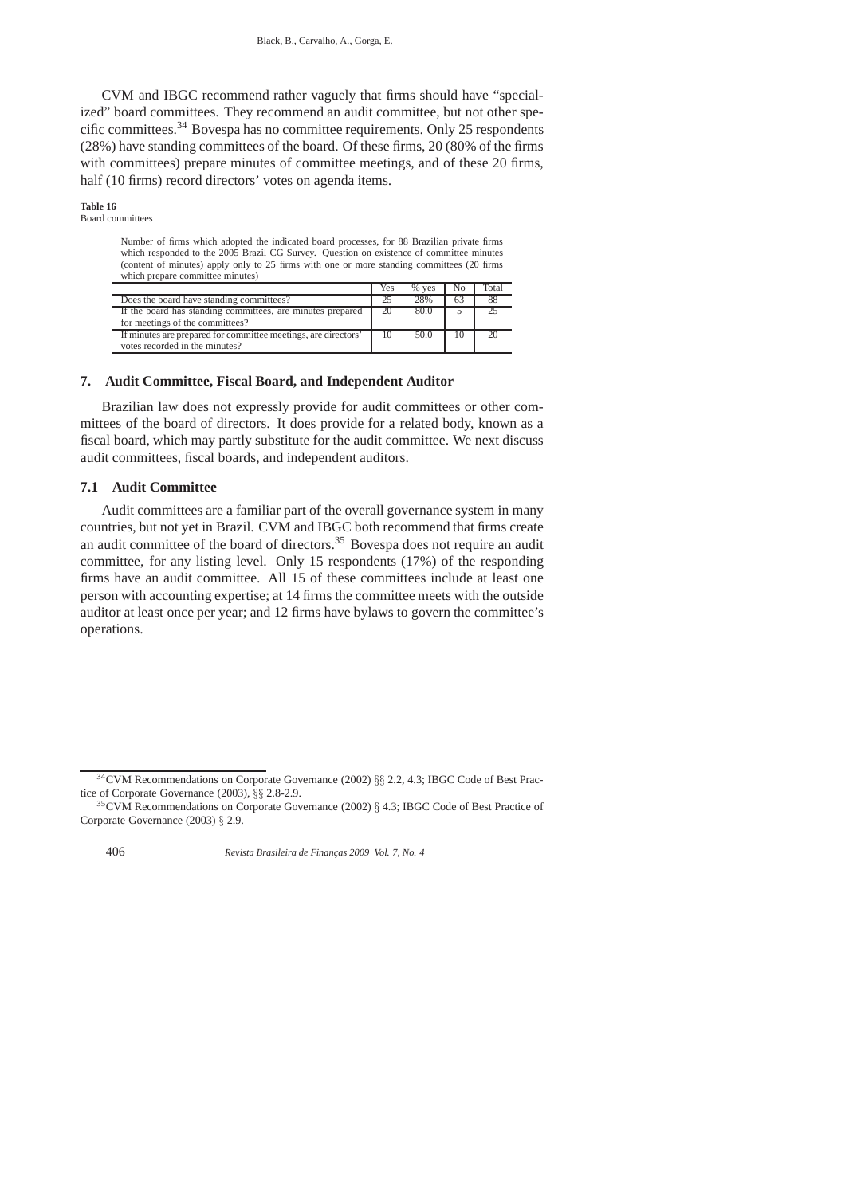CVM and IBGC recommend rather vaguely that firms should have "specialized" board committees. They recommend an audit committee, but not other specific committees.[34] Bovespa has no committee requirements. Only 25 respondents (28%) have standing committees of the board. Of these firms, 20 (80% of the firms with committees) prepare minutes of committee meetings, and of these 20 firms, half (10 firms) record directors' votes on agenda items.

**Table 16**
Board committees

Number of firms which adopted the indicated board processes, for 88 Brazilian private firms which responded to the 2005 Brazil CG Survey. Question on existence of committee minutes (content of minutes) apply only to 25 firms with one or more standing committees (20 firms which prepare committee minutes)

| | Yes | % yes | No | Total |
|---|---|---|---|---|
| Does the board have standing committees? | 25 | 28% | 63 | 88 |
| If the board has standing committees, are minutes prepared for meetings of the committees? | 20 | 80.0 | 5 | 25 |
| If minutes are prepared for committee meetings, are directors' votes recorded in the minutes? | 10 | 50.0 | 10 | 20 |

## 7. Audit Committee, Fiscal Board, and Independent Auditor

Brazilian law does not expressly provide for audit committees or other committees of the board of directors. It does provide for a related body, known as a fiscal board, which may partly substitute for the audit committee. We next discuss audit committees, fiscal boards, and independent auditors.

### 7.1 Audit Committee

Audit committees are a familiar part of the overall governance system in many countries, but not yet in Brazil. CVM and IBGC both recommend that firms create an audit committee of the board of directors.[35] Bovespa does not require an audit committee, for any listing level. Only 15 respondents (17%) of the responding firms have an audit committee. All 15 of these committees include at least one person with accounting expertise; at 14 firms the committee meets with the outside auditor at least once per year; and 12 firms have bylaws to govern the committee's operations.

[34] CVM Recommendations on Corporate Governance (2002) §§ 2.2, 4.3; IBGC Code of Best Practice of Corporate Governance (2003), §§ 2.8-2.9.

[35] CVM Recommendations on Corporate Governance (2002) § 4.3; IBGC Code of Best Practice of Corporate Governance (2003) § 2.9.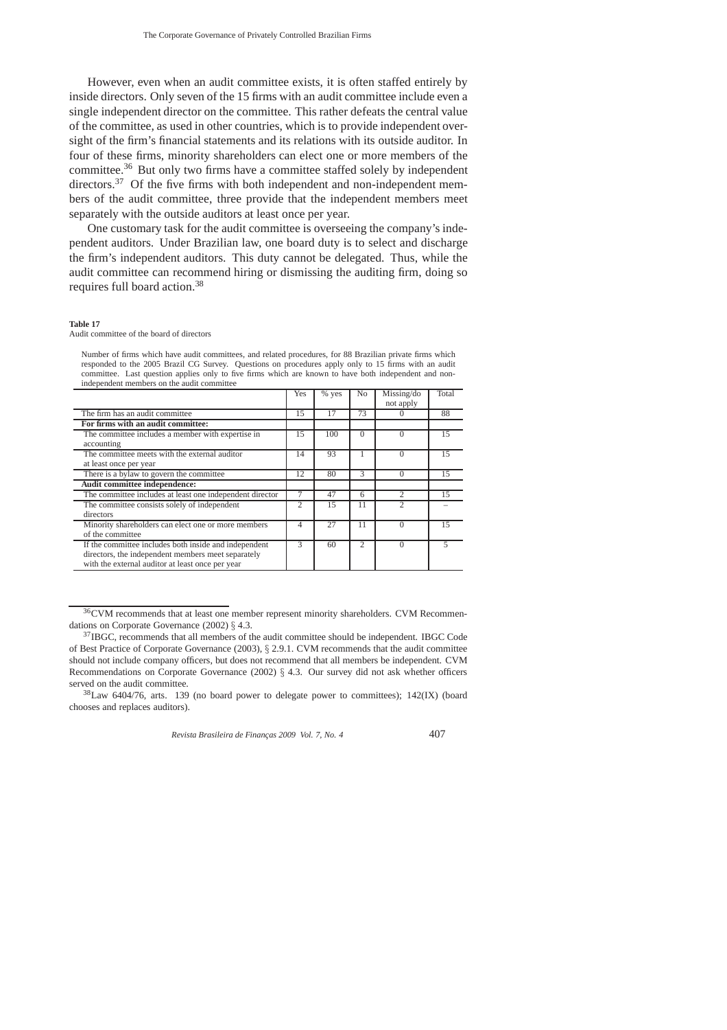However, even when an audit committee exists, it is often staffed entirely by inside directors. Only seven of the 15 firms with an audit committee include even a single independent director on the committee. This rather defeats the central value of the committee, as used in other countries, which is to provide independent oversight of the firm's financial statements and its relations with its outside auditor. In four of these firms, minority shareholders can elect one or more members of the committee.[36] But only two firms have a committee staffed solely by independent directors.[37] Of the five firms with both independent and non-independent members of the audit committee, three provide that the independent members meet separately with the outside auditors at least once per year.

One customary task for the audit committee is overseeing the company's independent auditors. Under Brazilian law, one board duty is to select and discharge the firm's independent auditors. This duty cannot be delegated. Thus, while the audit committee can recommend hiring or dismissing the auditing firm, doing so requires full board action.[38]

**Table 17**
Audit committee of the board of directors

Number of firms which have audit committees, and related procedures, for 88 Brazilian private firms which responded to the 2005 Brazil CG Survey. Questions on procedures apply only to 15 firms with an audit committee. Last question applies only to five firms which are known to have both independent and non-independent members on the audit committee

| | Yes | % yes | No | Missing/do not apply | Total |
|---|---|---|---|---|---|
| The firm has an audit committee | 15 | 17 | 73 | 0 | 88 |
| **For firms with an audit committee:** | | | | | |
| The committee includes a member with expertise in accounting | 15 | 100 | 0 | 0 | 15 |
| The committee meets with the external auditor at least once per year | 14 | 93 | 1 | 0 | 15 |
| There is a bylaw to govern the committee | 12 | 80 | 3 | 0 | 15 |
| **Audit committee independence:** | | | | | |
| The committee includes at least one independent director | 7 | 47 | 6 | 2 | 15 |
| The committee consists solely of independent directors | 2 | 15 | 11 | 2 | – |
| Minority shareholders can elect one or more members of the committee | 4 | 27 | 11 | 0 | 15 |
| If the committee includes both inside and independent directors, the independent members meet separately with the external auditor at least once per year | 3 | 60 | 2 | 0 | 5 |

[36] CVM recommends that at least one member represent minority shareholders. CVM Recommendations on Corporate Governance (2002) § 4.3.

[37] IBGC, recommends that all members of the audit committee should be independent. IBGC Code of Best Practice of Corporate Governance (2003), § 2.9.1. CVM recommends that the audit committee should not include company officers, but does not recommend that all members be independent. CVM Recommendations on Corporate Governance (2002) § 4.3. Our survey did not ask whether officers served on the audit committee.

[38] Law 6404/76, arts. 139 (no board power to delegate power to committees); 142(IX) (board chooses and replaces auditors).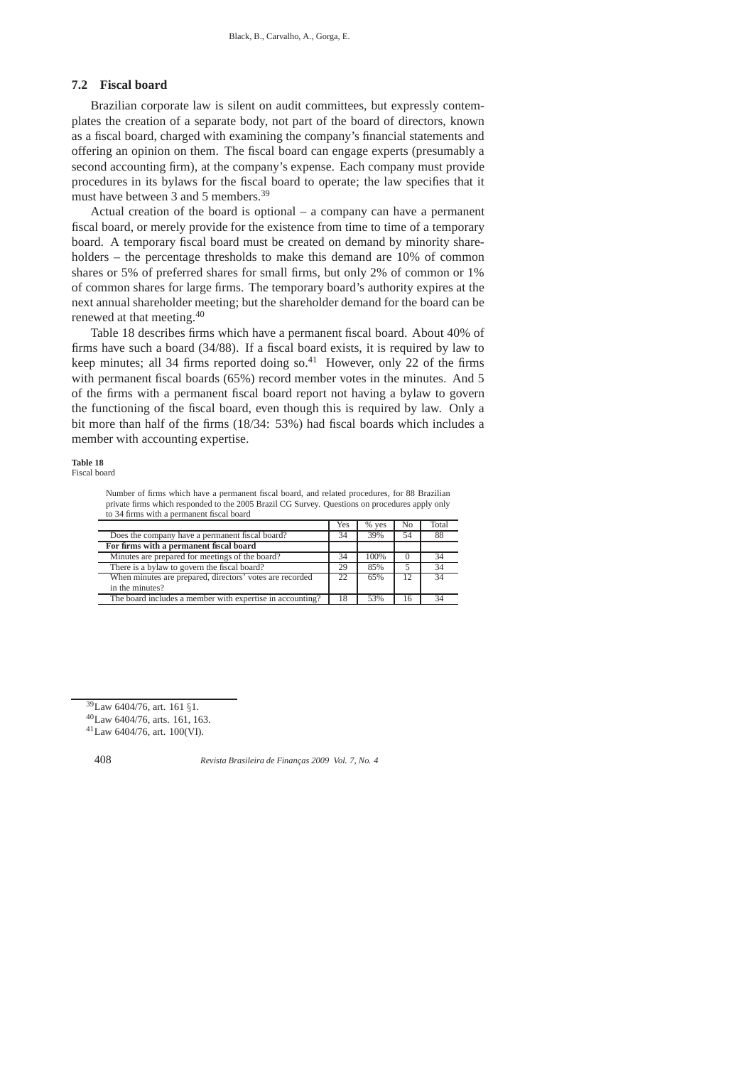### 7.2 Fiscal board

Brazilian corporate law is silent on audit committees, but expressly contemplates the creation of a separate body, not part of the board of directors, known as a fiscal board, charged with examining the company's financial statements and offering an opinion on them. The fiscal board can engage experts (presumably a second accounting firm), at the company's expense. Each company must provide procedures in its bylaws for the fiscal board to operate; the law specifies that it must have between 3 and 5 members.[39]

Actual creation of the board is optional – a company can have a permanent fiscal board, or merely provide for the existence from time to time of a temporary board. A temporary fiscal board must be created on demand by minority shareholders – the percentage thresholds to make this demand are 10% of common shares or 5% of preferred shares for small firms, but only 2% of common or 1% of common shares for large firms. The temporary board's authority expires at the next annual shareholder meeting; but the shareholder demand for the board can be renewed at that meeting.[40]

Table 18 describes firms which have a permanent fiscal board. About 40% of firms have such a board (34/88). If a fiscal board exists, it is required by law to keep minutes; all 34 firms reported doing so.[41] However, only 22 of the firms with permanent fiscal boards (65%) record member votes in the minutes. And 5 of the firms with a permanent fiscal board report not having a bylaw to govern the functioning of the fiscal board, even though this is required by law. Only a bit more than half of the firms (18/34: 53%) had fiscal boards which includes a member with accounting expertise.

**Table 18**
Fiscal board

Number of firms which have a permanent fiscal board, and related procedures, for 88 Brazilian private firms which responded to the 2005 Brazil CG Survey. Questions on procedures apply only to 34 firms with a permanent fiscal board

| | Yes | % yes | No | Total |
|---|---|---|---|---|
| Does the company have a permanent fiscal board? | 34 | 39% | 54 | 88 |
| **For firms with a permanent fiscal board** | | | | |
| Minutes are prepared for meetings of the board? | 34 | 100% | 0 | 34 |
| There is a bylaw to govern the fiscal board? | 29 | 85% | 5 | 34 |
| When minutes are prepared, directors' votes are recorded in the minutes? | 22 | 65% | 12 | 34 |
| The board includes a member with expertise in accounting? | 18 | 53% | 16 | 34 |

[39] Law 6404/76, art. 161 §1.

[40] Law 6404/76, arts. 161, 163.

[41] Law 6404/76, art. 100(VI).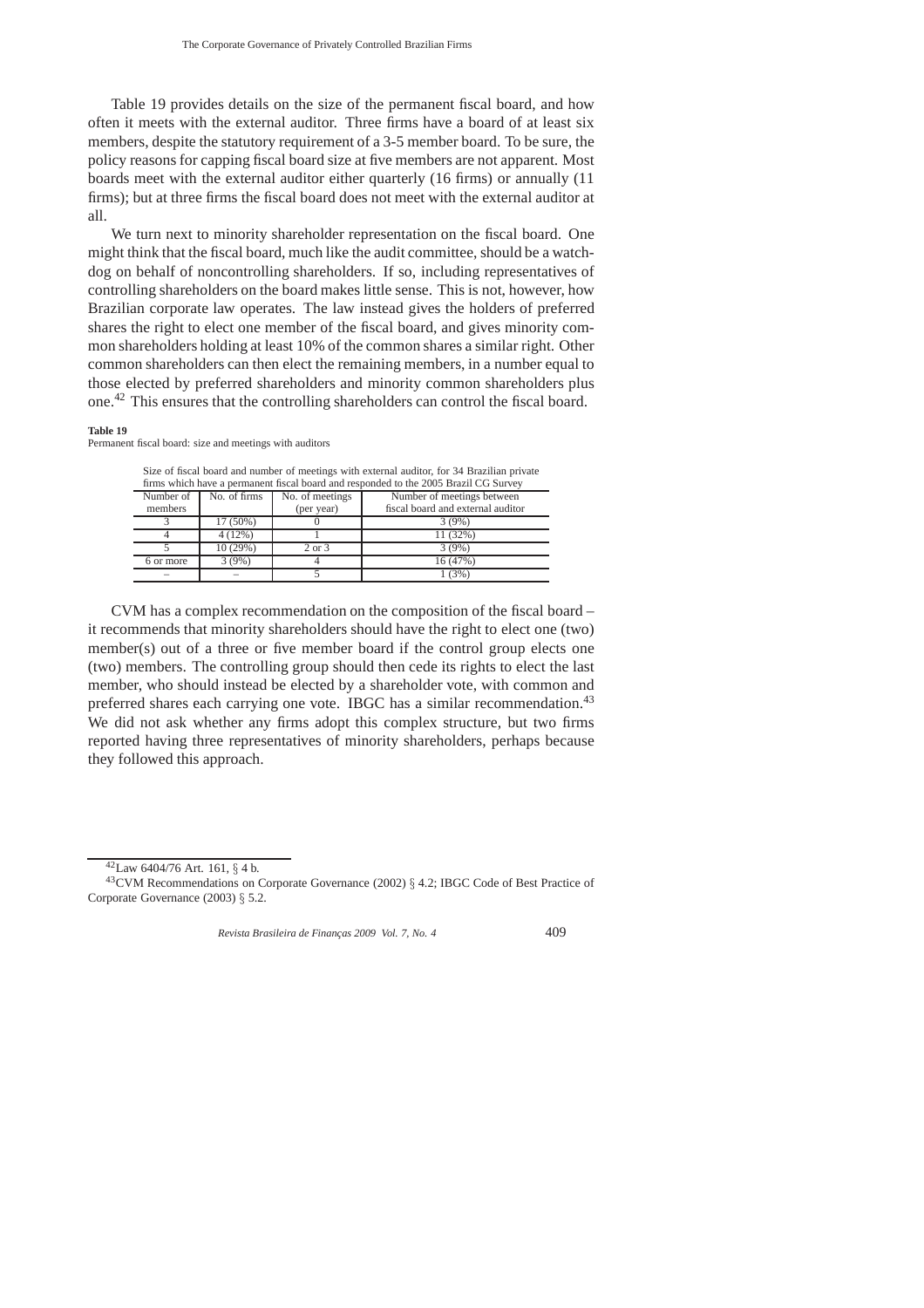Table 19 provides details on the size of the permanent fiscal board, and how often it meets with the external auditor. Three firms have a board of at least six members, despite the statutory requirement of a 3-5 member board. To be sure, the policy reasons for capping fiscal board size at five members are not apparent. Most boards meet with the external auditor either quarterly (16 firms) or annually (11 firms); but at three firms the fiscal board does not meet with the external auditor at all.

We turn next to minority shareholder representation on the fiscal board. One might think that the fiscal board, much like the audit committee, should be a watchdog on behalf of noncontrolling shareholders. If so, including representatives of controlling shareholders on the board makes little sense. This is not, however, how Brazilian corporate law operates. The law instead gives the holders of preferred shares the right to elect one member of the fiscal board, and gives minority common shareholders holding at least 10% of the common shares a similar right. Other common shareholders can then elect the remaining members, in a number equal to those elected by preferred shareholders and minority common shareholders plus one.[42] This ensures that the controlling shareholders can control the fiscal board.

**Table 19**
Permanent fiscal board: size and meetings with auditors

Size of fiscal board and number of meetings with external auditor, for 34 Brazilian private firms which have a permanent fiscal board and responded to the 2005 Brazil CG Survey

| Number of members | No. of firms | No. of meetings (per year) | Number of meetings between fiscal board and external auditor |
|---|---|---|---|
| 3 | 17 (50%) | 0 | 3 (9%) |
| 4 | 4 (12%) | 1 | 11 (32%) |
| 5 | 10 (29%) | 2 or 3 | 3 (9%) |
| 6 or more | 3 (9%) | 4 | 16 (47%) |
| – | – | 5 | 1 (3%) |

CVM has a complex recommendation on the composition of the fiscal board – it recommends that minority shareholders should have the right to elect one (two) member(s) out of a three or five member board if the control group elects one (two) members. The controlling group should then cede its rights to elect the last member, who should instead be elected by a shareholder vote, with common and preferred shares each carrying one vote. IBGC has a similar recommendation.[43] We did not ask whether any firms adopt this complex structure, but two firms reported having three representatives of minority shareholders, perhaps because they followed this approach.

[42] Law 6404/76 Art. 161, § 4 b.

[43] CVM Recommendations on Corporate Governance (2002) § 4.2; IBGC Code of Best Practice of Corporate Governance (2003) § 5.2.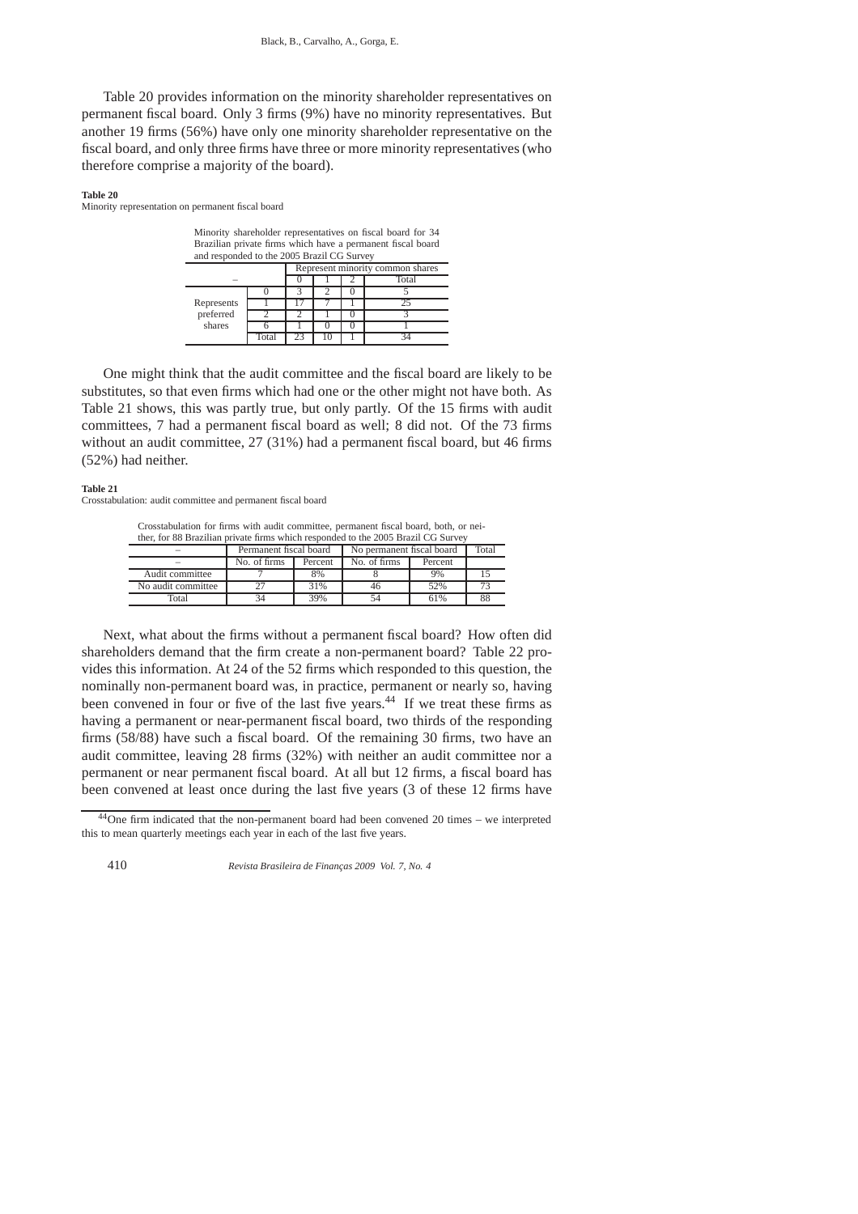Table 20 provides information on the minority shareholder representatives on permanent fiscal board. Only 3 firms (9%) have no minority representatives. But another 19 firms (56%) have only one minority shareholder representative on the fiscal board, and only three firms have three or more minority representatives (who therefore comprise a majority of the board).

**Table 20**
Minority representation on permanent fiscal board

Minority shareholder representatives on fiscal board for 34 Brazilian private firms which have a permanent fiscal board and responded to the 2005 Brazil CG Survey

| – | | Represent minority common shares | | | |
|---|---|---|---|---|---|
| | | 0 | 1 | 2 | Total |
| Represents preferred shares | 0 | 3 | 2 | 0 | 5 |
| | 1 | 17 | 7 | 1 | 25 |
| | 2 | 2 | 1 | 0 | 3 |
| | 6 | 1 | 0 | 0 | 1 |
| | Total | 23 | 10 | 1 | 34 |

One might think that the audit committee and the fiscal board are likely to be substitutes, so that even firms which had one or the other might not have both. As Table 21 shows, this was partly true, but only partly. Of the 15 firms with audit committees, 7 had a permanent fiscal board as well; 8 did not. Of the 73 firms without an audit committee, 27 (31%) had a permanent fiscal board, but 46 firms (52%) had neither.

**Table 21**
Crosstabulation: audit committee and permanent fiscal board

Crosstabulation for firms with audit committee, permanent fiscal board, both, or neither, for 88 Brazilian private firms which responded to the 2005 Brazil CG Survey

| – | Permanent fiscal board | | No permanent fiscal board | | Total |
|---|---|---|---|---|---|
| – | No. of firms | Percent | No. of firms | Percent | |
| Audit committee | 7 | 8% | 8 | 9% | 15 |
| No audit committee | 27 | 31% | 46 | 52% | 73 |
| Total | 34 | 39% | 54 | 61% | 88 |

Next, what about the firms without a permanent fiscal board? How often did shareholders demand that the firm create a non-permanent board? Table 22 provides this information. At 24 of the 52 firms which responded to this question, the nominally non-permanent board was, in practice, permanent or nearly so, having been convened in four or five of the last five years.[44] If we treat these firms as having a permanent or near-permanent fiscal board, two thirds of the responding firms (58/88) have such a fiscal board. Of the remaining 30 firms, two have an audit committee, leaving 28 firms (32%) with neither an audit committee nor a permanent or near permanent fiscal board. At all but 12 firms, a fiscal board has been convened at least once during the last five years (3 of these 12 firms have

[44] One firm indicated that the non-permanent board had been convened 20 times – we interpreted this to mean quarterly meetings each year in each of the last five years.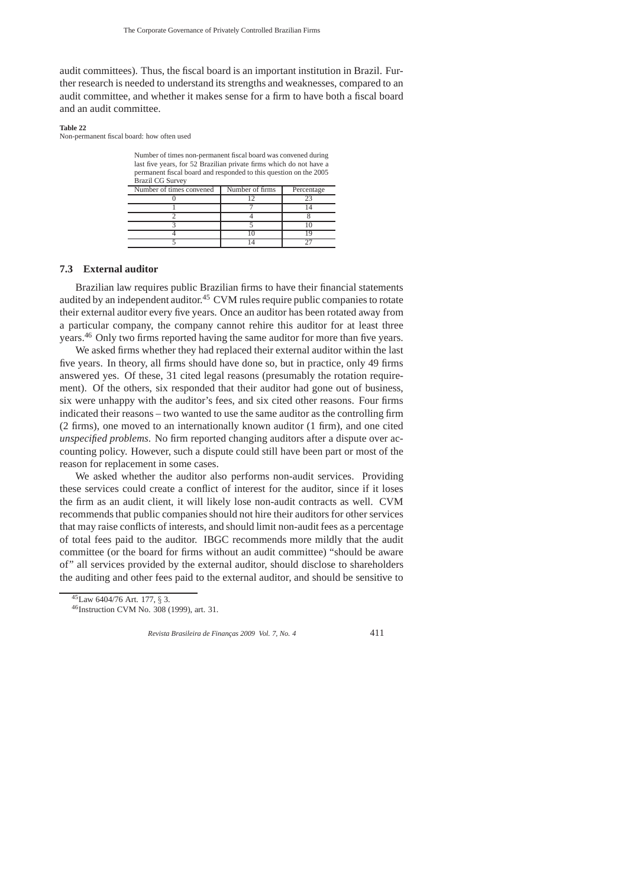audit committees). Thus, the fiscal board is an important institution in Brazil. Further research is needed to understand its strengths and weaknesses, compared to an audit committee, and whether it makes sense for a firm to have both a fiscal board and an audit committee.

**Table 22**
Non-permanent fiscal board: how often used

Number of times non-permanent fiscal board was convened during last five years, for 52 Brazilian private firms which do not have a permanent fiscal board and responded to this question on the 2005 Brazil CG Survey

| Number of times convened | Number of firms | Percentage |
|---|---|---|
| 0 | 12 | 23 |
| 1 | 7 | 14 |
| 2 | 4 | 8 |
| 3 | 5 | 10 |
| 4 | 10 | 19 |
| 5 | 14 | 27 |

### 7.3 External auditor

Brazilian law requires public Brazilian firms to have their financial statements audited by an independent auditor.[45] CVM rules require public companies to rotate their external auditor every five years. Once an auditor has been rotated away from a particular company, the company cannot rehire this auditor for at least three years.[46] Only two firms reported having the same auditor for more than five years.

We asked firms whether they had replaced their external auditor within the last five years. In theory, all firms should have done so, but in practice, only 49 firms answered yes. Of these, 31 cited legal reasons (presumably the rotation requirement). Of the others, six responded that their auditor had gone out of business, six were unhappy with the auditor's fees, and six cited other reasons. Four firms indicated their reasons – two wanted to use the same auditor as the controlling firm (2 firms), one moved to an internationally known auditor (1 firm), and one cited *unspecified problems*. No firm reported changing auditors after a dispute over accounting policy. However, such a dispute could still have been part or most of the reason for replacement in some cases.

We asked whether the auditor also performs non-audit services. Providing these services could create a conflict of interest for the auditor, since if it loses the firm as an audit client, it will likely lose non-audit contracts as well. CVM recommends that public companies should not hire their auditors for other services that may raise conflicts of interests, and should limit non-audit fees as a percentage of total fees paid to the auditor. IBGC recommends more mildly that the audit committee (or the board for firms without an audit committee) "should be aware of" all services provided by the external auditor, should disclose to shareholders the auditing and other fees paid to the external auditor, and should be sensitive to

[45] Law 6404/76 Art. 177, § 3.

[46] Instruction CVM No. 308 (1999), art. 31.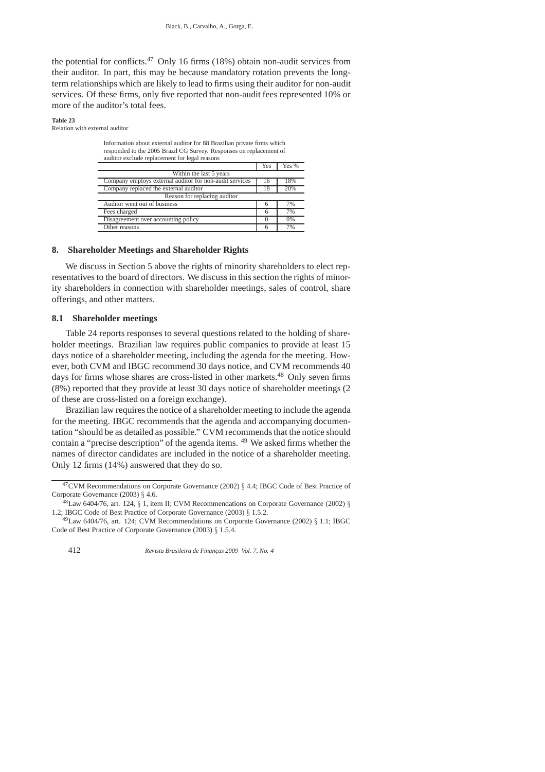the potential for conflicts.[47] Only 16 firms (18%) obtain non-audit services from their auditor. In part, this may be because mandatory rotation prevents the long-term relationships which are likely to lead to firms using their auditor for non-audit services. Of these firms, only five reported that non-audit fees represented 10% or more of the auditor's total fees.

**Table 23**
Relation with external auditor

Information about external auditor for 88 Brazilian private firms which responded to the 2005 Brazil CG Survey. Responses on replacement of auditor exclude replacement for legal reasons

| | Yes | Yes % |
|---|---|---|
| Within the last 5 years | | |
| Company employs external auditor for non-audit services | 16 | 18% |
| Company replaced the external auditor | 18 | 20% |
| Reason for replacing auditor | | |
| Auditor went out of business | 6 | 7% |
| Fees charged | 6 | 7% |
| Disagreement over accounting policy | 0 | 0% |
| Other reasons | 6 | 7% |

## 8. Shareholder Meetings and Shareholder Rights

We discuss in Section 5 above the rights of minority shareholders to elect representatives to the board of directors. We discuss in this section the rights of minority shareholders in connection with shareholder meetings, sales of control, share offerings, and other matters.

### 8.1 Shareholder meetings

Table 24 reports responses to several questions related to the holding of shareholder meetings. Brazilian law requires public companies to provide at least 15 days notice of a shareholder meeting, including the agenda for the meeting. However, both CVM and IBGC recommend 30 days notice, and CVM recommends 40 days for firms whose shares are cross-listed in other markets.[48] Only seven firms (8%) reported that they provide at least 30 days notice of shareholder meetings (2 of these are cross-listed on a foreign exchange).

Brazilian law requires the notice of a shareholder meeting to include the agenda for the meeting. IBGC recommends that the agenda and accompanying documentation "should be as detailed as possible." CVM recommends that the notice should contain a "precise description" of the agenda items. [49] We asked firms whether the names of director candidates are included in the notice of a shareholder meeting. Only 12 firms (14%) answered that they do so.

---

[47] CVM Recommendations on Corporate Governance (2002) § 4.4; IBGC Code of Best Practice of Corporate Governance (2003) § 4.6.

[48] Law 6404/76, art. 124, § 1, item II; CVM Recommendations on Corporate Governance (2002) § 1.2; IBGC Code of Best Practice of Corporate Governance (2003) § 1.5.2.

[49] Law 6404/76, art. 124; CVM Recommendations on Corporate Governance (2002) § 1.1; IBGC Code of Best Practice of Corporate Governance (2003) § 1.5.4.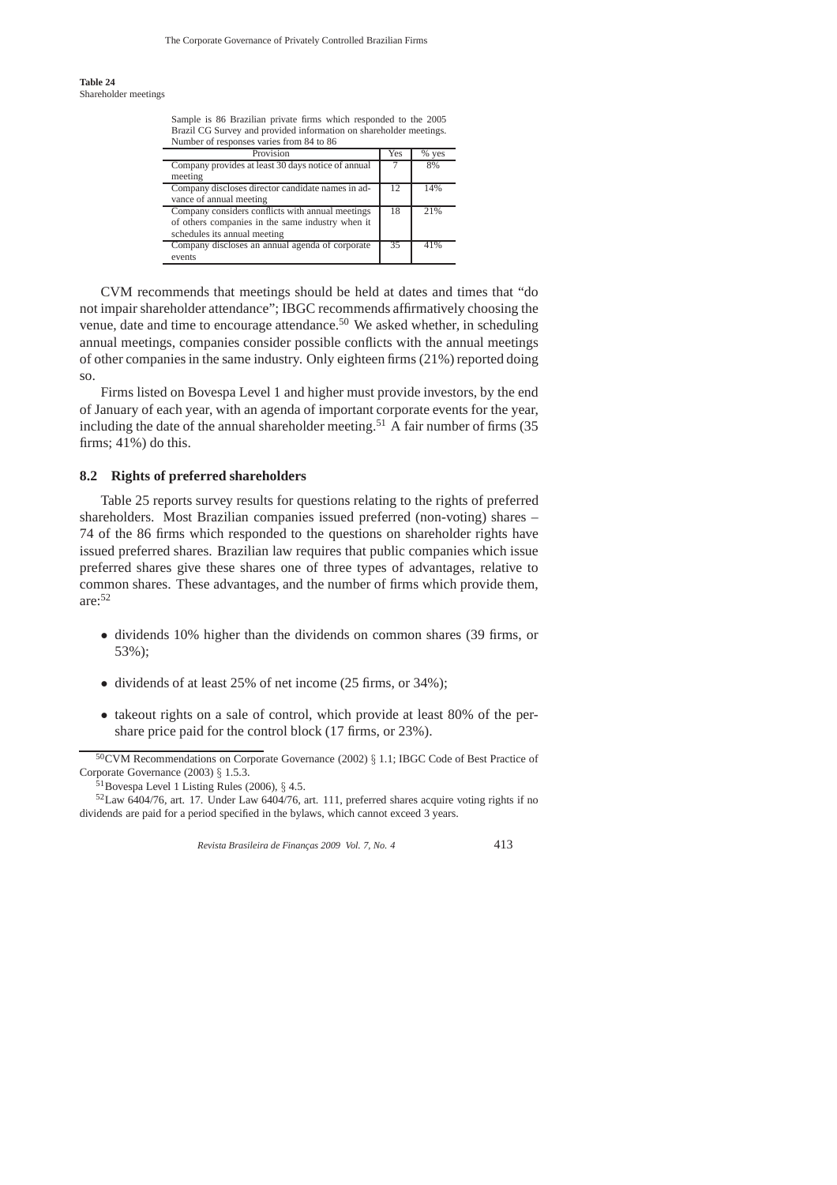**Table 24**
Shareholder meetings

Sample is 86 Brazilian private firms which responded to the 2005 Brazil CG Survey and provided information on shareholder meetings. Number of responses varies from 84 to 86

| Provision | Yes | % yes |
|---|---|---|
| Company provides at least 30 days notice of annual meeting | 7 | 8% |
| Company discloses director candidate names in advance of annual meeting | 12 | 14% |
| Company considers conflicts with annual meetings of others companies in the same industry when it schedules its annual meeting | 18 | 21% |
| Company discloses an annual agenda of corporate events | 35 | 41% |

CVM recommends that meetings should be held at dates and times that "do not impair shareholder attendance"; IBGC recommends affirmatively choosing the venue, date and time to encourage attendance.[50] We asked whether, in scheduling annual meetings, companies consider possible conflicts with the annual meetings of other companies in the same industry. Only eighteen firms (21%) reported doing so.

Firms listed on Bovespa Level 1 and higher must provide investors, by the end of January of each year, with an agenda of important corporate events for the year, including the date of the annual shareholder meeting.[51] A fair number of firms (35 firms; 41%) do this.

### 8.2 Rights of preferred shareholders

Table 25 reports survey results for questions relating to the rights of preferred shareholders. Most Brazilian companies issued preferred (non-voting) shares – 74 of the 86 firms which responded to the questions on shareholder rights have issued preferred shares. Brazilian law requires that public companies which issue preferred shares give these shares one of three types of advantages, relative to common shares. These advantages, and the number of firms which provide them, are:[52]

- dividends 10% higher than the dividends on common shares (39 firms, or 53%);
- dividends of at least 25% of net income (25 firms, or 34%);
- takeout rights on a sale of control, which provide at least 80% of the per-share price paid for the control block (17 firms, or 23%).

[50] CVM Recommendations on Corporate Governance (2002) § 1.1; IBGC Code of Best Practice of Corporate Governance (2003) § 1.5.3.

[51] Bovespa Level 1 Listing Rules (2006), § 4.5.

[52] Law 6404/76, art. 17. Under Law 6404/76, art. 111, preferred shares acquire voting rights if no dividends are paid for a period specified in the bylaws, which cannot exceed 3 years.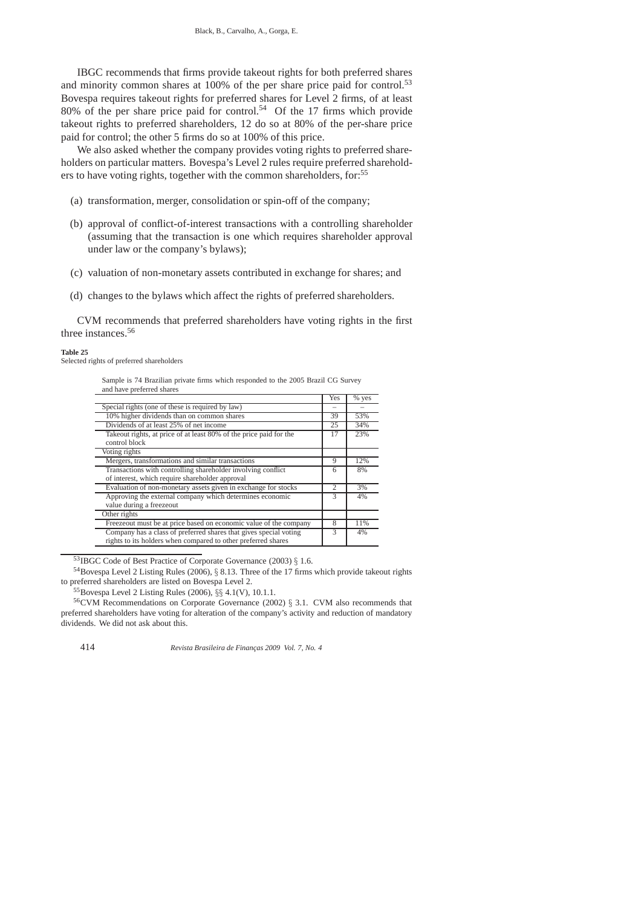IBGC recommends that firms provide takeout rights for both preferred shares and minority common shares at 100% of the per share price paid for control.[53] Bovespa requires takeout rights for preferred shares for Level 2 firms, of at least 80% of the per share price paid for control.[54] Of the 17 firms which provide takeout rights to preferred shareholders, 12 do so at 80% of the per-share price paid for control; the other 5 firms do so at 100% of this price.

We also asked whether the company provides voting rights to preferred shareholders on particular matters. Bovespa's Level 2 rules require preferred shareholders to have voting rights, together with the common shareholders, for:[55]

(a) transformation, merger, consolidation or spin-off of the company;

(b) approval of conflict-of-interest transactions with a controlling shareholder (assuming that the transaction is one which requires shareholder approval under law or the company's bylaws);

(c) valuation of non-monetary assets contributed in exchange for shares; and

(d) changes to the bylaws which affect the rights of preferred shareholders.

CVM recommends that preferred shareholders have voting rights in the first three instances.[56]

**Table 25**
Selected rights of preferred shareholders

Sample is 74 Brazilian private firms which responded to the 2005 Brazil CG Survey and have preferred shares

| | Yes | % yes |
|---|---|---|
| Special rights (one of these is required by law) | – | – |
| 10% higher dividends than on common shares | 39 | 53% |
| Dividends of at least 25% of net income | 25 | 34% |
| Takeout rights, at price of at least 80% of the price paid for the control block | 17 | 23% |
| Voting rights | | |
| Mergers, transformations and similar transactions | 9 | 12% |
| Transactions with controlling shareholder involving conflict of interest, which require shareholder approval | 6 | 8% |
| Evaluation of non-monetary assets given in exchange for stocks | 2 | 3% |
| Approving the external company which determines economic value during a freezeout | 3 | 4% |
| Other rights | | |
| Freezeout must be at price based on economic value of the company | 8 | 11% |
| Company has a class of preferred shares that gives special voting rights to its holders when compared to other preferred shares | 3 | 4% |

[53] IBGC Code of Best Practice of Corporate Governance (2003) § 1.6.

[54] Bovespa Level 2 Listing Rules (2006), § 8.13. Three of the 17 firms which provide takeout rights to preferred shareholders are listed on Bovespa Level 2.

[55] Bovespa Level 2 Listing Rules (2006), §§ 4.1(V), 10.1.1.

[56] CVM Recommendations on Corporate Governance (2002) § 3.1. CVM also recommends that preferred shareholders have voting for alteration of the company's activity and reduction of mandatory dividends. We did not ask about this.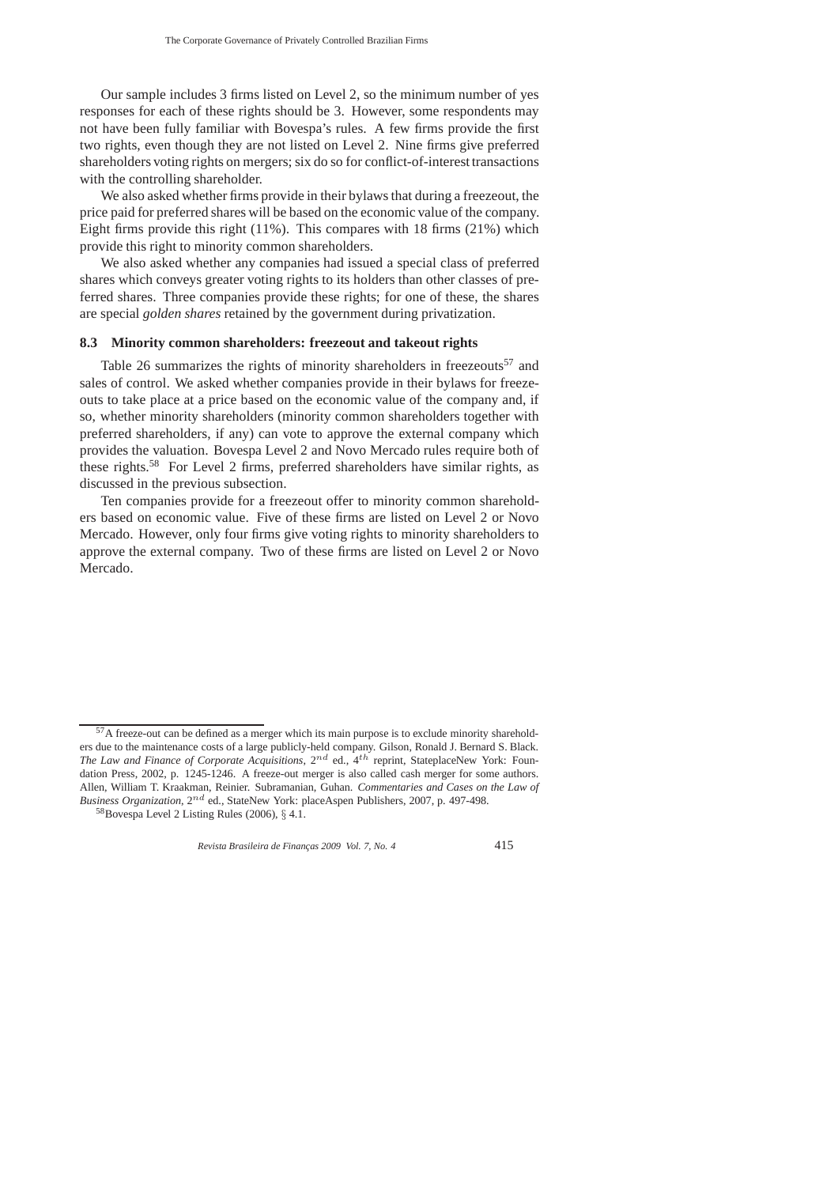Our sample includes 3 firms listed on Level 2, so the minimum number of yes responses for each of these rights should be 3. However, some respondents may not have been fully familiar with Bovespa's rules. A few firms provide the first two rights, even though they are not listed on Level 2. Nine firms give preferred shareholders voting rights on mergers; six do so for conflict-of-interest transactions with the controlling shareholder.

We also asked whether firms provide in their bylaws that during a freezeout, the price paid for preferred shares will be based on the economic value of the company. Eight firms provide this right (11%). This compares with 18 firms (21%) which provide this right to minority common shareholders.

We also asked whether any companies had issued a special class of preferred shares which conveys greater voting rights to its holders than other classes of preferred shares. Three companies provide these rights; for one of these, the shares are special *golden shares* retained by the government during privatization.

### 8.3 Minority common shareholders: freezeout and takeout rights

Table 26 summarizes the rights of minority shareholders in freezeouts[57] and sales of control. We asked whether companies provide in their bylaws for freezeouts to take place at a price based on the economic value of the company and, if so, whether minority shareholders (minority common shareholders together with preferred shareholders, if any) can vote to approve the external company which provides the valuation. Bovespa Level 2 and Novo Mercado rules require both of these rights.[58] For Level 2 firms, preferred shareholders have similar rights, as discussed in the previous subsection.

Ten companies provide for a freezeout offer to minority common shareholders based on economic value. Five of these firms are listed on Level 2 or Novo Mercado. However, only four firms give voting rights to minority shareholders to approve the external company. Two of these firms are listed on Level 2 or Novo Mercado.

---

[57] A freeze-out can be defined as a merger which its main purpose is to exclude minority shareholders due to the maintenance costs of a large publicly-held company. Gilson, Ronald J. Bernard S. Black. *The Law and Finance of Corporate Acquisitions*, $2^{nd}$ ed., $4^{th}$ reprint, StateplaceNew York: Foundation Press, 2002, p. 1245-1246. A freeze-out merger is also called cash merger for some authors. Allen, William T. Kraakman, Reinier. Subramanian, Guhan. *Commentaries and Cases on the Law of Business Organization*, $2^{nd}$ ed., StateNew York: placeAspen Publishers, 2007, p. 497-498.

[58] Bovespa Level 2 Listing Rules (2006), § 4.1.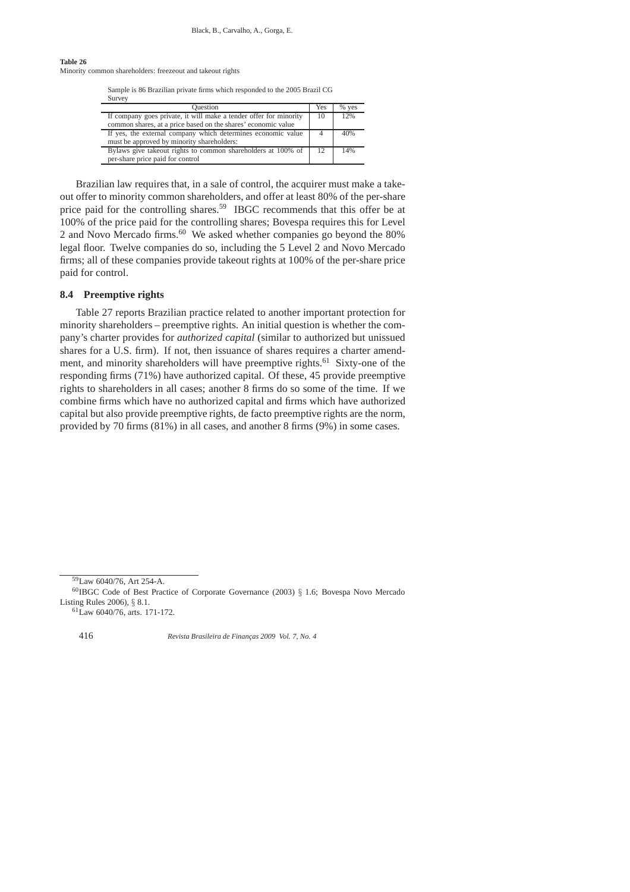**Table 26**
Minority common shareholders: freezeout and takeout rights

Sample is 86 Brazilian private firms which responded to the 2005 Brazil CG Survey

| Question | Yes | % yes |
|---|---|---|
| If company goes private, it will make a tender offer for minority common shares, at a price based on the shares' economic value | 10 | 12% |
| If yes, the external company which determines economic value must be approved by minority shareholders: | 4 | 40% |
| Bylaws give takeout rights to common shareholders at 100% of per-share price paid for control | 12 | 14% |

Brazilian law requires that, in a sale of control, the acquirer must make a takeout offer to minority common shareholders, and offer at least 80% of the per-share price paid for the controlling shares.[59] IBGC recommends that this offer be at 100% of the price paid for the controlling shares; Bovespa requires this for Level 2 and Novo Mercado firms.[60] We asked whether companies go beyond the 80% legal floor. Twelve companies do so, including the 5 Level 2 and Novo Mercado firms; all of these companies provide takeout rights at 100% of the per-share price paid for control.

### 8.4 Preemptive rights

Table 27 reports Brazilian practice related to another important protection for minority shareholders – preemptive rights. An initial question is whether the company's charter provides for *authorized capital* (similar to authorized but unissued shares for a U.S. firm). If not, then issuance of shares requires a charter amendment, and minority shareholders will have preemptive rights.[61] Sixty-one of the responding firms (71%) have authorized capital. Of these, 45 provide preemptive rights to shareholders in all cases; another 8 firms do so some of the time. If we combine firms which have no authorized capital and firms which have authorized capital but also provide preemptive rights, de facto preemptive rights are the norm, provided by 70 firms (81%) in all cases, and another 8 firms (9%) in some cases.

---

[59] Law 6040/76, Art 254-A.

[60] IBGC Code of Best Practice of Corporate Governance (2003) § 1.6; Bovespa Novo Mercado Listing Rules 2006), § 8.1.

[61] Law 6040/76, arts. 171-172.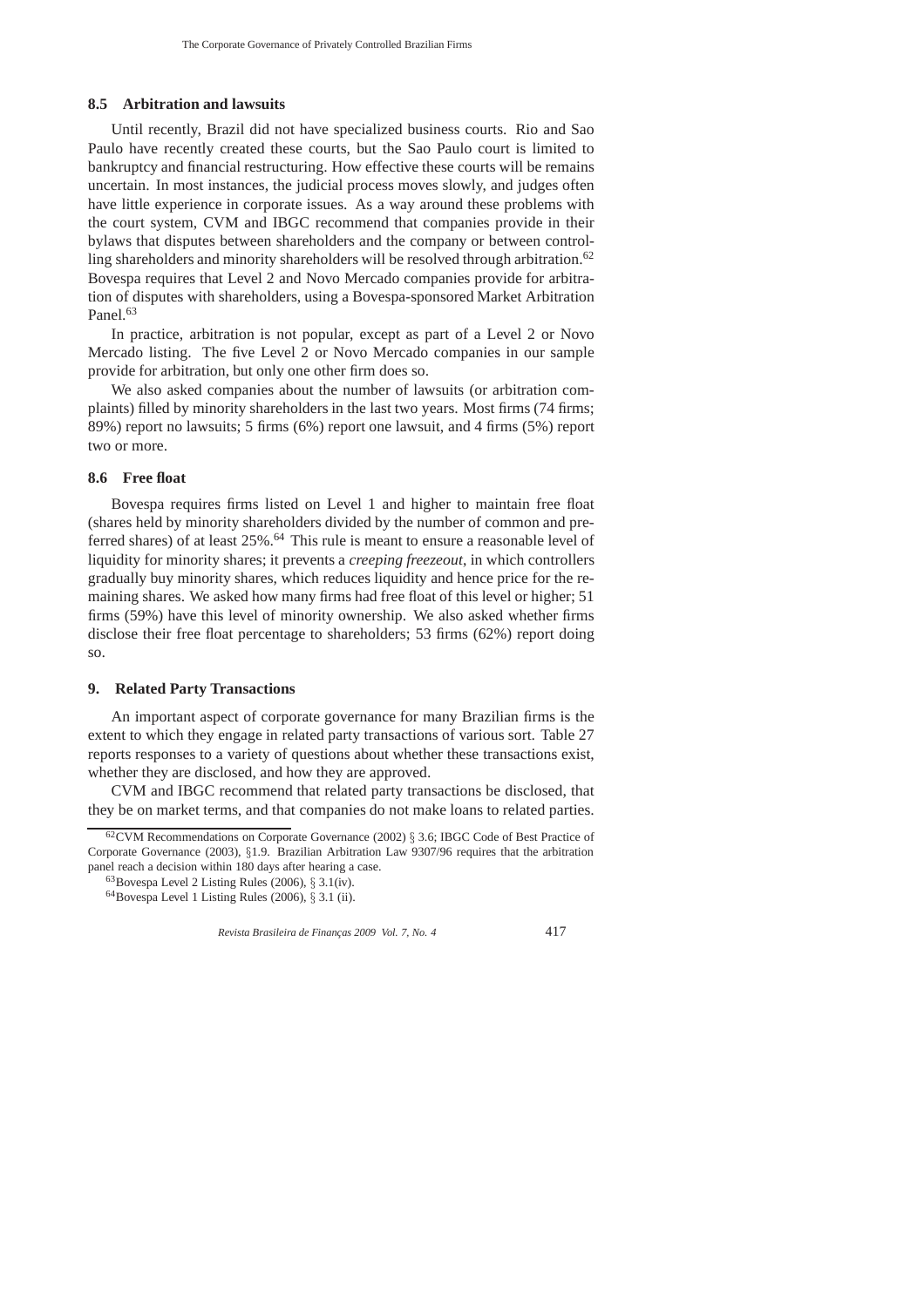### 8.5 Arbitration and lawsuits

Until recently, Brazil did not have specialized business courts. Rio and Sao Paulo have recently created these courts, but the Sao Paulo court is limited to bankruptcy and financial restructuring. How effective these courts will be remains uncertain. In most instances, the judicial process moves slowly, and judges often have little experience in corporate issues. As a way around these problems with the court system, CVM and IBGC recommend that companies provide in their bylaws that disputes between shareholders and the company or between controlling shareholders and minority shareholders will be resolved through arbitration.[62] Bovespa requires that Level 2 and Novo Mercado companies provide for arbitration of disputes with shareholders, using a Bovespa-sponsored Market Arbitration Panel.[63]

In practice, arbitration is not popular, except as part of a Level 2 or Novo Mercado listing. The five Level 2 or Novo Mercado companies in our sample provide for arbitration, but only one other firm does so.

We also asked companies about the number of lawsuits (or arbitration complaints) filled by minority shareholders in the last two years. Most firms (74 firms; 89%) report no lawsuits; 5 firms (6%) report one lawsuit, and 4 firms (5%) report two or more.

### 8.6 Free float

Bovespa requires firms listed on Level 1 and higher to maintain free float (shares held by minority shareholders divided by the number of common and preferred shares) of at least 25%.[64] This rule is meant to ensure a reasonable level of liquidity for minority shares; it prevents a *creeping freezeout*, in which controllers gradually buy minority shares, which reduces liquidity and hence price for the remaining shares. We asked how many firms had free float of this level or higher; 51 firms (59%) have this level of minority ownership. We also asked whether firms disclose their free float percentage to shareholders; 53 firms (62%) report doing so.

## 9. Related Party Transactions

An important aspect of corporate governance for many Brazilian firms is the extent to which they engage in related party transactions of various sort. Table 27 reports responses to a variety of questions about whether these transactions exist, whether they are disclosed, and how they are approved.

CVM and IBGC recommend that related party transactions be disclosed, that they be on market terms, and that companies do not make loans to related parties.

---

[62] CVM Recommendations on Corporate Governance (2002) § 3.6; IBGC Code of Best Practice of Corporate Governance (2003), §1.9. Brazilian Arbitration Law 9307/96 requires that the arbitration panel reach a decision within 180 days after hearing a case.

[63] Bovespa Level 2 Listing Rules (2006), § 3.1(iv).

[64] Bovespa Level 1 Listing Rules (2006), § 3.1 (ii).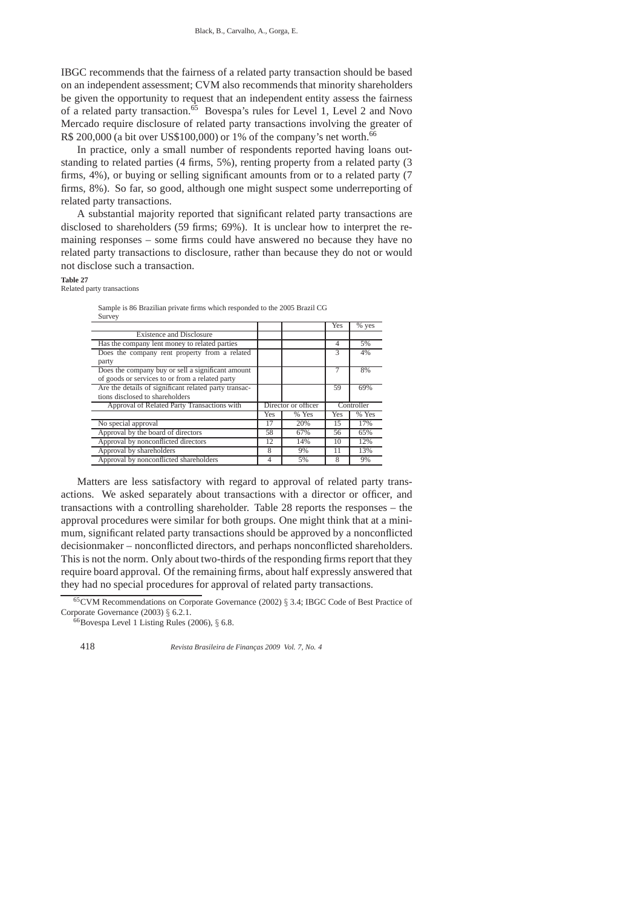IBGC recommends that the fairness of a related party transaction should be based on an independent assessment; CVM also recommends that minority shareholders be given the opportunity to request that an independent entity assess the fairness of a related party transaction.[65] Bovespa's rules for Level 1, Level 2 and Novo Mercado require disclosure of related party transactions involving the greater of R$ 200,000 (a bit over US$100,000) or 1% of the company's net worth.[66]

In practice, only a small number of respondents reported having loans outstanding to related parties (4 firms, 5%), renting property from a related party (3 firms, 4%), or buying or selling significant amounts from or to a related party (7 firms, 8%). So far, so good, although one might suspect some underreporting of related party transactions.

A substantial majority reported that significant related party transactions are disclosed to shareholders (59 firms; 69%). It is unclear how to interpret the remaining responses – some firms could have answered no because they have no related party transactions to disclosure, rather than because they do not or would not disclose such a transaction.

**Table 27**
Related party transactions

Sample is 86 Brazilian private firms which responded to the 2005 Brazil CG Survey

| | | | Yes | % yes |
|---|---|---|---|---|
| Existence and Disclosure | | | | |
| Has the company lent money to related parties | | | 4 | 5% |
| Does the company rent property from a related party | | | 3 | 4% |
| Does the company buy or sell a significant amount of goods or services to or from a related party | | | 7 | 8% |
| Are the details of significant related party transactions disclosed to shareholders | | | 59 | 69% |
| Approval of Related Party Transactions with | Director or officer | | Controller | |
| | Yes | % Yes | Yes | % Yes |
| No special approval | 17 | 20% | 15 | 17% |
| Approval by the board of directors | 58 | 67% | 56 | 65% |
| Approval by nonconflicted directors | 12 | 14% | 10 | 12% |
| Approval by shareholders | 8 | 9% | 11 | 13% |
| Approval by nonconflicted shareholders | 4 | 5% | 8 | 9% |

Matters are less satisfactory with regard to approval of related party transactions. We asked separately about transactions with a director or officer, and transactions with a controlling shareholder. Table 28 reports the responses – the approval procedures were similar for both groups. One might think that at a minimum, significant related party transactions should be approved by a nonconflicted decisionmaker – nonconflicted directors, and perhaps nonconflicted shareholders. This is not the norm. Only about two-thirds of the responding firms report that they require board approval. Of the remaining firms, about half expressly answered that they had no special procedures for approval of related party transactions.

[65] CVM Recommendations on Corporate Governance (2002) § 3.4; IBGC Code of Best Practice of Corporate Governance (2003) § 6.2.1.

[66] Bovespa Level 1 Listing Rules (2006), § 6.8.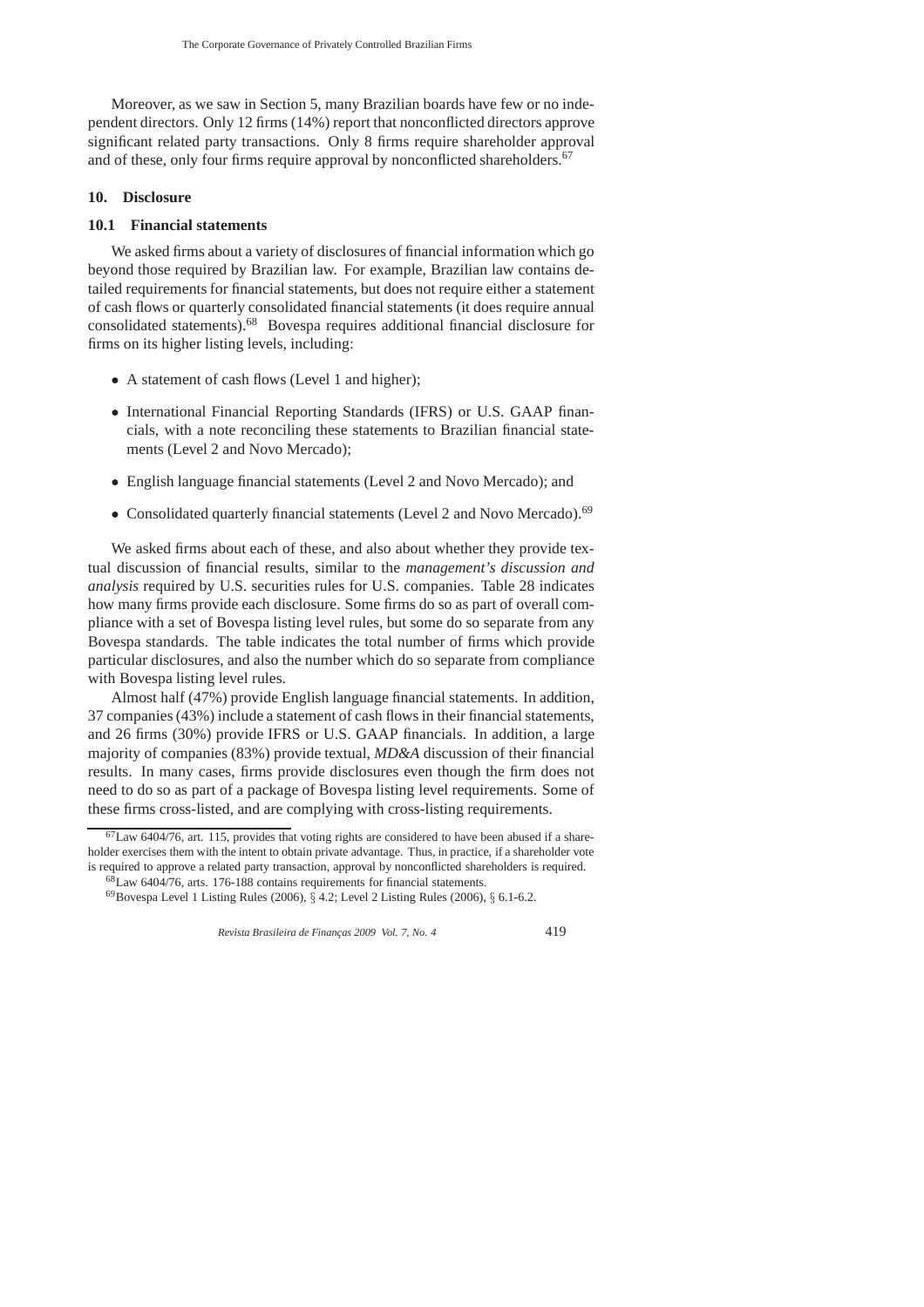Moreover, as we saw in Section 5, many Brazilian boards have few or no independent directors. Only 12 firms (14%) report that nonconflicted directors approve significant related party transactions. Only 8 firms require shareholder approval and of these, only four firms require approval by nonconflicted shareholders.[67]

## 10. Disclosure

### 10.1 Financial statements

We asked firms about a variety of disclosures of financial information which go beyond those required by Brazilian law. For example, Brazilian law contains detailed requirements for financial statements, but does not require either a statement of cash flows or quarterly consolidated financial statements (it does require annual consolidated statements).[68] Bovespa requires additional financial disclosure for firms on its higher listing levels, including:

- A statement of cash flows (Level 1 and higher);
- International Financial Reporting Standards (IFRS) or U.S. GAAP financials, with a note reconciling these statements to Brazilian financial statements (Level 2 and Novo Mercado);
- English language financial statements (Level 2 and Novo Mercado); and
- Consolidated quarterly financial statements (Level 2 and Novo Mercado).[69]

We asked firms about each of these, and also about whether they provide textual discussion of financial results, similar to the *management's discussion and analysis* required by U.S. securities rules for U.S. companies. Table 28 indicates how many firms provide each disclosure. Some firms do so as part of overall compliance with a set of Bovespa listing level rules, but some do so separate from any Bovespa standards. The table indicates the total number of firms which provide particular disclosures, and also the number which do so separate from compliance with Bovespa listing level rules.

Almost half (47%) provide English language financial statements. In addition, 37 companies (43%) include a statement of cash flows in their financial statements, and 26 firms (30%) provide IFRS or U.S. GAAP financials. In addition, a large majority of companies (83%) provide textual, *MD&A* discussion of their financial results. In many cases, firms provide disclosures even though the firm does not need to do so as part of a package of Bovespa listing level requirements. Some of these firms cross-listed, and are complying with cross-listing requirements.

[67] Law 6404/76, art. 115, provides that voting rights are considered to have been abused if a shareholder exercises them with the intent to obtain private advantage. Thus, in practice, if a shareholder vote is required to approve a related party transaction, approval by nonconflicted shareholders is required.

[68] Law 6404/76, arts. 176-188 contains requirements for financial statements.

[69] Bovespa Level 1 Listing Rules (2006), § 4.2; Level 2 Listing Rules (2006), § 6.1-6.2.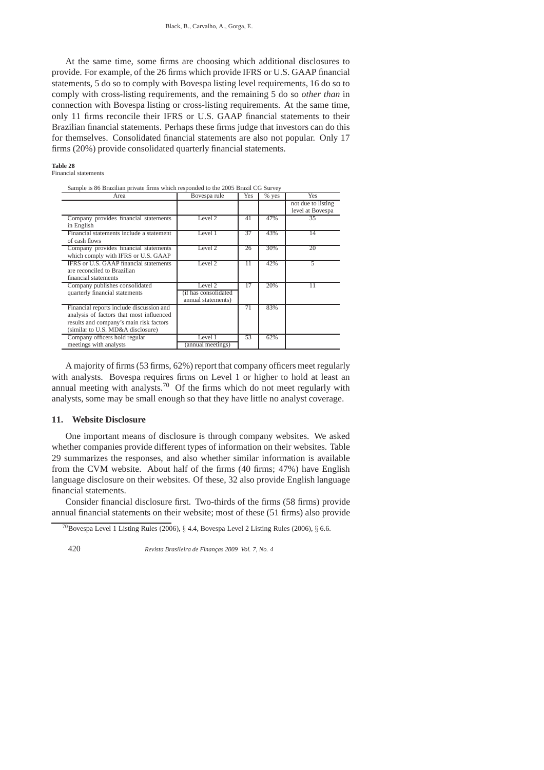At the same time, some firms are choosing which additional disclosures to provide. For example, of the 26 firms which provide IFRS or U.S. GAAP financial statements, 5 do so to comply with Bovespa listing level requirements, 16 do so to comply with cross-listing requirements, and the remaining 5 do so *other than* in connection with Bovespa listing or cross-listing requirements. At the same time, only 11 firms reconcile their IFRS or U.S. GAAP financial statements to their Brazilian financial statements. Perhaps these firms judge that investors can do this for themselves. Consolidated financial statements are also not popular. Only 17 firms (20%) provide consolidated quarterly financial statements.

**Table 28**
Financial statements

Sample is 86 Brazilian private firms which responded to the 2005 Brazil CG Survey

| Area | Bovespa rule | Yes | % yes | Yes not due to listing level at Bovespa |
|---|---|---|---|---|
| Company provides financial statements in English | Level 2 | 41 | 47% | 35 |
| Financial statements include a statement of cash flows | Level 1 | 37 | 43% | 14 |
| Company provides financial statements which comply with IFRS or U.S. GAAP | Level 2 | 26 | 30% | 20 |
| IFRS or U.S. GAAP financial statements are reconciled to Brazilian financial statements | Level 2 | 11 | 42% | 5 |
| Company publishes consolidated quarterly financial statements | Level 2 (if has consolidated annual statements) | 17 | 20% | 11 |
| Financial reports include discussion and analysis of factors that most influenced results and company's main risk factors (similar to U.S. MD&A disclosure) | | 71 | 83% | |
| Company officers hold regular meetings with analysts | Level 1 (annual meetings) | 53 | 62% | |

A majority of firms (53 firms, 62%) report that company officers meet regularly with analysts. Bovespa requires firms on Level 1 or higher to hold at least an annual meeting with analysts.[70] Of the firms which do not meet regularly with analysts, some may be small enough so that they have little no analyst coverage.

## 11. Website Disclosure

One important means of disclosure is through company websites. We asked whether companies provide different types of information on their websites. Table 29 summarizes the responses, and also whether similar information is available from the CVM website. About half of the firms (40 firms; 47%) have English language disclosure on their websites. Of these, 32 also provide English language financial statements.

Consider financial disclosure first. Two-thirds of the firms (58 firms) provide annual financial statements on their website; most of these (51 firms) also provide

[70] Bovespa Level 1 Listing Rules (2006), § 4.4, Bovespa Level 2 Listing Rules (2006), § 6.6.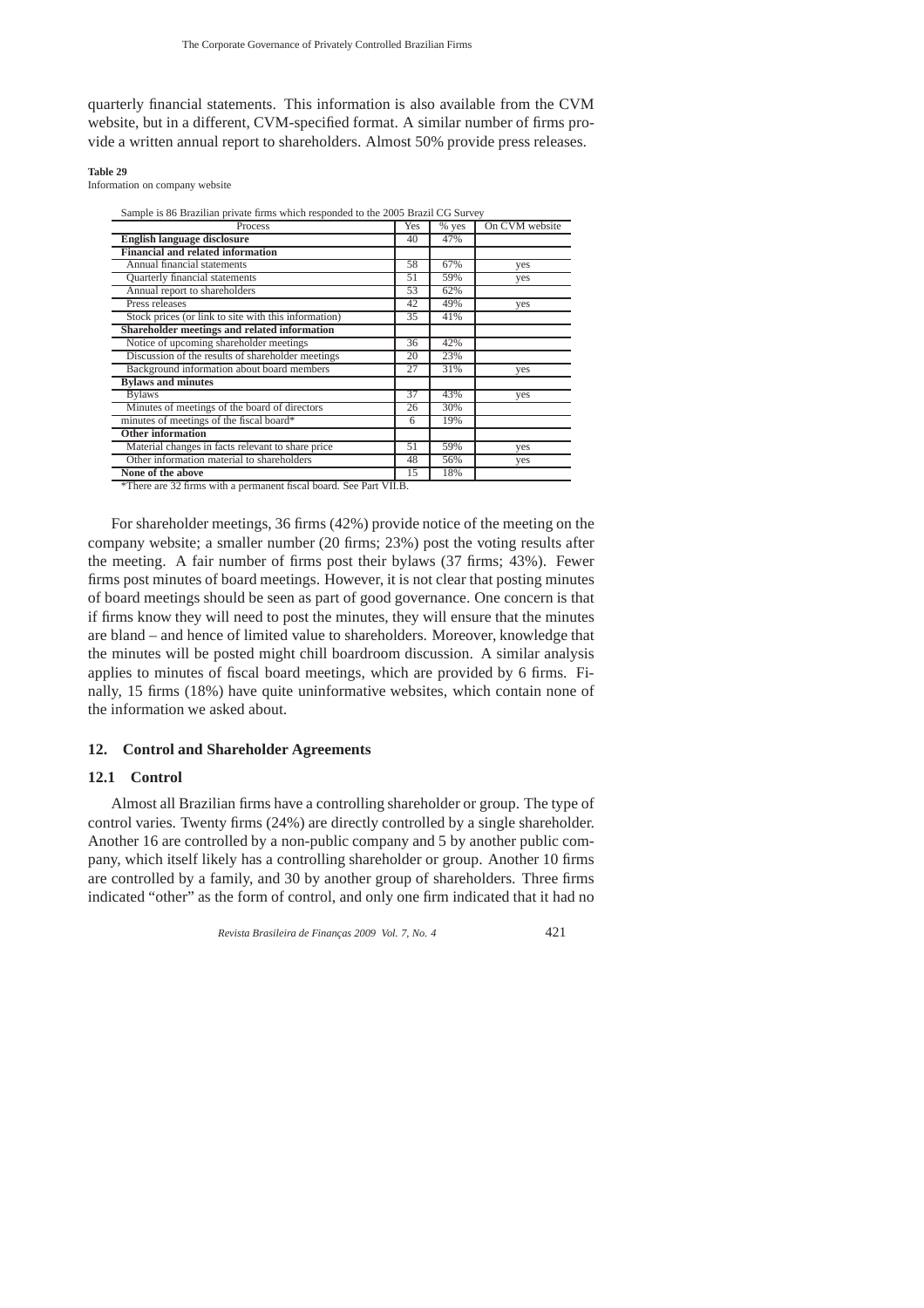quarterly financial statements. This information is also available from the CVM website, but in a different, CVM-specified format. A similar number of firms provide a written annual report to shareholders. Almost 50% provide press releases.

**Table 29**
Information on company website

Sample is 86 Brazilian private firms which responded to the 2005 Brazil CG Survey

| Process | Yes | % yes | On CVM website |
|---|---|---|---|
| **English language disclosure** | 40 | 47% | |
| **Financial and related information** | | | |
| Annual financial statements | 58 | 67% | yes |
| Quarterly financial statements | 51 | 59% | yes |
| Annual report to shareholders | 53 | 62% | |
| Press releases | 42 | 49% | yes |
| Stock prices (or link to site with this information) | 35 | 41% | |
| **Shareholder meetings and related information** | | | |
| Notice of upcoming shareholder meetings | 36 | 42% | |
| Discussion of the results of shareholder meetings | 20 | 23% | |
| Background information about board members | 27 | 31% | yes |
| **Bylaws and minutes** | | | |
| Bylaws | 37 | 43% | yes |
| Minutes of meetings of the board of directors | 26 | 30% | |
| minutes of meetings of the fiscal board* | 6 | 19% | |
| **Other information** | | | |
| Material changes in facts relevant to share price | 51 | 59% | yes |
| Other information material to shareholders | 48 | 56% | yes |
| **None of the above** | 15 | 18% | |

*There are 32 firms with a permanent fiscal board. See Part VII.B.

For shareholder meetings, 36 firms (42%) provide notice of the meeting on the company website; a smaller number (20 firms; 23%) post the voting results after the meeting. A fair number of firms post their bylaws (37 firms; 43%). Fewer firms post minutes of board meetings. However, it is not clear that posting minutes of board meetings should be seen as part of good governance. One concern is that if firms know they will need to post the minutes, they will ensure that the minutes are bland – and hence of limited value to shareholders. Moreover, knowledge that the minutes will be posted might chill boardroom discussion. A similar analysis applies to minutes of fiscal board meetings, which are provided by 6 firms. Finally, 15 firms (18%) have quite uninformative websites, which contain none of the information we asked about.

## 12. Control and Shareholder Agreements

### 12.1 Control

Almost all Brazilian firms have a controlling shareholder or group. The type of control varies. Twenty firms (24%) are directly controlled by a single shareholder. Another 16 are controlled by a non-public company and 5 by another public company, which itself likely has a controlling shareholder or group. Another 10 firms are controlled by a family, and 30 by another group of shareholders. Three firms indicated "other" as the form of control, and only one firm indicated that it had no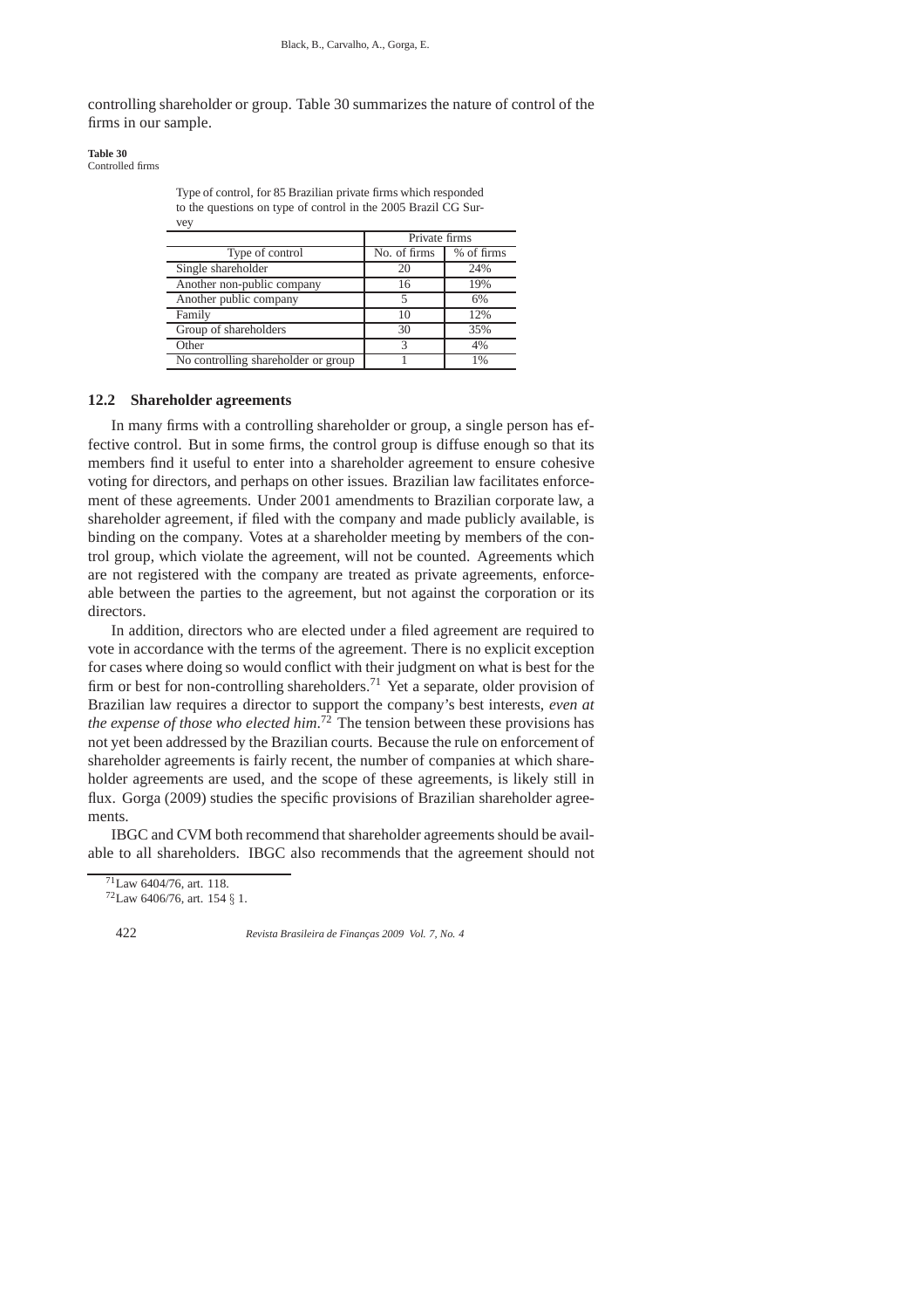controlling shareholder or group. Table 30 summarizes the nature of control of the firms in our sample.

**Table 30**
Controlled firms

Type of control, for 85 Brazilian private firms which responded to the questions on type of control in the 2005 Brazil CG Survey

| | Private firms | |
|---|---|---|
| Type of control | No. of firms | % of firms |
| Single shareholder | 20 | 24% |
| Another non-public company | 16 | 19% |
| Another public company | 5 | 6% |
| Family | 10 | 12% |
| Group of shareholders | 30 | 35% |
| Other | 3 | 4% |
| No controlling shareholder or group | 1 | 1% |

### 12.2 Shareholder agreements

In many firms with a controlling shareholder or group, a single person has effective control. But in some firms, the control group is diffuse enough so that its members find it useful to enter into a shareholder agreement to ensure cohesive voting for directors, and perhaps on other issues. Brazilian law facilitates enforcement of these agreements. Under 2001 amendments to Brazilian corporate law, a shareholder agreement, if filed with the company and made publicly available, is binding on the company. Votes at a shareholder meeting by members of the control group, which violate the agreement, will not be counted. Agreements which are not registered with the company are treated as private agreements, enforceable between the parties to the agreement, but not against the corporation or its directors.

In addition, directors who are elected under a filed agreement are required to vote in accordance with the terms of the agreement. There is no explicit exception for cases where doing so would conflict with their judgment on what is best for the firm or best for non-controlling shareholders.[71] Yet a separate, older provision of Brazilian law requires a director to support the company's best interests, *even at the expense of those who elected him*.[72] The tension between these provisions has not yet been addressed by the Brazilian courts. Because the rule on enforcement of shareholder agreements is fairly recent, the number of companies at which shareholder agreements are used, and the scope of these agreements, is likely still in flux. Gorga (2009) studies the specific provisions of Brazilian shareholder agreements.

IBGC and CVM both recommend that shareholder agreements should be available to all shareholders. IBGC also recommends that the agreement should not

[71] Law 6404/76, art. 118.

[72] Law 6406/76, art. 154 § 1.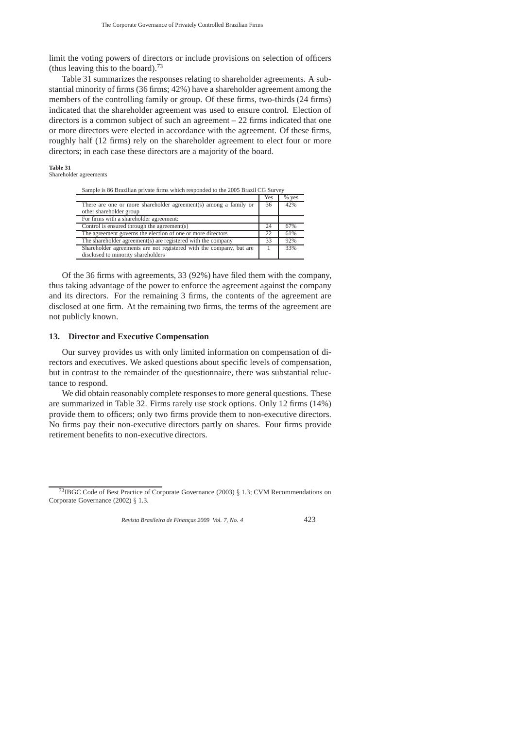limit the voting powers of directors or include provisions on selection of officers (thus leaving this to the board).[73]

Table 31 summarizes the responses relating to shareholder agreements. A substantial minority of firms (36 firms; 42%) have a shareholder agreement among the members of the controlling family or group. Of these firms, two-thirds (24 firms) indicated that the shareholder agreement was used to ensure control. Election of directors is a common subject of such an agreement – 22 firms indicated that one or more directors were elected in accordance with the agreement. Of these firms, roughly half (12 firms) rely on the shareholder agreement to elect four or more directors; in each case these directors are a majority of the board.

**Table 31**
Shareholder agreements

Sample is 86 Brazilian private firms which responded to the 2005 Brazil CG Survey

| | Yes | % yes |
|---|---|---|
| There are one or more shareholder agreement(s) among a family or other shareholder group | 36 | 42% |
| For firms with a shareholder agreement: | | |
| Control is ensured through the agreement(s) | 24 | 67% |
| The agreement governs the election of one or more directors | 22 | 61% |
| The shareholder agreement(s) are registered with the company | 33 | 92% |
| Shareholder agreements are not registered with the company, but are disclosed to minority shareholders | 1 | 33% |

Of the 36 firms with agreements, 33 (92%) have filed them with the company, thus taking advantage of the power to enforce the agreement against the company and its directors. For the remaining 3 firms, the contents of the agreement are disclosed at one firm. At the remaining two firms, the terms of the agreement are not publicly known.

## 13. Director and Executive Compensation

Our survey provides us with only limited information on compensation of directors and executives. We asked questions about specific levels of compensation, but in contrast to the remainder of the questionnaire, there was substantial reluctance to respond.

We did obtain reasonably complete responses to more general questions. These are summarized in Table 32. Firms rarely use stock options. Only 12 firms (14%) provide them to officers; only two firms provide them to non-executive directors. No firms pay their non-executive directors partly on shares. Four firms provide retirement benefits to non-executive directors.

[73] IBGC Code of Best Practice of Corporate Governance (2003) § 1.3; CVM Recommendations on Corporate Governance (2002) § 1.3.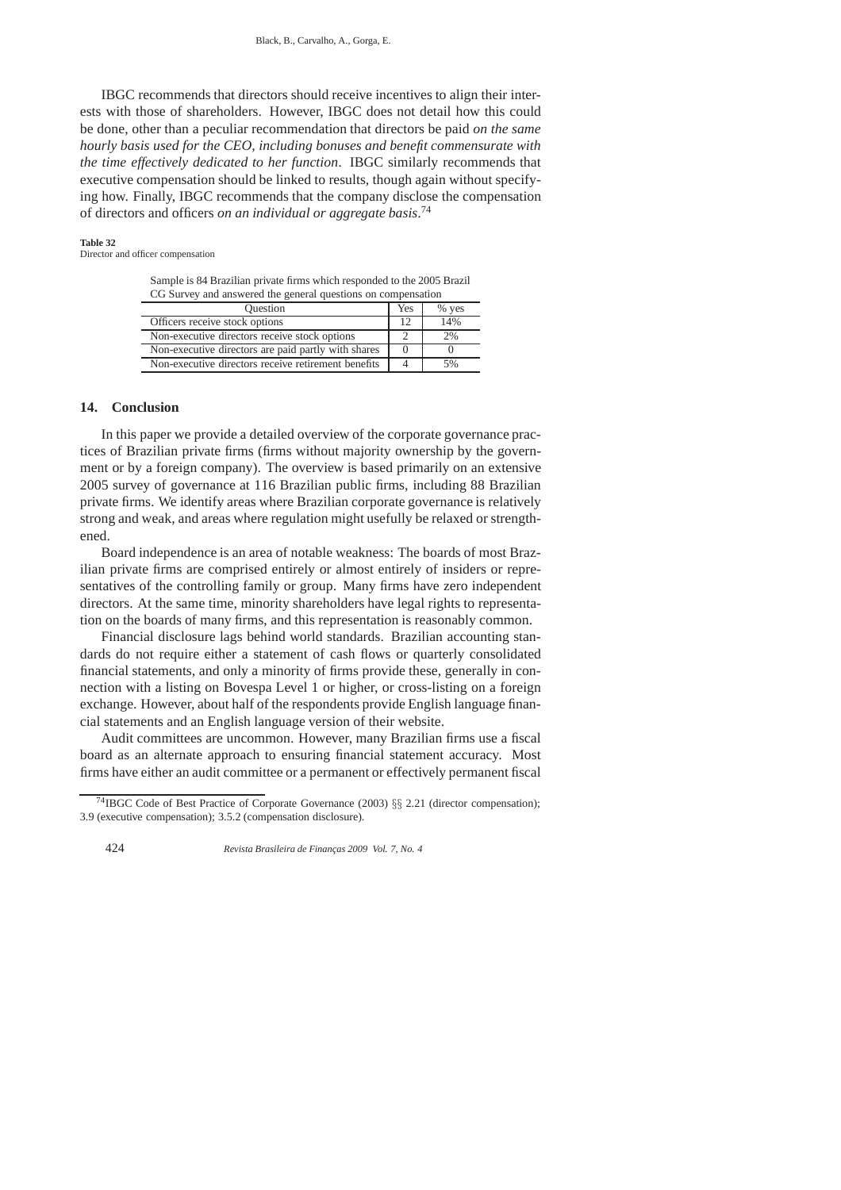IBGC recommends that directors should receive incentives to align their interests with those of shareholders. However, IBGC does not detail how this could be done, other than a peculiar recommendation that directors be paid *on the same hourly basis used for the CEO, including bonuses and benefit commensurate with the time effectively dedicated to her function*. IBGC similarly recommends that executive compensation should be linked to results, though again without specifying how. Finally, IBGC recommends that the company disclose the compensation of directors and officers *on an individual or aggregate basis*.[74]

**Table 32**
Director and officer compensation

Sample is 84 Brazilian private firms which responded to the 2005 Brazil CG Survey and answered the general questions on compensation

| Question | Yes | % yes |
|---|---|---|
| Officers receive stock options | 12 | 14% |
| Non-executive directors receive stock options | 2 | 2% |
| Non-executive directors are paid partly with shares | 0 | 0 |
| Non-executive directors receive retirement benefits | 4 | 5% |

## 14. Conclusion

In this paper we provide a detailed overview of the corporate governance practices of Brazilian private firms (firms without majority ownership by the government or by a foreign company). The overview is based primarily on an extensive 2005 survey of governance at 116 Brazilian public firms, including 88 Brazilian private firms. We identify areas where Brazilian corporate governance is relatively strong and weak, and areas where regulation might usefully be relaxed or strengthened.

Board independence is an area of notable weakness: The boards of most Brazilian private firms are comprised entirely or almost entirely of insiders or representatives of the controlling family or group. Many firms have zero independent directors. At the same time, minority shareholders have legal rights to representation on the boards of many firms, and this representation is reasonably common.

Financial disclosure lags behind world standards. Brazilian accounting standards do not require either a statement of cash flows or quarterly consolidated financial statements, and only a minority of firms provide these, generally in connection with a listing on Bovespa Level 1 or higher, or cross-listing on a foreign exchange. However, about half of the respondents provide English language financial statements and an English language version of their website.

Audit committees are uncommon. However, many Brazilian firms use a fiscal board as an alternate approach to ensuring financial statement accuracy. Most firms have either an audit committee or a permanent or effectively permanent fiscal

[74] IBGC Code of Best Practice of Corporate Governance (2003) §§ 2.21 (director compensation); 3.9 (executive compensation); 3.5.2 (compensation disclosure).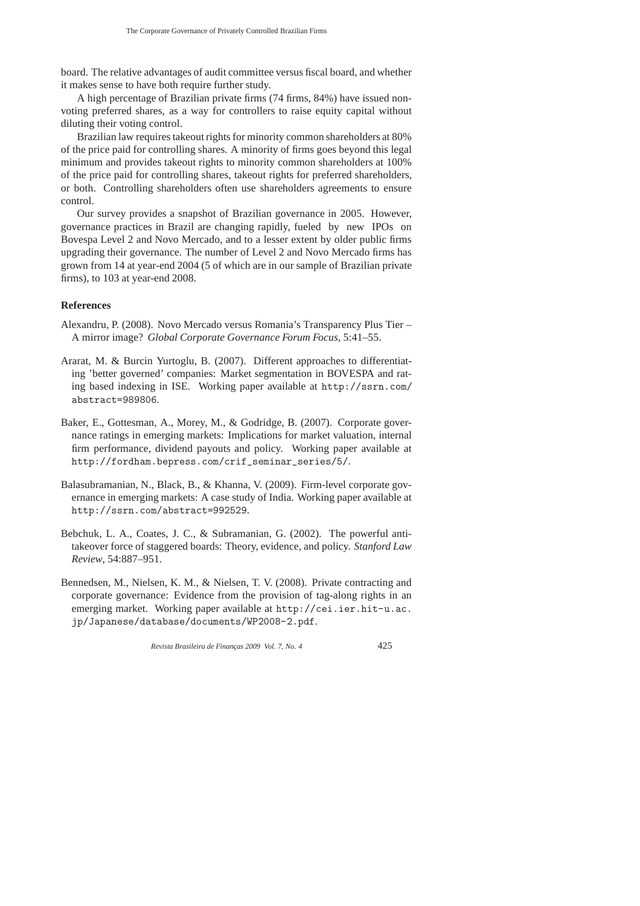board. The relative advantages of audit committee versus fiscal board, and whether it makes sense to have both require further study.

A high percentage of Brazilian private firms (74 firms, 84%) have issued non-voting preferred shares, as a way for controllers to raise equity capital without diluting their voting control.

Brazilian law requires takeout rights for minority common shareholders at 80% of the price paid for controlling shares. A minority of firms goes beyond this legal minimum and provides takeout rights to minority common shareholders at 100% of the price paid for controlling shares, takeout rights for preferred shareholders, or both. Controlling shareholders often use shareholders agreements to ensure control.

Our survey provides a snapshot of Brazilian governance in 2005. However, governance practices in Brazil are changing rapidly, fueled by new IPOs on Bovespa Level 2 and Novo Mercado, and to a lesser extent by older public firms upgrading their governance. The number of Level 2 and Novo Mercado firms has grown from 14 at year-end 2004 (5 of which are in our sample of Brazilian private firms), to 103 at year-end 2008.

## References

Alexandru, P. (2008). Novo Mercado versus Romania's Transparency Plus Tier – A mirror image? *Global Corporate Governance Forum Focus*, 5:41–55.

Ararat, M. & Burcin Yurtoglu, B. (2007). Different approaches to differentiating 'better governed' companies: Market segmentation in BOVESPA and rating based indexing in ISE. Working paper available at http://ssrn.com/abstract=989806.

Baker, E., Gottesman, A., Morey, M., & Godridge, B. (2007). Corporate governance ratings in emerging markets: Implications for market valuation, internal firm performance, dividend payouts and policy. Working paper available at http://fordham.bepress.com/crif_seminar_series/5/.

Balasubramanian, N., Black, B., & Khanna, V. (2009). Firm-level corporate governance in emerging markets: A case study of India. Working paper available at http://ssrn.com/abstract=992529.

Bebchuk, L. A., Coates, J. C., & Subramanian, G. (2002). The powerful anti-takeover force of staggered boards: Theory, evidence, and policy. *Stanford Law Review*, 54:887–951.

Bennedsen, M., Nielsen, K. M., & Nielsen, T. V. (2008). Private contracting and corporate governance: Evidence from the provision of tag-along rights in an emerging market. Working paper available at http://cei.ier.hit-u.ac.jp/Japanese/database/documents/WP2008-2.pdf.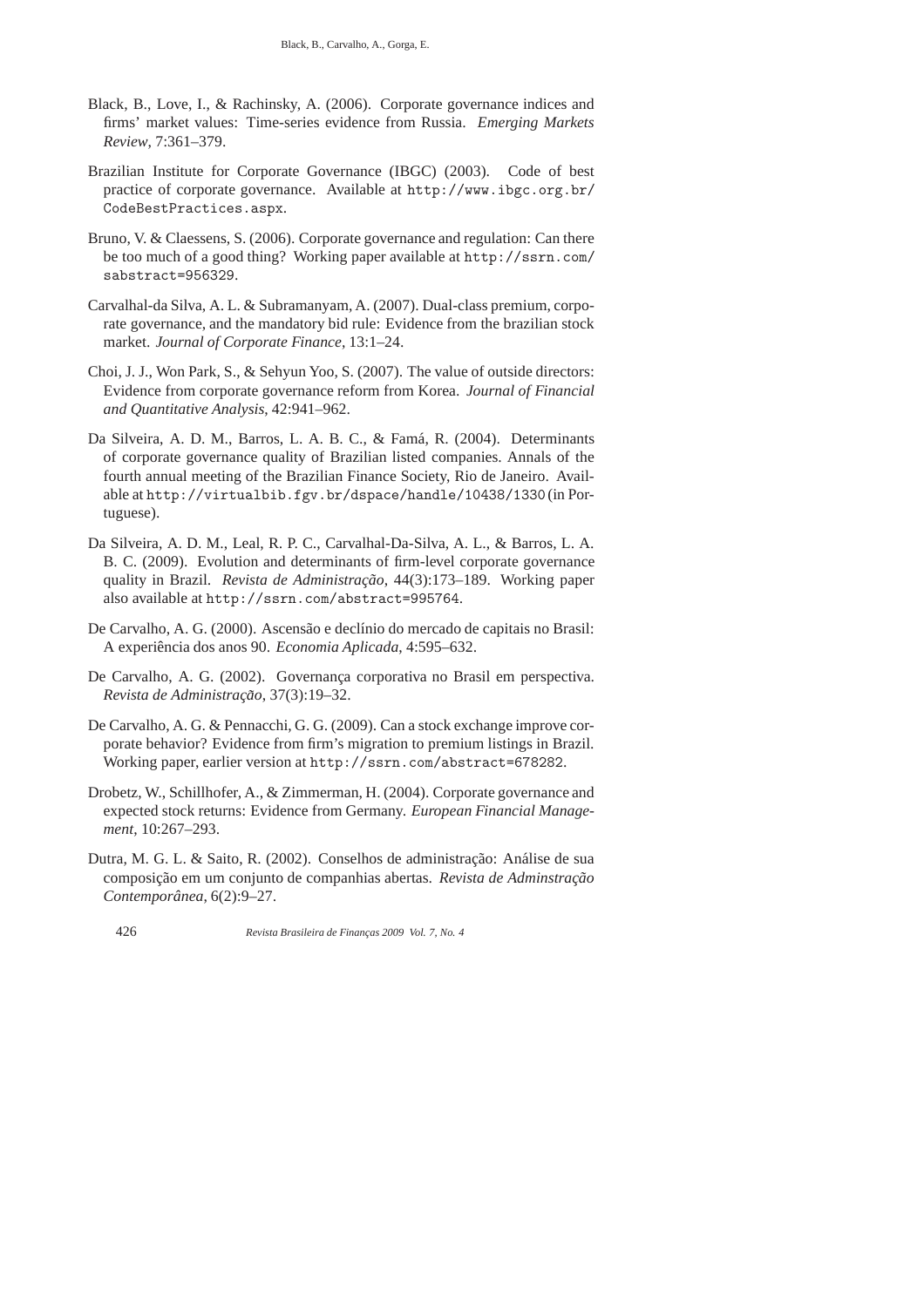Black, B., Love, I., & Rachinsky, A. (2006). Corporate governance indices and firms' market values: Time-series evidence from Russia. *Emerging Markets Review*, 7:361–379.

Brazilian Institute for Corporate Governance (IBGC) (2003). Code of best practice of corporate governance. Available at http://www.ibgc.org.br/CodeBestPractices.aspx.

Bruno, V. & Claessens, S. (2006). Corporate governance and regulation: Can there be too much of a good thing? Working paper available at http://ssrn.com/sabstract=956329.

Carvalhal-da Silva, A. L. & Subramanyam, A. (2007). Dual-class premium, corporate governance, and the mandatory bid rule: Evidence from the brazilian stock market. *Journal of Corporate Finance*, 13:1–24.

Choi, J. J., Won Park, S., & Sehyun Yoo, S. (2007). The value of outside directors: Evidence from corporate governance reform from Korea. *Journal of Financial and Quantitative Analysis*, 42:941–962.

Da Silveira, A. D. M., Barros, L. A. B. C., & Famá, R. (2004). Determinants of corporate governance quality of Brazilian listed companies. Annals of the fourth annual meeting of the Brazilian Finance Society, Rio de Janeiro. Available at http://virtualbib.fgv.br/dspace/handle/10438/1330 (in Portuguese).

Da Silveira, A. D. M., Leal, R. P. C., Carvalhal-Da-Silva, A. L., & Barros, L. A. B. C. (2009). Evolution and determinants of firm-level corporate governance quality in Brazil. *Revista de Administração*, 44(3):173–189. Working paper also available at http://ssrn.com/abstract=995764.

De Carvalho, A. G. (2000). Ascensão e declínio do mercado de capitais no Brasil: A experiência dos anos 90. *Economia Aplicada*, 4:595–632.

De Carvalho, A. G. (2002). Governança corporativa no Brasil em perspectiva. *Revista de Administração*, 37(3):19–32.

De Carvalho, A. G. & Pennacchi, G. G. (2009). Can a stock exchange improve corporate behavior? Evidence from firm's migration to premium listings in Brazil. Working paper, earlier version at http://ssrn.com/abstract=678282.

Drobetz, W., Schillhofer, A., & Zimmerman, H. (2004). Corporate governance and expected stock returns: Evidence from Germany. *European Financial Management*, 10:267–293.

Dutra, M. G. L. & Saito, R. (2002). Conselhos de administração: Análise de sua composição em um conjunto de companhias abertas. *Revista de Adminstração Contemporânea*, 6(2):9–27.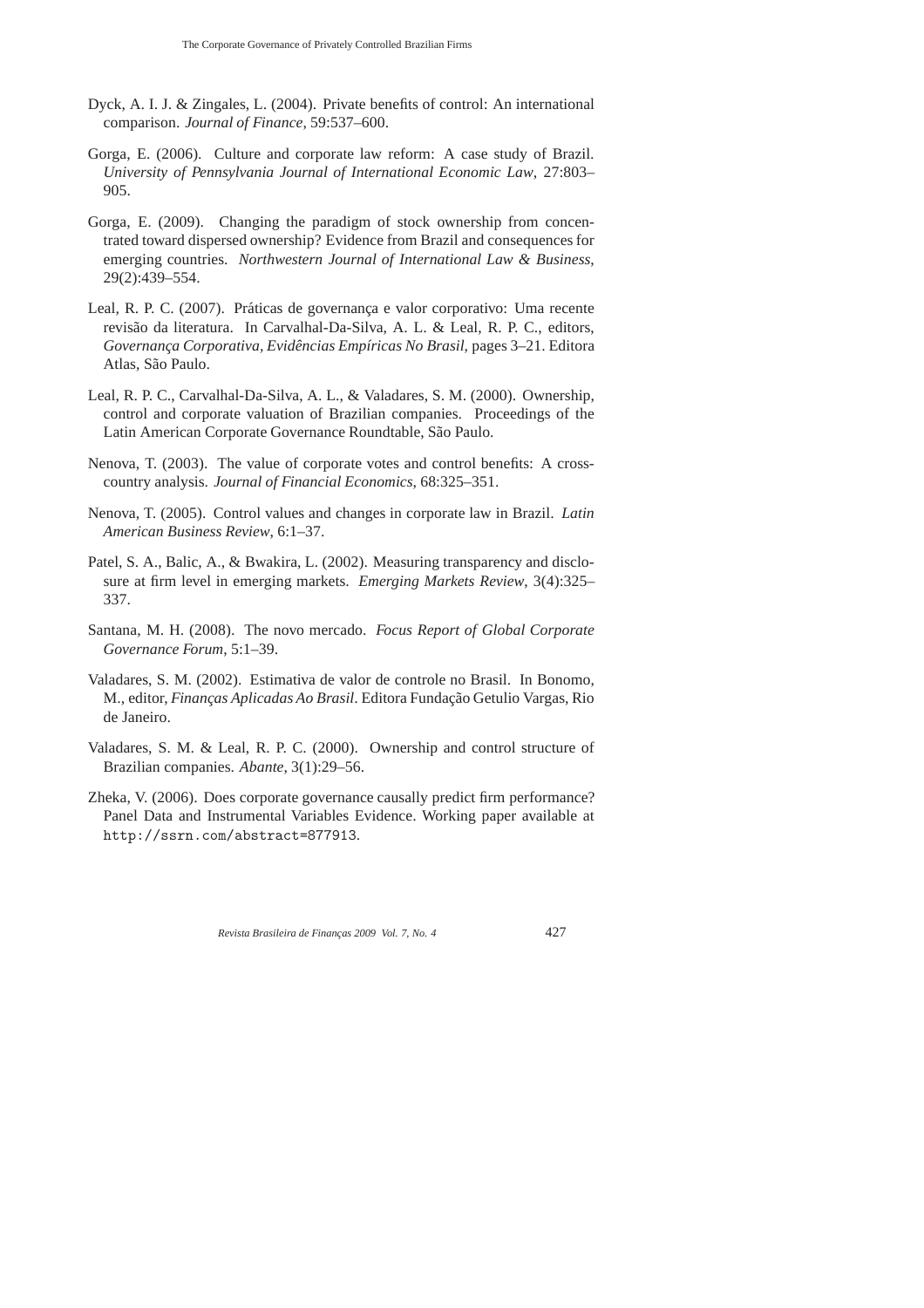Dyck, A. I. J. & Zingales, L. (2004). Private benefits of control: An international comparison. *Journal of Finance*, 59:537–600.

Gorga, E. (2006). Culture and corporate law reform: A case study of Brazil. *University of Pennsylvania Journal of International Economic Law*, 27:803–905.

Gorga, E. (2009). Changing the paradigm of stock ownership from concentrated toward dispersed ownership? Evidence from Brazil and consequences for emerging countries. *Northwestern Journal of International Law & Business*, 29(2):439–554.

Leal, R. P. C. (2007). Práticas de governança e valor corporativo: Uma recente revisão da literatura. In Carvalhal-Da-Silva, A. L. & Leal, R. P. C., editors, *Governança Corporativa, Evidências Empíricas No Brasil*, pages 3–21. Editora Atlas, São Paulo.

Leal, R. P. C., Carvalhal-Da-Silva, A. L., & Valadares, S. M. (2000). Ownership, control and corporate valuation of Brazilian companies. Proceedings of the Latin American Corporate Governance Roundtable, São Paulo.

Nenova, T. (2003). The value of corporate votes and control benefits: A cross-country analysis. *Journal of Financial Economics*, 68:325–351.

Nenova, T. (2005). Control values and changes in corporate law in Brazil. *Latin American Business Review*, 6:1–37.

Patel, S. A., Balic, A., & Bwakira, L. (2002). Measuring transparency and disclosure at firm level in emerging markets. *Emerging Markets Review*, 3(4):325–337.

Santana, M. H. (2008). The novo mercado. *Focus Report of Global Corporate Governance Forum*, 5:1–39.

Valadares, S. M. (2002). Estimativa de valor de controle no Brasil. In Bonomo, M., editor, *Finanças Aplicadas Ao Brasil*. Editora Fundação Getulio Vargas, Rio de Janeiro.

Valadares, S. M. & Leal, R. P. C. (2000). Ownership and control structure of Brazilian companies. *Abante*, 3(1):29–56.

Zheka, V. (2006). Does corporate governance causally predict firm performance? Panel Data and Instrumental Variables Evidence. Working paper available at `http://ssrn.com/abstract=877913`.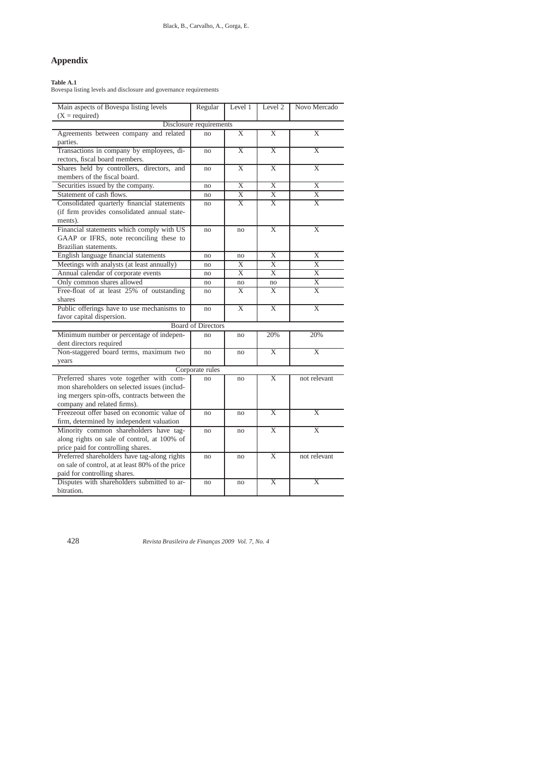## Appendix

**Table A.1**
Bovespa listing levels and disclosure and governance requirements

| Main aspects of Bovespa listing levels (X = required) | Regular | Level 1 | Level 2 | Novo Mercado |
|---|---|---|---|---|
| **Disclosure requirements** | | | | |
| Agreements between company and related parties. | no | X | X | X |
| Transactions in company by employees, directors, fiscal board members. | no | X | X | X |
| Shares held by controllers, directors, and members of the fiscal board. | no | X | X | X |
| Securities issued by the company. | no | X | X | X |
| Statement of cash flows. | no | X | X | X |
| Consolidated quarterly financial statements (if firm provides consolidated annual statements). | no | X | X | X |
| Financial statements which comply with US GAAP or IFRS, note reconciling these to Brazilian statements. | no | no | X | X |
| English language financial statements | no | no | X | X |
| Meetings with analysts (at least annually) | no | X | X | X |
| Annual calendar of corporate events | no | X | X | X |
| Only common shares allowed | no | no | no | X |
| Free-float of at least 25% of outstanding shares | no | X | X | X |
| Public offerings have to use mechanisms to favor capital dispersion. | no | X | X | X |
| **Board of Directors** | | | | |
| Minimum number or percentage of independent directors required | no | no | 20% | 20% |
| Non-staggered board terms, maximum two years | no | no | X | X |
| **Corporate rules** | | | | |
| Preferred shares vote together with common shareholders on selected issues (including mergers spin-offs, contracts between the company and related firms). | no | no | X | not relevant |
| Freezeout offer based on economic value of firm, determined by independent valuation | no | no | X | X |
| Minority common shareholders have tag-along rights on sale of control, at 100% of price paid for controlling shares. | no | no | X | X |
| Preferred shareholders have tag-along rights on sale of control, at least 80% of the price paid for controlling shares. | no | no | X | not relevant |
| Disputes with shareholders submitted to arbitration. | no | no | X | X |